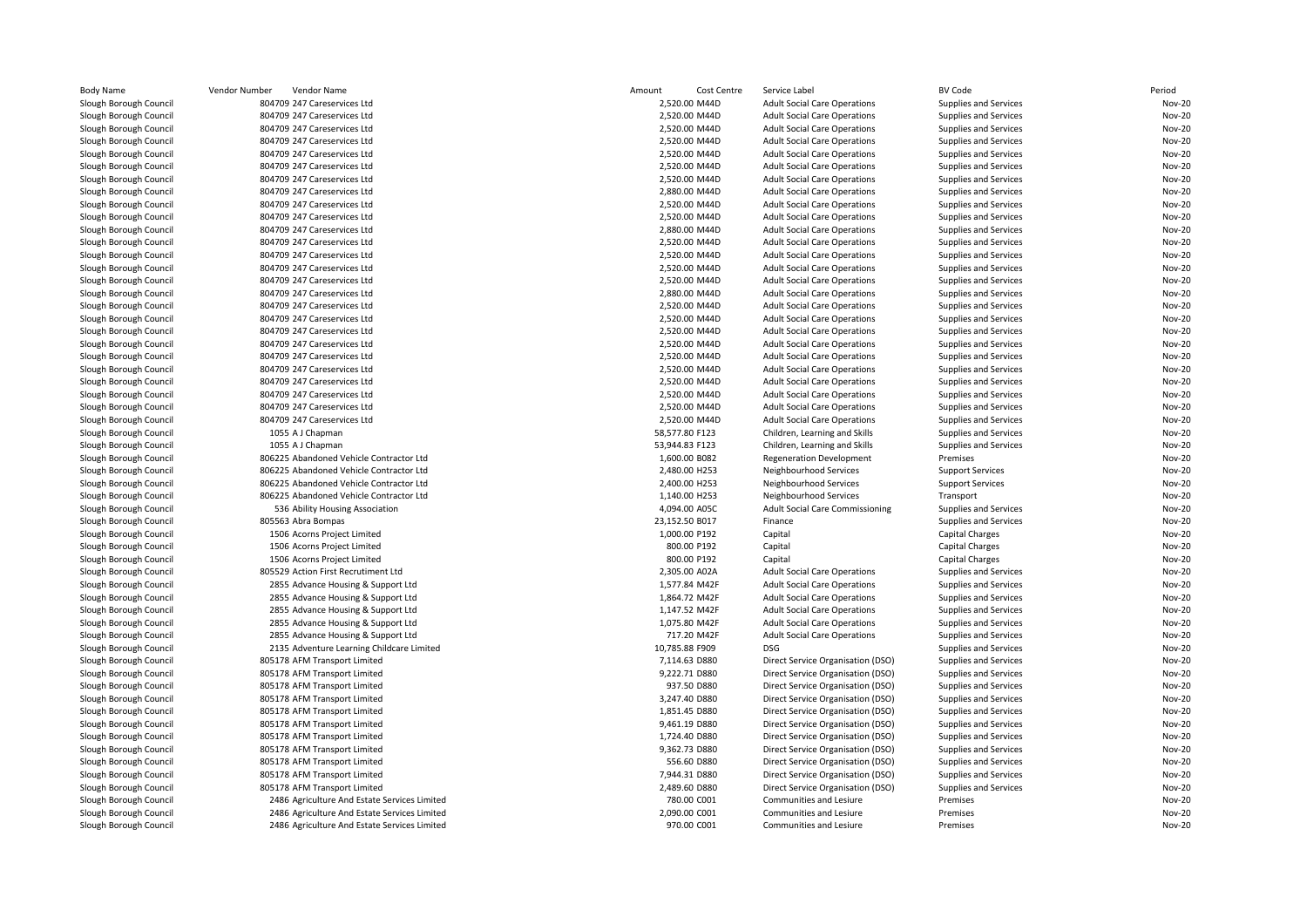| Body Name | Vendor Number | Vendor Name | Amount | Cost Centre | Service Label | BV Code | Period |
|---|---|---|---|---|---|---|---|
| Slough Borough Council | 804709 | 247 Careservices Ltd | 2,520.00 | M44D | Adult Social Care Operations | Supplies and Services | Nov-20 |
| Slough Borough Council | 804709 | 247 Careservices Ltd | 2,520.00 | M44D | Adult Social Care Operations | Supplies and Services | Nov-20 |
| Slough Borough Council | 804709 | 247 Careservices Ltd | 2,520.00 | M44D | Adult Social Care Operations | Supplies and Services | Nov-20 |
| Slough Borough Council | 804709 | 247 Careservices Ltd | 2,520.00 | M44D | Adult Social Care Operations | Supplies and Services | Nov-20 |
| Slough Borough Council | 804709 | 247 Careservices Ltd | 2,520.00 | M44D | Adult Social Care Operations | Supplies and Services | Nov-20 |
| Slough Borough Council | 804709 | 247 Careservices Ltd | 2,520.00 | M44D | Adult Social Care Operations | Supplies and Services | Nov-20 |
| Slough Borough Council | 804709 | 247 Careservices Ltd | 2,520.00 | M44D | Adult Social Care Operations | Supplies and Services | Nov-20 |
| Slough Borough Council | 804709 | 247 Careservices Ltd | 2,880.00 | M44D | Adult Social Care Operations | Supplies and Services | Nov-20 |
| Slough Borough Council | 804709 | 247 Careservices Ltd | 2,520.00 | M44D | Adult Social Care Operations | Supplies and Services | Nov-20 |
| Slough Borough Council | 804709 | 247 Careservices Ltd | 2,520.00 | M44D | Adult Social Care Operations | Supplies and Services | Nov-20 |
| Slough Borough Council | 804709 | 247 Careservices Ltd | 2,880.00 | M44D | Adult Social Care Operations | Supplies and Services | Nov-20 |
| Slough Borough Council | 804709 | 247 Careservices Ltd | 2,520.00 | M44D | Adult Social Care Operations | Supplies and Services | Nov-20 |
| Slough Borough Council | 804709 | 247 Careservices Ltd | 2,520.00 | M44D | Adult Social Care Operations | Supplies and Services | Nov-20 |
| Slough Borough Council | 804709 | 247 Careservices Ltd | 2,520.00 | M44D | Adult Social Care Operations | Supplies and Services | Nov-20 |
| Slough Borough Council | 804709 | 247 Careservices Ltd | 2,520.00 | M44D | Adult Social Care Operations | Supplies and Services | Nov-20 |
| Slough Borough Council | 804709 | 247 Careservices Ltd | 2,880.00 | M44D | Adult Social Care Operations | Supplies and Services | Nov-20 |
| Slough Borough Council | 804709 | 247 Careservices Ltd | 2,520.00 | M44D | Adult Social Care Operations | Supplies and Services | Nov-20 |
| Slough Borough Council | 804709 | 247 Careservices Ltd | 2,520.00 | M44D | Adult Social Care Operations | Supplies and Services | Nov-20 |
| Slough Borough Council | 804709 | 247 Careservices Ltd | 2,520.00 | M44D | Adult Social Care Operations | Supplies and Services | Nov-20 |
| Slough Borough Council | 804709 | 247 Careservices Ltd | 2,520.00 | M44D | Adult Social Care Operations | Supplies and Services | Nov-20 |
| Slough Borough Council | 804709 | 247 Careservices Ltd | 2,520.00 | M44D | Adult Social Care Operations | Supplies and Services | Nov-20 |
| Slough Borough Council | 804709 | 247 Careservices Ltd | 2,520.00 | M44D | Adult Social Care Operations | Supplies and Services | Nov-20 |
| Slough Borough Council | 804709 | 247 Careservices Ltd | 2,520.00 | M44D | Adult Social Care Operations | Supplies and Services | Nov-20 |
| Slough Borough Council | 804709 | 247 Careservices Ltd | 2,520.00 | M44D | Adult Social Care Operations | Supplies and Services | Nov-20 |
| Slough Borough Council | 804709 | 247 Careservices Ltd | 2,520.00 | M44D | Adult Social Care Operations | Supplies and Services | Nov-20 |
| Slough Borough Council | 804709 | 247 Careservices Ltd | 2,520.00 | M44D | Adult Social Care Operations | Supplies and Services | Nov-20 |
| Slough Borough Council | 1055 | A J Chapman | 58,577.80 | F123 | Children, Learning and Skills | Supplies and Services | Nov-20 |
| Slough Borough Council | 1055 | A J Chapman | 53,944.83 | F123 | Children, Learning and Skills | Supplies and Services | Nov-20 |
| Slough Borough Council | 806225 | Abandoned Vehicle Contractor Ltd | 1,600.00 | B082 | Regeneration Development | Premises | Nov-20 |
| Slough Borough Council | 806225 | Abandoned Vehicle Contractor Ltd | 2,480.00 | H253 | Neighbourhood Services | Support Services | Nov-20 |
| Slough Borough Council | 806225 | Abandoned Vehicle Contractor Ltd | 2,400.00 | H253 | Neighbourhood Services | Support Services | Nov-20 |
| Slough Borough Council | 806225 | Abandoned Vehicle Contractor Ltd | 1,140.00 | H253 | Neighbourhood Services | Transport | Nov-20 |
| Slough Borough Council | 536 | Ability Housing Association | 4,094.00 | A05C | Adult Social Care Commissioning | Supplies and Services | Nov-20 |
| Slough Borough Council | 805563 | Abra Bompas | 23,152.50 | B017 | Finance | Supplies and Services | Nov-20 |
| Slough Borough Council | 1506 | Acorns Project Limited | 1,000.00 | P192 | Capital | Capital Charges | Nov-20 |
| Slough Borough Council | 1506 | Acorns Project Limited | 800.00 | P192 | Capital | Capital Charges | Nov-20 |
| Slough Borough Council | 1506 | Acorns Project Limited | 800.00 | P192 | Capital | Capital Charges | Nov-20 |
| Slough Borough Council | 805529 | Action First Recrutiment Ltd | 2,305.00 | A02A | Adult Social Care Operations | Supplies and Services | Nov-20 |
| Slough Borough Council | 2855 | Advance Housing & Support Ltd | 1,577.84 | M42F | Adult Social Care Operations | Supplies and Services | Nov-20 |
| Slough Borough Council | 2855 | Advance Housing & Support Ltd | 1,864.72 | M42F | Adult Social Care Operations | Supplies and Services | Nov-20 |
| Slough Borough Council | 2855 | Advance Housing & Support Ltd | 1,147.52 | M42F | Adult Social Care Operations | Supplies and Services | Nov-20 |
| Slough Borough Council | 2855 | Advance Housing & Support Ltd | 1,075.80 | M42F | Adult Social Care Operations | Supplies and Services | Nov-20 |
| Slough Borough Council | 2855 | Advance Housing & Support Ltd | 717.20 | M42F | Adult Social Care Operations | Supplies and Services | Nov-20 |
| Slough Borough Council | 2135 | Adventure Learning Childcare Limited | 10,785.88 | F909 | DSG | Supplies and Services | Nov-20 |
| Slough Borough Council | 805178 | AFM Transport Limited | 7,114.63 | D880 | Direct Service Organisation (DSO) | Supplies and Services | Nov-20 |
| Slough Borough Council | 805178 | AFM Transport Limited | 9,222.71 | D880 | Direct Service Organisation (DSO) | Supplies and Services | Nov-20 |
| Slough Borough Council | 805178 | AFM Transport Limited | 937.50 | D880 | Direct Service Organisation (DSO) | Supplies and Services | Nov-20 |
| Slough Borough Council | 805178 | AFM Transport Limited | 3,247.40 | D880 | Direct Service Organisation (DSO) | Supplies and Services | Nov-20 |
| Slough Borough Council | 805178 | AFM Transport Limited | 1,851.45 | D880 | Direct Service Organisation (DSO) | Supplies and Services | Nov-20 |
| Slough Borough Council | 805178 | AFM Transport Limited | 9,461.19 | D880 | Direct Service Organisation (DSO) | Supplies and Services | Nov-20 |
| Slough Borough Council | 805178 | AFM Transport Limited | 1,724.40 | D880 | Direct Service Organisation (DSO) | Supplies and Services | Nov-20 |
| Slough Borough Council | 805178 | AFM Transport Limited | 9,362.73 | D880 | Direct Service Organisation (DSO) | Supplies and Services | Nov-20 |
| Slough Borough Council | 805178 | AFM Transport Limited | 556.60 | D880 | Direct Service Organisation (DSO) | Supplies and Services | Nov-20 |
| Slough Borough Council | 805178 | AFM Transport Limited | 7,944.31 | D880 | Direct Service Organisation (DSO) | Supplies and Services | Nov-20 |
| Slough Borough Council | 805178 | AFM Transport Limited | 2,489.60 | D880 | Direct Service Organisation (DSO) | Supplies and Services | Nov-20 |
| Slough Borough Council | 2486 | Agriculture And Estate Services Limited | 780.00 | C001 | Communities and Lesiure | Premises | Nov-20 |
| Slough Borough Council | 2486 | Agriculture And Estate Services Limited | 2,090.00 | C001 | Communities and Lesiure | Premises | Nov-20 |
| Slough Borough Council | 2486 | Agriculture And Estate Services Limited | 970.00 | C001 | Communities and Lesiure | Premises | Nov-20 |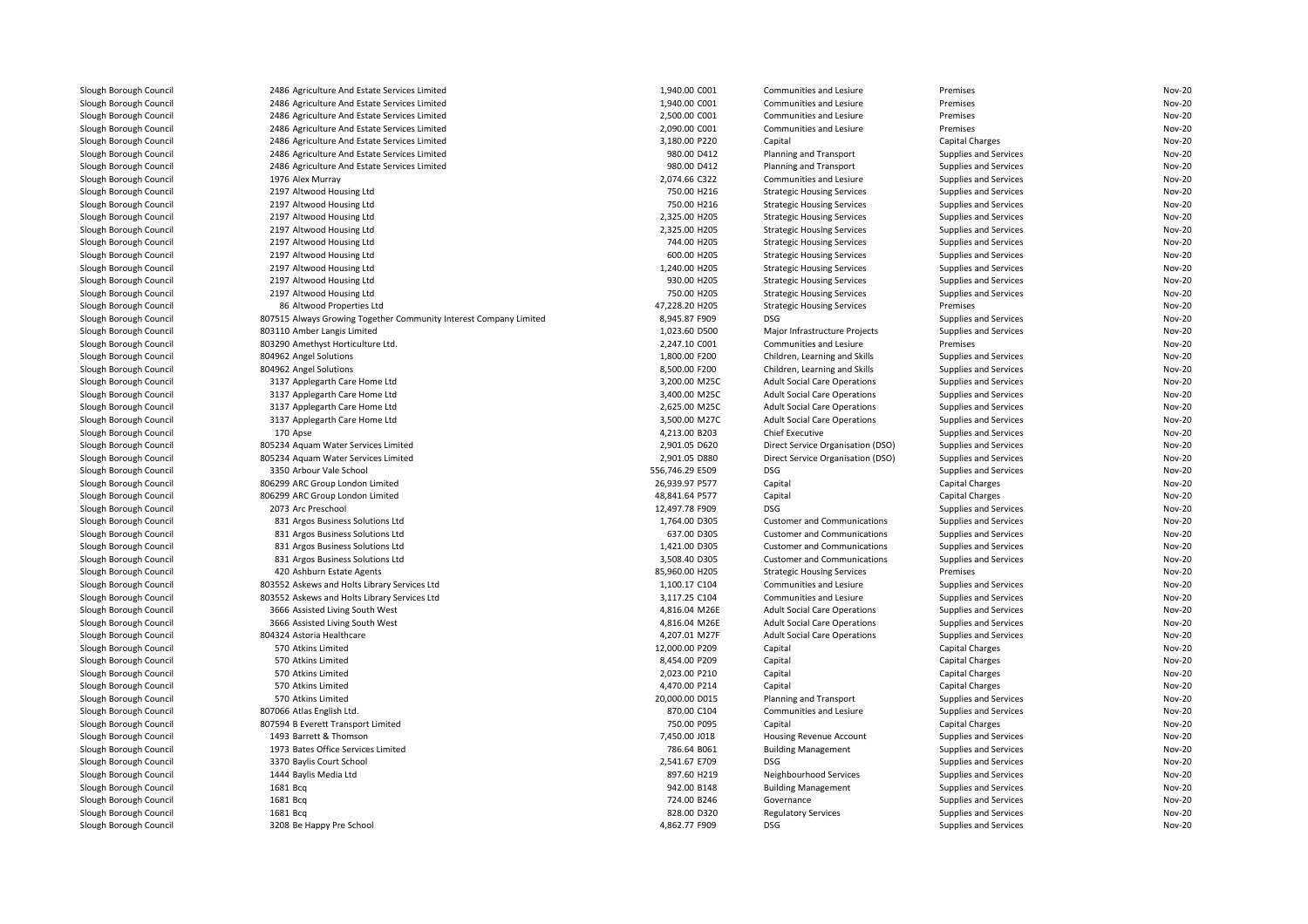| | | | | | | | | |
|---|---|---|---|---|---|---|---|---|
| Slough Borough Council | 2486 | Agriculture And Estate Services Limited | 1,940.00 | C001 | Communities and Lesiure | Premises | | Nov-20 |
| Slough Borough Council | 2486 | Agriculture And Estate Services Limited | 1,940.00 | C001 | Communities and Lesiure | Premises | | Nov-20 |
| Slough Borough Council | 2486 | Agriculture And Estate Services Limited | 2,500.00 | C001 | Communities and Lesiure | Premises | | Nov-20 |
| Slough Borough Council | 2486 | Agriculture And Estate Services Limited | 2,090.00 | C001 | Communities and Lesiure | Premises | | Nov-20 |
| Slough Borough Council | 2486 | Agriculture And Estate Services Limited | 3,180.00 | P220 | Capital | Capital Charges | | Nov-20 |
| Slough Borough Council | 2486 | Agriculture And Estate Services Limited | 980.00 | D412 | Planning and Transport | Supplies and Services | | Nov-20 |
| Slough Borough Council | 2486 | Agriculture And Estate Services Limited | 980.00 | D412 | Planning and Transport | Supplies and Services | | Nov-20 |
| Slough Borough Council | 1976 | Alex Murray | 2,074.66 | C322 | Communities and Lesiure | Supplies and Services | | Nov-20 |
| Slough Borough Council | 2197 | Altwood Housing Ltd | 750.00 | H216 | Strategic Housing Services | Supplies and Services | | Nov-20 |
| Slough Borough Council | 2197 | Altwood Housing Ltd | 750.00 | H216 | Strategic Housing Services | Supplies and Services | | Nov-20 |
| Slough Borough Council | 2197 | Altwood Housing Ltd | 2,325.00 | H205 | Strategic Housing Services | Supplies and Services | | Nov-20 |
| Slough Borough Council | 2197 | Altwood Housing Ltd | 2,325.00 | H205 | Strategic Housing Services | Supplies and Services | | Nov-20 |
| Slough Borough Council | 2197 | Altwood Housing Ltd | 744.00 | H205 | Strategic Housing Services | Supplies and Services | | Nov-20 |
| Slough Borough Council | 2197 | Altwood Housing Ltd | 600.00 | H205 | Strategic Housing Services | Supplies and Services | | Nov-20 |
| Slough Borough Council | 2197 | Altwood Housing Ltd | 1,240.00 | H205 | Strategic Housing Services | Supplies and Services | | Nov-20 |
| Slough Borough Council | 2197 | Altwood Housing Ltd | 930.00 | H205 | Strategic Housing Services | Supplies and Services | | Nov-20 |
| Slough Borough Council | 2197 | Altwood Housing Ltd | 750.00 | H205 | Strategic Housing Services | Supplies and Services | | Nov-20 |
| Slough Borough Council | 86 | Altwood Properties Ltd | 47,228.20 | H205 | Strategic Housing Services | Premises | | Nov-20 |
| Slough Borough Council | 807515 | Always Growing Together Community Interest Company Limited | 8,945.87 | F909 | DSG | Supplies and Services | | Nov-20 |
| Slough Borough Council | 803110 | Amber Langis Limited | 1,023.60 | D500 | Major Infrastructure Projects | Supplies and Services | | Nov-20 |
| Slough Borough Council | 803290 | Amethyst Horticulture Ltd. | 2,247.10 | C001 | Communities and Lesiure | Premises | | Nov-20 |
| Slough Borough Council | 804962 | Angel Solutions | 1,800.00 | F200 | Children, Learning and Skills | Supplies and Services | | Nov-20 |
| Slough Borough Council | 804962 | Angel Solutions | 8,500.00 | F200 | Children, Learning and Skills | Supplies and Services | | Nov-20 |
| Slough Borough Council | 3137 | Applegarth Care Home Ltd | 3,200.00 | M25C | Adult Social Care Operations | Supplies and Services | | Nov-20 |
| Slough Borough Council | 3137 | Applegarth Care Home Ltd | 3,400.00 | M25C | Adult Social Care Operations | Supplies and Services | | Nov-20 |
| Slough Borough Council | 3137 | Applegarth Care Home Ltd | 2,625.00 | M25C | Adult Social Care Operations | Supplies and Services | | Nov-20 |
| Slough Borough Council | 3137 | Applegarth Care Home Ltd | 3,500.00 | M27C | Adult Social Care Operations | Supplies and Services | | Nov-20 |
| Slough Borough Council | 170 | Apse | 4,213.00 | B203 | Chief Executive | Supplies and Services | | Nov-20 |
| Slough Borough Council | 805234 | Aquam Water Services Limited | 2,901.05 | D620 | Direct Service Organisation (DSO) | Supplies and Services | | Nov-20 |
| Slough Borough Council | 805234 | Aquam Water Services Limited | 2,901.05 | D880 | Direct Service Organisation (DSO) | Supplies and Services | | Nov-20 |
| Slough Borough Council | 3350 | Arbour Vale School | 556,746.29 | E509 | DSG | Supplies and Services | | Nov-20 |
| Slough Borough Council | 806299 | ARC Group London Limited | 26,939.97 | P577 | Capital | Capital Charges | | Nov-20 |
| Slough Borough Council | 806299 | ARC Group London Limited | 48,841.64 | P577 | Capital | Capital Charges | | Nov-20 |
| Slough Borough Council | 2073 | Arc Preschool | 12,497.78 | F909 | DSG | Supplies and Services | | Nov-20 |
| Slough Borough Council | 831 | Argos Business Solutions Ltd | 1,764.00 | D305 | Customer and Communications | Supplies and Services | | Nov-20 |
| Slough Borough Council | 831 | Argos Business Solutions Ltd | 637.00 | D305 | Customer and Communications | Supplies and Services | | Nov-20 |
| Slough Borough Council | 831 | Argos Business Solutions Ltd | 1,421.00 | D305 | Customer and Communications | Supplies and Services | | Nov-20 |
| Slough Borough Council | 831 | Argos Business Solutions Ltd | 3,508.40 | D305 | Customer and Communications | Supplies and Services | | Nov-20 |
| Slough Borough Council | 420 | Ashburn Estate Agents | 85,960.00 | H205 | Strategic Housing Services | Premises | | Nov-20 |
| Slough Borough Council | 803552 | Askews and Holts Library Services Ltd | 1,100.17 | C104 | Communities and Lesiure | Supplies and Services | | Nov-20 |
| Slough Borough Council | 803552 | Askews and Holts Library Services Ltd | 3,117.25 | C104 | Communities and Lesiure | Supplies and Services | | Nov-20 |
| Slough Borough Council | 3666 | Assisted Living South West | 4,816.04 | M26E | Adult Social Care Operations | Supplies and Services | | Nov-20 |
| Slough Borough Council | 3666 | Assisted Living South West | 4,816.04 | M26E | Adult Social Care Operations | Supplies and Services | | Nov-20 |
| Slough Borough Council | 804324 | Astoria Healthcare | 4,207.01 | M27F | Adult Social Care Operations | Supplies and Services | | Nov-20 |
| Slough Borough Council | 570 | Atkins Limited | 12,000.00 | P209 | Capital | Capital Charges | | Nov-20 |
| Slough Borough Council | 570 | Atkins Limited | 8,454.00 | P209 | Capital | Capital Charges | | Nov-20 |
| Slough Borough Council | 570 | Atkins Limited | 2,023.00 | P210 | Capital | Capital Charges | | Nov-20 |
| Slough Borough Council | 570 | Atkins Limited | 4,470.00 | P214 | Capital | Capital Charges | | Nov-20 |
| Slough Borough Council | 570 | Atkins Limited | 20,000.00 | D015 | Planning and Transport | Supplies and Services | | Nov-20 |
| Slough Borough Council | 807066 | Atlas English Ltd. | 870.00 | C104 | Communities and Lesiure | Supplies and Services | | Nov-20 |
| Slough Borough Council | 807594 | B Everett Transport Limited | 750.00 | P095 | Capital | Capital Charges | | Nov-20 |
| Slough Borough Council | 1493 | Barrett & Thomson | 7,450.00 | J018 | Housing Revenue Account | Supplies and Services | | Nov-20 |
| Slough Borough Council | 1973 | Bates Office Services Limited | 786.64 | B061 | Building Management | Supplies and Services | | Nov-20 |
| Slough Borough Council | 3370 | Baylis Court School | 2,541.67 | E709 | DSG | Supplies and Services | | Nov-20 |
| Slough Borough Council | 1444 | Baylis Media Ltd | 897.60 | H219 | Neighbourhood Services | Supplies and Services | | Nov-20 |
| Slough Borough Council | 1681 | Bcq | 942.00 | B148 | Building Management | Supplies and Services | | Nov-20 |
| Slough Borough Council | 1681 | Bcq | 724.00 | B246 | Governance | Supplies and Services | | Nov-20 |
| Slough Borough Council | 1681 | Bcq | 828.00 | D320 | Regulatory Services | Supplies and Services | | Nov-20 |
| Slough Borough Council | 3208 | Be Happy Pre School | 4,862.77 | F909 | DSG | Supplies and Services | | Nov-20 |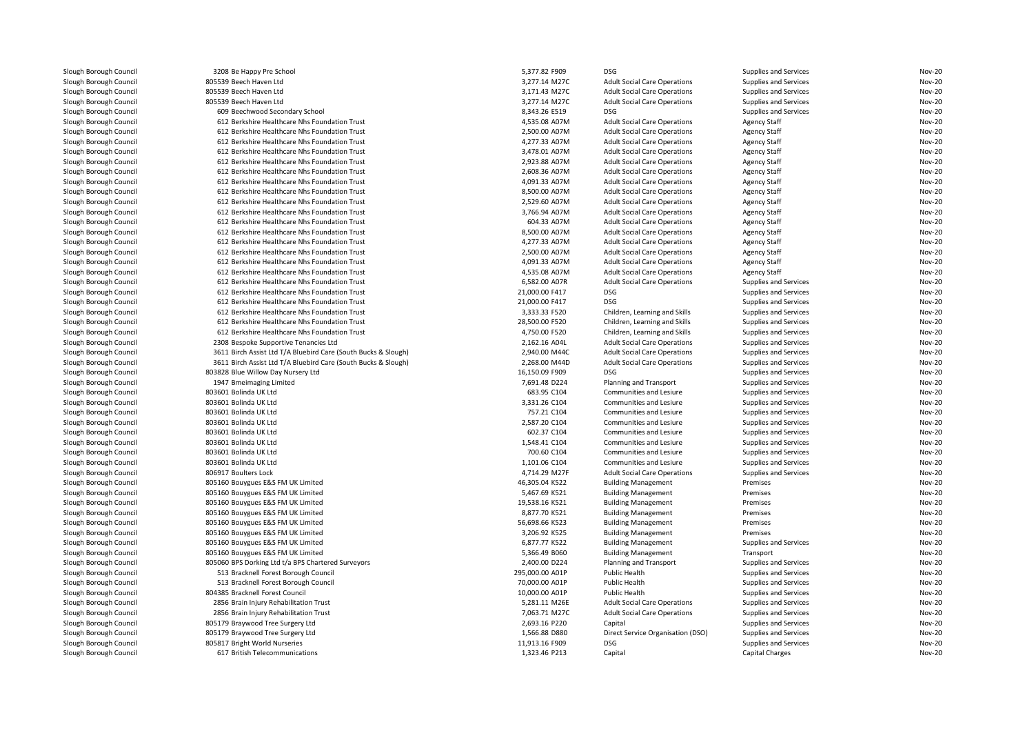| | | | | | |
|---|---|---|---|---|---|
| Slough Borough Council | 3208 Be Happy Pre School | 5,377.82 F909 | DSG | Supplies and Services | Nov-20 |
| Slough Borough Council | 805539 Beech Haven Ltd | 3,277.14 M27C | Adult Social Care Operations | Supplies and Services | Nov-20 |
| Slough Borough Council | 805539 Beech Haven Ltd | 3,171.43 M27C | Adult Social Care Operations | Supplies and Services | Nov-20 |
| Slough Borough Council | 805539 Beech Haven Ltd | 3,277.14 M27C | Adult Social Care Operations | Supplies and Services | Nov-20 |
| Slough Borough Council | 609 Beechwood Secondary School | 8,343.26 E519 | DSG | Supplies and Services | Nov-20 |
| Slough Borough Council | 612 Berkshire Healthcare Nhs Foundation Trust | 4,535.08 A07M | Adult Social Care Operations | Agency Staff | Nov-20 |
| Slough Borough Council | 612 Berkshire Healthcare Nhs Foundation Trust | 2,500.00 A07M | Adult Social Care Operations | Agency Staff | Nov-20 |
| Slough Borough Council | 612 Berkshire Healthcare Nhs Foundation Trust | 4,277.33 A07M | Adult Social Care Operations | Agency Staff | Nov-20 |
| Slough Borough Council | 612 Berkshire Healthcare Nhs Foundation Trust | 3,478.01 A07M | Adult Social Care Operations | Agency Staff | Nov-20 |
| Slough Borough Council | 612 Berkshire Healthcare Nhs Foundation Trust | 2,923.88 A07M | Adult Social Care Operations | Agency Staff | Nov-20 |
| Slough Borough Council | 612 Berkshire Healthcare Nhs Foundation Trust | 2,608.36 A07M | Adult Social Care Operations | Agency Staff | Nov-20 |
| Slough Borough Council | 612 Berkshire Healthcare Nhs Foundation Trust | 4,091.33 A07M | Adult Social Care Operations | Agency Staff | Nov-20 |
| Slough Borough Council | 612 Berkshire Healthcare Nhs Foundation Trust | 8,500.00 A07M | Adult Social Care Operations | Agency Staff | Nov-20 |
| Slough Borough Council | 612 Berkshire Healthcare Nhs Foundation Trust | 2,529.60 A07M | Adult Social Care Operations | Agency Staff | Nov-20 |
| Slough Borough Council | 612 Berkshire Healthcare Nhs Foundation Trust | 3,766.94 A07M | Adult Social Care Operations | Agency Staff | Nov-20 |
| Slough Borough Council | 612 Berkshire Healthcare Nhs Foundation Trust | 604.33 A07M | Adult Social Care Operations | Agency Staff | Nov-20 |
| Slough Borough Council | 612 Berkshire Healthcare Nhs Foundation Trust | 8,500.00 A07M | Adult Social Care Operations | Agency Staff | Nov-20 |
| Slough Borough Council | 612 Berkshire Healthcare Nhs Foundation Trust | 4,277.33 A07M | Adult Social Care Operations | Agency Staff | Nov-20 |
| Slough Borough Council | 612 Berkshire Healthcare Nhs Foundation Trust | 2,500.00 A07M | Adult Social Care Operations | Agency Staff | Nov-20 |
| Slough Borough Council | 612 Berkshire Healthcare Nhs Foundation Trust | 4,091.33 A07M | Adult Social Care Operations | Agency Staff | Nov-20 |
| Slough Borough Council | 612 Berkshire Healthcare Nhs Foundation Trust | 4,535.08 A07M | Adult Social Care Operations | Agency Staff | Nov-20 |
| Slough Borough Council | 612 Berkshire Healthcare Nhs Foundation Trust | 6,582.00 A07R | Adult Social Care Operations | Supplies and Services | Nov-20 |
| Slough Borough Council | 612 Berkshire Healthcare Nhs Foundation Trust | 21,000.00 F417 | DSG | Supplies and Services | Nov-20 |
| Slough Borough Council | 612 Berkshire Healthcare Nhs Foundation Trust | 21,000.00 F417 | DSG | Supplies and Services | Nov-20 |
| Slough Borough Council | 612 Berkshire Healthcare Nhs Foundation Trust | 3,333.33 F520 | Children, Learning and Skills | Supplies and Services | Nov-20 |
| Slough Borough Council | 612 Berkshire Healthcare Nhs Foundation Trust | 28,500.00 F520 | Children, Learning and Skills | Supplies and Services | Nov-20 |
| Slough Borough Council | 612 Berkshire Healthcare Nhs Foundation Trust | 4,750.00 F520 | Children, Learning and Skills | Supplies and Services | Nov-20 |
| Slough Borough Council | 2308 Bespoke Supportive Tenancies Ltd | 2,162.16 A04L | Adult Social Care Operations | Supplies and Services | Nov-20 |
| Slough Borough Council | 3611 Birch Assist Ltd T/A Bluebird Care (South Bucks & Slough) | 2,940.00 M44C | Adult Social Care Operations | Supplies and Services | Nov-20 |
| Slough Borough Council | 3611 Birch Assist Ltd T/A Bluebird Care (South Bucks & Slough) | 2,268.00 M44D | Adult Social Care Operations | Supplies and Services | Nov-20 |
| Slough Borough Council | 803828 Blue Willow Day Nursery Ltd | 16,150.09 F909 | DSG | Supplies and Services | Nov-20 |
| Slough Borough Council | 1947 Bmeimaging Limited | 7,691.48 D224 | Planning and Transport | Supplies and Services | Nov-20 |
| Slough Borough Council | 803601 Bolinda UK Ltd | 683.95 C104 | Communities and Lesiure | Supplies and Services | Nov-20 |
| Slough Borough Council | 803601 Bolinda UK Ltd | 3,331.26 C104 | Communities and Lesiure | Supplies and Services | Nov-20 |
| Slough Borough Council | 803601 Bolinda UK Ltd | 757.21 C104 | Communities and Lesiure | Supplies and Services | Nov-20 |
| Slough Borough Council | 803601 Bolinda UK Ltd | 2,587.20 C104 | Communities and Lesiure | Supplies and Services | Nov-20 |
| Slough Borough Council | 803601 Bolinda UK Ltd | 602.37 C104 | Communities and Lesiure | Supplies and Services | Nov-20 |
| Slough Borough Council | 803601 Bolinda UK Ltd | 1,548.41 C104 | Communities and Lesiure | Supplies and Services | Nov-20 |
| Slough Borough Council | 803601 Bolinda UK Ltd | 700.60 C104 | Communities and Lesiure | Supplies and Services | Nov-20 |
| Slough Borough Council | 803601 Bolinda UK Ltd | 1,101.06 C104 | Communities and Lesiure | Supplies and Services | Nov-20 |
| Slough Borough Council | 806917 Boulters Lock | 4,714.29 M27F | Adult Social Care Operations | Supplies and Services | Nov-20 |
| Slough Borough Council | 805160 Bouygues E&S FM UK Limited | 46,305.04 K522 | Building Management | Premises | Nov-20 |
| Slough Borough Council | 805160 Bouygues E&S FM UK Limited | 5,467.69 K521 | Building Management | Premises | Nov-20 |
| Slough Borough Council | 805160 Bouygues E&S FM UK Limited | 19,538.16 K521 | Building Management | Premises | Nov-20 |
| Slough Borough Council | 805160 Bouygues E&S FM UK Limited | 8,877.70 K521 | Building Management | Premises | Nov-20 |
| Slough Borough Council | 805160 Bouygues E&S FM UK Limited | 56,698.66 K523 | Building Management | Premises | Nov-20 |
| Slough Borough Council | 805160 Bouygues E&S FM UK Limited | 3,206.92 K525 | Building Management | Premises | Nov-20 |
| Slough Borough Council | 805160 Bouygues E&S FM UK Limited | 6,877.77 K522 | Building Management | Supplies and Services | Nov-20 |
| Slough Borough Council | 805160 Bouygues E&S FM UK Limited | 5,366.49 B060 | Building Management | Transport | Nov-20 |
| Slough Borough Council | 805060 BPS Dorking Ltd t/a BPS Chartered Surveyors | 2,400.00 D224 | Planning and Transport | Supplies and Services | Nov-20 |
| Slough Borough Council | 513 Bracknell Forest Borough Council | 295,000.00 A01P | Public Health | Supplies and Services | Nov-20 |
| Slough Borough Council | 513 Bracknell Forest Borough Council | 70,000.00 A01P | Public Health | Supplies and Services | Nov-20 |
| Slough Borough Council | 804385 Bracknell Forest Council | 10,000.00 A01P | Public Health | Supplies and Services | Nov-20 |
| Slough Borough Council | 2856 Brain Injury Rehabilitation Trust | 5,281.11 M26E | Adult Social Care Operations | Supplies and Services | Nov-20 |
| Slough Borough Council | 2856 Brain Injury Rehabilitation Trust | 7,063.71 M27C | Adult Social Care Operations | Supplies and Services | Nov-20 |
| Slough Borough Council | 805179 Braywood Tree Surgery Ltd | 2,693.16 P220 | Capital | Supplies and Services | Nov-20 |
| Slough Borough Council | 805179 Braywood Tree Surgery Ltd | 1,566.88 D880 | Direct Service Organisation (DSO) | Supplies and Services | Nov-20 |
| Slough Borough Council | 805817 Bright World Nurseries | 11,913.16 F909 | DSG | Supplies and Services | Nov-20 |
| Slough Borough Council | 617 British Telecommunications | 1,323.46 P213 | Capital | Capital Charges | Nov-20 |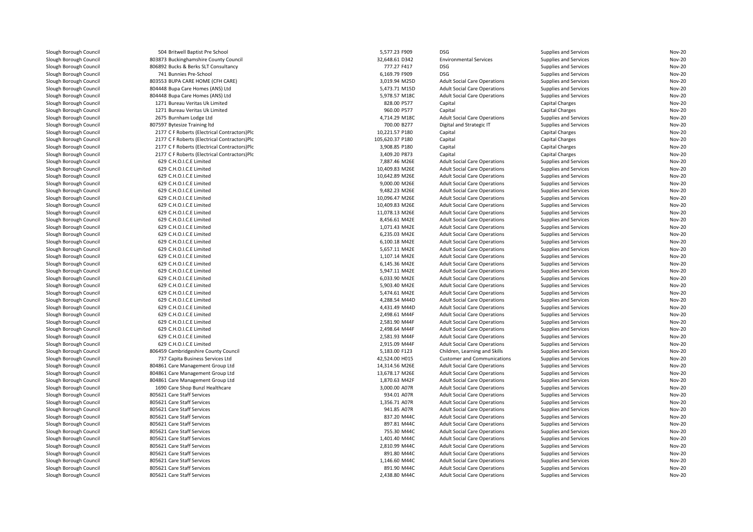| | | | | | | |
|---|---|---|---|---|---|---|
| Slough Borough Council | 504 Britwell Baptist Pre School | 5,577.23 F909 | DSG | Supplies and Services | Nov-20 |
| Slough Borough Council | 803873 Buckinghamshire County Council | 32,648.61 D342 | Environmental Services | Supplies and Services | Nov-20 |
| Slough Borough Council | 806892 Bucks & Berks SLT Consultancy | 777.27 F417 | DSG | Supplies and Services | Nov-20 |
| Slough Borough Council | 741 Bunnies Pre-School | 6,169.79 F909 | DSG | Supplies and Services | Nov-20 |
| Slough Borough Council | 803553 BUPA CARE HOME (CFH CARE) | 3,019.94 M25D | Adult Social Care Operations | Supplies and Services | Nov-20 |
| Slough Borough Council | 804448 Bupa Care Homes (ANS) Ltd | 5,473.71 M15D | Adult Social Care Operations | Supplies and Services | Nov-20 |
| Slough Borough Council | 804448 Bupa Care Homes (ANS) Ltd | 5,978.57 M18C | Adult Social Care Operations | Supplies and Services | Nov-20 |
| Slough Borough Council | 1271 Bureau Veritas Uk Limited | 828.00 P577 | Capital | Capital Charges | Nov-20 |
| Slough Borough Council | 1271 Bureau Veritas Uk Limited | 960.00 P577 | Capital | Capital Charges | Nov-20 |
| Slough Borough Council | 2675 Burnham Lodge Ltd | 4,714.29 M18C | Adult Social Care Operations | Supplies and Services | Nov-20 |
| Slough Borough Council | 807597 Bytesize Training ltd | 700.00 B277 | Digital and Strategic IT | Supplies and Services | Nov-20 |
| Slough Borough Council | 2177 C F Roberts (Electrical Contractors)Plc | 10,221.57 P180 | Capital | Capital Charges | Nov-20 |
| Slough Borough Council | 2177 C F Roberts (Electrical Contractors)Plc | 105,620.37 P180 | Capital | Capital Charges | Nov-20 |
| Slough Borough Council | 2177 C F Roberts (Electrical Contractors)Plc | 3,908.85 P180 | Capital | Capital Charges | Nov-20 |
| Slough Borough Council | 2177 C F Roberts (Electrical Contractors)Plc | 3,409.20 P873 | Capital | Capital Charges | Nov-20 |
| Slough Borough Council | 629 C.H.O.I.C.E Limited | 7,887.46 M26E | Adult Social Care Operations | Supplies and Services | Nov-20 |
| Slough Borough Council | 629 C.H.O.I.C.E Limited | 10,409.83 M26E | Adult Social Care Operations | Supplies and Services | Nov-20 |
| Slough Borough Council | 629 C.H.O.I.C.E Limited | 10,642.89 M26E | Adult Social Care Operations | Supplies and Services | Nov-20 |
| Slough Borough Council | 629 C.H.O.I.C.E Limited | 9,000.00 M26E | Adult Social Care Operations | Supplies and Services | Nov-20 |
| Slough Borough Council | 629 C.H.O.I.C.E Limited | 9,482.23 M26E | Adult Social Care Operations | Supplies and Services | Nov-20 |
| Slough Borough Council | 629 C.H.O.I.C.E Limited | 10,096.47 M26E | Adult Social Care Operations | Supplies and Services | Nov-20 |
| Slough Borough Council | 629 C.H.O.I.C.E Limited | 10,409.83 M26E | Adult Social Care Operations | Supplies and Services | Nov-20 |
| Slough Borough Council | 629 C.H.O.I.C.E Limited | 11,078.13 M26E | Adult Social Care Operations | Supplies and Services | Nov-20 |
| Slough Borough Council | 629 C.H.O.I.C.E Limited | 8,456.61 M42E | Adult Social Care Operations | Supplies and Services | Nov-20 |
| Slough Borough Council | 629 C.H.O.I.C.E Limited | 1,071.43 M42E | Adult Social Care Operations | Supplies and Services | Nov-20 |
| Slough Borough Council | 629 C.H.O.I.C.E Limited | 6,235.03 M42E | Adult Social Care Operations | Supplies and Services | Nov-20 |
| Slough Borough Council | 629 C.H.O.I.C.E Limited | 6,100.18 M42E | Adult Social Care Operations | Supplies and Services | Nov-20 |
| Slough Borough Council | 629 C.H.O.I.C.E Limited | 5,657.11 M42E | Adult Social Care Operations | Supplies and Services | Nov-20 |
| Slough Borough Council | 629 C.H.O.I.C.E Limited | 1,107.14 M42E | Adult Social Care Operations | Supplies and Services | Nov-20 |
| Slough Borough Council | 629 C.H.O.I.C.E Limited | 6,145.36 M42E | Adult Social Care Operations | Supplies and Services | Nov-20 |
| Slough Borough Council | 629 C.H.O.I.C.E Limited | 5,947.11 M42E | Adult Social Care Operations | Supplies and Services | Nov-20 |
| Slough Borough Council | 629 C.H.O.I.C.E Limited | 6,033.90 M42E | Adult Social Care Operations | Supplies and Services | Nov-20 |
| Slough Borough Council | 629 C.H.O.I.C.E Limited | 5,903.40 M42E | Adult Social Care Operations | Supplies and Services | Nov-20 |
| Slough Borough Council | 629 C.H.O.I.C.E Limited | 5,474.61 M42E | Adult Social Care Operations | Supplies and Services | Nov-20 |
| Slough Borough Council | 629 C.H.O.I.C.E Limited | 4,288.54 M44D | Adult Social Care Operations | Supplies and Services | Nov-20 |
| Slough Borough Council | 629 C.H.O.I.C.E Limited | 4,431.49 M44D | Adult Social Care Operations | Supplies and Services | Nov-20 |
| Slough Borough Council | 629 C.H.O.I.C.E Limited | 2,498.61 M44F | Adult Social Care Operations | Supplies and Services | Nov-20 |
| Slough Borough Council | 629 C.H.O.I.C.E Limited | 2,581.90 M44F | Adult Social Care Operations | Supplies and Services | Nov-20 |
| Slough Borough Council | 629 C.H.O.I.C.E Limited | 2,498.64 M44F | Adult Social Care Operations | Supplies and Services | Nov-20 |
| Slough Borough Council | 629 C.H.O.I.C.E Limited | 2,581.93 M44F | Adult Social Care Operations | Supplies and Services | Nov-20 |
| Slough Borough Council | 629 C.H.O.I.C.E Limited | 2,915.09 M44F | Adult Social Care Operations | Supplies and Services | Nov-20 |
| Slough Borough Council | 806459 Cambridgeshire County Council | 5,183.00 F123 | Children, Learning and Skills | Supplies and Services | Nov-20 |
| Slough Borough Council | 737 Capita Business Services Ltd | 42,524.00 H015 | Customer and Communications | Supplies and Services | Nov-20 |
| Slough Borough Council | 804861 Care Management Group Ltd | 14,314.56 M26E | Adult Social Care Operations | Supplies and Services | Nov-20 |
| Slough Borough Council | 804861 Care Management Group Ltd | 13,678.17 M26E | Adult Social Care Operations | Supplies and Services | Nov-20 |
| Slough Borough Council | 804861 Care Management Group Ltd | 1,870.63 M42F | Adult Social Care Operations | Supplies and Services | Nov-20 |
| Slough Borough Council | 1690 Care Shop Bunzl Healthcare | 3,000.00 A07R | Adult Social Care Operations | Supplies and Services | Nov-20 |
| Slough Borough Council | 805621 Care Staff Services | 934.01 A07R | Adult Social Care Operations | Supplies and Services | Nov-20 |
| Slough Borough Council | 805621 Care Staff Services | 1,356.71 A07R | Adult Social Care Operations | Supplies and Services | Nov-20 |
| Slough Borough Council | 805621 Care Staff Services | 941.85 A07R | Adult Social Care Operations | Supplies and Services | Nov-20 |
| Slough Borough Council | 805621 Care Staff Services | 837.20 M44C | Adult Social Care Operations | Supplies and Services | Nov-20 |
| Slough Borough Council | 805621 Care Staff Services | 897.81 M44C | Adult Social Care Operations | Supplies and Services | Nov-20 |
| Slough Borough Council | 805621 Care Staff Services | 755.30 M44C | Adult Social Care Operations | Supplies and Services | Nov-20 |
| Slough Borough Council | 805621 Care Staff Services | 1,401.40 M44C | Adult Social Care Operations | Supplies and Services | Nov-20 |
| Slough Borough Council | 805621 Care Staff Services | 2,810.99 M44C | Adult Social Care Operations | Supplies and Services | Nov-20 |
| Slough Borough Council | 805621 Care Staff Services | 891.80 M44C | Adult Social Care Operations | Supplies and Services | Nov-20 |
| Slough Borough Council | 805621 Care Staff Services | 1,146.60 M44C | Adult Social Care Operations | Supplies and Services | Nov-20 |
| Slough Borough Council | 805621 Care Staff Services | 891.90 M44C | Adult Social Care Operations | Supplies and Services | Nov-20 |
| Slough Borough Council | 805621 Care Staff Services | 2,438.80 M44C | Adult Social Care Operations | Supplies and Services | Nov-20 |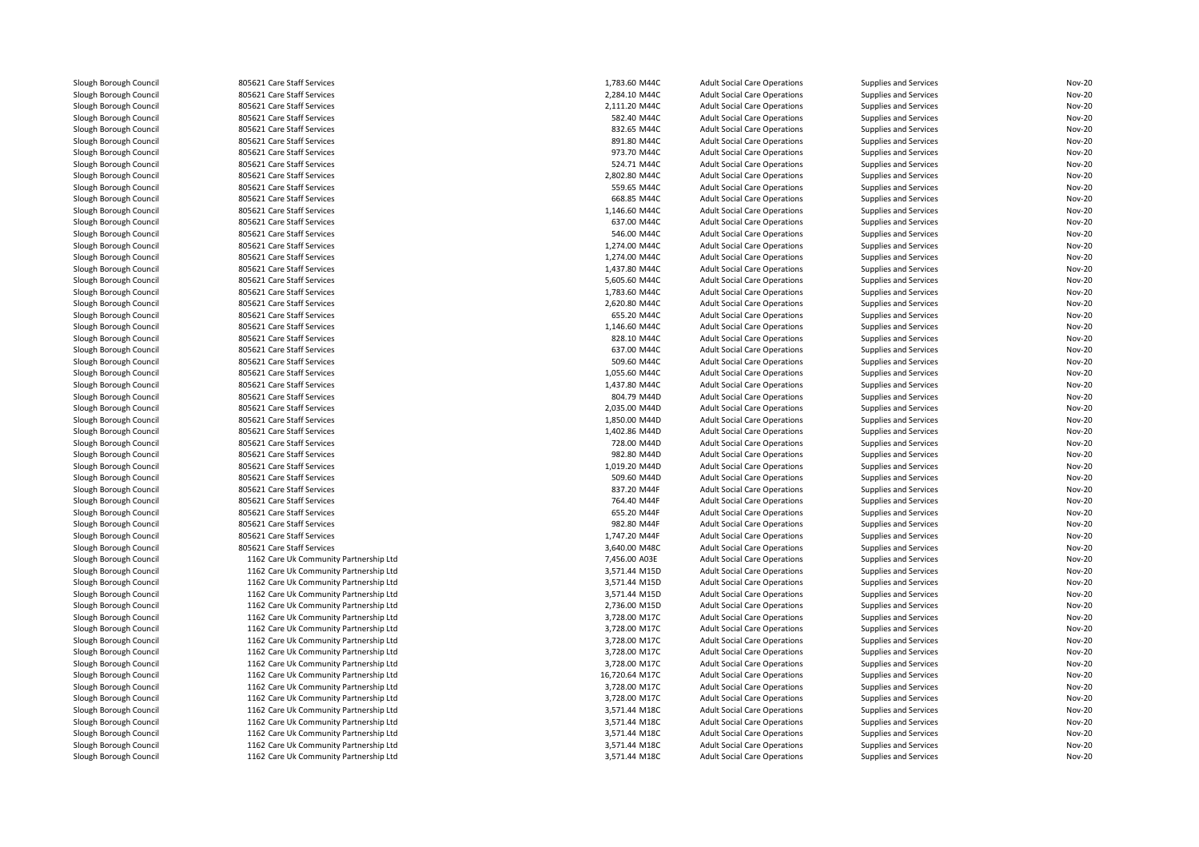| | | | | | | |
|---|---|---|---|---|---|---|
| Slough Borough Council | 805621 Care Staff Services | 1,783.60 M44C | Adult Social Care Operations | Supplies and Services | Nov-20 |
| Slough Borough Council | 805621 Care Staff Services | 2,284.10 M44C | Adult Social Care Operations | Supplies and Services | Nov-20 |
| Slough Borough Council | 805621 Care Staff Services | 2,111.20 M44C | Adult Social Care Operations | Supplies and Services | Nov-20 |
| Slough Borough Council | 805621 Care Staff Services | 582.40 M44C | Adult Social Care Operations | Supplies and Services | Nov-20 |
| Slough Borough Council | 805621 Care Staff Services | 832.65 M44C | Adult Social Care Operations | Supplies and Services | Nov-20 |
| Slough Borough Council | 805621 Care Staff Services | 891.80 M44C | Adult Social Care Operations | Supplies and Services | Nov-20 |
| Slough Borough Council | 805621 Care Staff Services | 973.70 M44C | Adult Social Care Operations | Supplies and Services | Nov-20 |
| Slough Borough Council | 805621 Care Staff Services | 524.71 M44C | Adult Social Care Operations | Supplies and Services | Nov-20 |
| Slough Borough Council | 805621 Care Staff Services | 2,802.80 M44C | Adult Social Care Operations | Supplies and Services | Nov-20 |
| Slough Borough Council | 805621 Care Staff Services | 559.65 M44C | Adult Social Care Operations | Supplies and Services | Nov-20 |
| Slough Borough Council | 805621 Care Staff Services | 668.85 M44C | Adult Social Care Operations | Supplies and Services | Nov-20 |
| Slough Borough Council | 805621 Care Staff Services | 1,146.60 M44C | Adult Social Care Operations | Supplies and Services | Nov-20 |
| Slough Borough Council | 805621 Care Staff Services | 637.00 M44C | Adult Social Care Operations | Supplies and Services | Nov-20 |
| Slough Borough Council | 805621 Care Staff Services | 546.00 M44C | Adult Social Care Operations | Supplies and Services | Nov-20 |
| Slough Borough Council | 805621 Care Staff Services | 1,274.00 M44C | Adult Social Care Operations | Supplies and Services | Nov-20 |
| Slough Borough Council | 805621 Care Staff Services | 1,274.00 M44C | Adult Social Care Operations | Supplies and Services | Nov-20 |
| Slough Borough Council | 805621 Care Staff Services | 1,437.80 M44C | Adult Social Care Operations | Supplies and Services | Nov-20 |
| Slough Borough Council | 805621 Care Staff Services | 5,605.60 M44C | Adult Social Care Operations | Supplies and Services | Nov-20 |
| Slough Borough Council | 805621 Care Staff Services | 1,783.60 M44C | Adult Social Care Operations | Supplies and Services | Nov-20 |
| Slough Borough Council | 805621 Care Staff Services | 2,620.80 M44C | Adult Social Care Operations | Supplies and Services | Nov-20 |
| Slough Borough Council | 805621 Care Staff Services | 655.20 M44C | Adult Social Care Operations | Supplies and Services | Nov-20 |
| Slough Borough Council | 805621 Care Staff Services | 1,146.60 M44C | Adult Social Care Operations | Supplies and Services | Nov-20 |
| Slough Borough Council | 805621 Care Staff Services | 828.10 M44C | Adult Social Care Operations | Supplies and Services | Nov-20 |
| Slough Borough Council | 805621 Care Staff Services | 637.00 M44C | Adult Social Care Operations | Supplies and Services | Nov-20 |
| Slough Borough Council | 805621 Care Staff Services | 509.60 M44C | Adult Social Care Operations | Supplies and Services | Nov-20 |
| Slough Borough Council | 805621 Care Staff Services | 1,055.60 M44C | Adult Social Care Operations | Supplies and Services | Nov-20 |
| Slough Borough Council | 805621 Care Staff Services | 1,437.80 M44C | Adult Social Care Operations | Supplies and Services | Nov-20 |
| Slough Borough Council | 805621 Care Staff Services | 804.79 M44D | Adult Social Care Operations | Supplies and Services | Nov-20 |
| Slough Borough Council | 805621 Care Staff Services | 2,035.00 M44D | Adult Social Care Operations | Supplies and Services | Nov-20 |
| Slough Borough Council | 805621 Care Staff Services | 1,850.00 M44D | Adult Social Care Operations | Supplies and Services | Nov-20 |
| Slough Borough Council | 805621 Care Staff Services | 1,402.86 M44D | Adult Social Care Operations | Supplies and Services | Nov-20 |
| Slough Borough Council | 805621 Care Staff Services | 728.00 M44D | Adult Social Care Operations | Supplies and Services | Nov-20 |
| Slough Borough Council | 805621 Care Staff Services | 982.80 M44D | Adult Social Care Operations | Supplies and Services | Nov-20 |
| Slough Borough Council | 805621 Care Staff Services | 1,019.20 M44D | Adult Social Care Operations | Supplies and Services | Nov-20 |
| Slough Borough Council | 805621 Care Staff Services | 509.60 M44D | Adult Social Care Operations | Supplies and Services | Nov-20 |
| Slough Borough Council | 805621 Care Staff Services | 837.20 M44F | Adult Social Care Operations | Supplies and Services | Nov-20 |
| Slough Borough Council | 805621 Care Staff Services | 764.40 M44F | Adult Social Care Operations | Supplies and Services | Nov-20 |
| Slough Borough Council | 805621 Care Staff Services | 655.20 M44F | Adult Social Care Operations | Supplies and Services | Nov-20 |
| Slough Borough Council | 805621 Care Staff Services | 982.80 M44F | Adult Social Care Operations | Supplies and Services | Nov-20 |
| Slough Borough Council | 805621 Care Staff Services | 1,747.20 M44F | Adult Social Care Operations | Supplies and Services | Nov-20 |
| Slough Borough Council | 805621 Care Staff Services | 3,640.00 M48C | Adult Social Care Operations | Supplies and Services | Nov-20 |
| Slough Borough Council | 1162 Care Uk Community Partnership Ltd | 7,456.00 A03E | Adult Social Care Operations | Supplies and Services | Nov-20 |
| Slough Borough Council | 1162 Care Uk Community Partnership Ltd | 3,571.44 M15D | Adult Social Care Operations | Supplies and Services | Nov-20 |
| Slough Borough Council | 1162 Care Uk Community Partnership Ltd | 3,571.44 M15D | Adult Social Care Operations | Supplies and Services | Nov-20 |
| Slough Borough Council | 1162 Care Uk Community Partnership Ltd | 3,571.44 M15D | Adult Social Care Operations | Supplies and Services | Nov-20 |
| Slough Borough Council | 1162 Care Uk Community Partnership Ltd | 2,736.00 M15D | Adult Social Care Operations | Supplies and Services | Nov-20 |
| Slough Borough Council | 1162 Care Uk Community Partnership Ltd | 3,728.00 M17C | Adult Social Care Operations | Supplies and Services | Nov-20 |
| Slough Borough Council | 1162 Care Uk Community Partnership Ltd | 3,728.00 M17C | Adult Social Care Operations | Supplies and Services | Nov-20 |
| Slough Borough Council | 1162 Care Uk Community Partnership Ltd | 3,728.00 M17C | Adult Social Care Operations | Supplies and Services | Nov-20 |
| Slough Borough Council | 1162 Care Uk Community Partnership Ltd | 3,728.00 M17C | Adult Social Care Operations | Supplies and Services | Nov-20 |
| Slough Borough Council | 1162 Care Uk Community Partnership Ltd | 3,728.00 M17C | Adult Social Care Operations | Supplies and Services | Nov-20 |
| Slough Borough Council | 1162 Care Uk Community Partnership Ltd | 16,720.64 M17C | Adult Social Care Operations | Supplies and Services | Nov-20 |
| Slough Borough Council | 1162 Care Uk Community Partnership Ltd | 3,728.00 M17C | Adult Social Care Operations | Supplies and Services | Nov-20 |
| Slough Borough Council | 1162 Care Uk Community Partnership Ltd | 3,728.00 M17C | Adult Social Care Operations | Supplies and Services | Nov-20 |
| Slough Borough Council | 1162 Care Uk Community Partnership Ltd | 3,571.44 M18C | Adult Social Care Operations | Supplies and Services | Nov-20 |
| Slough Borough Council | 1162 Care Uk Community Partnership Ltd | 3,571.44 M18C | Adult Social Care Operations | Supplies and Services | Nov-20 |
| Slough Borough Council | 1162 Care Uk Community Partnership Ltd | 3,571.44 M18C | Adult Social Care Operations | Supplies and Services | Nov-20 |
| Slough Borough Council | 1162 Care Uk Community Partnership Ltd | 3,571.44 M18C | Adult Social Care Operations | Supplies and Services | Nov-20 |
| Slough Borough Council | 1162 Care Uk Community Partnership Ltd | 3,571.44 M18C | Adult Social Care Operations | Supplies and Services | Nov-20 |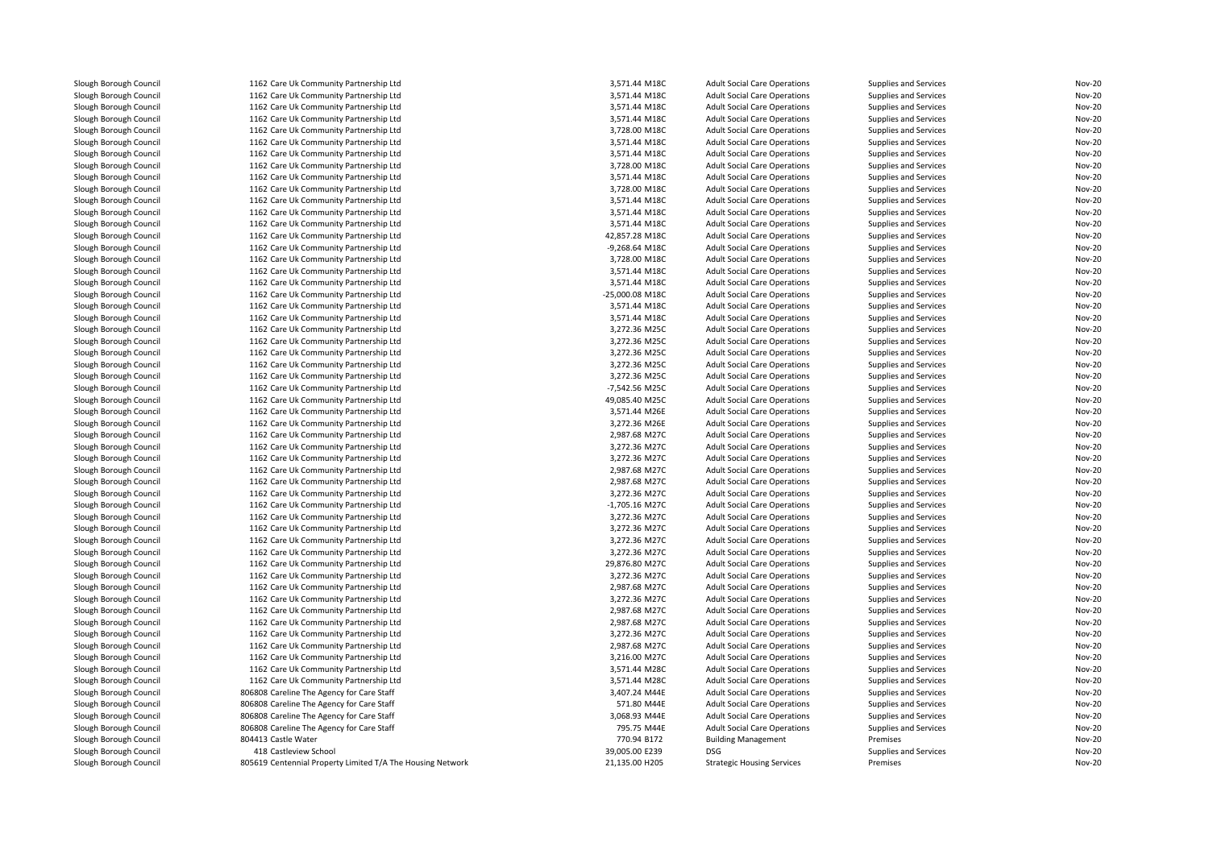| | | | | | | | |
|---|---|---|---|---|---|---|---|
| Slough Borough Council | 1162 | Care Uk Community Partnership Ltd | 3,571.44 | M18C | Adult Social Care Operations | Supplies and Services | Nov-20 |
| Slough Borough Council | 1162 | Care Uk Community Partnership Ltd | 3,571.44 | M18C | Adult Social Care Operations | Supplies and Services | Nov-20 |
| Slough Borough Council | 1162 | Care Uk Community Partnership Ltd | 3,571.44 | M18C | Adult Social Care Operations | Supplies and Services | Nov-20 |
| Slough Borough Council | 1162 | Care Uk Community Partnership Ltd | 3,571.44 | M18C | Adult Social Care Operations | Supplies and Services | Nov-20 |
| Slough Borough Council | 1162 | Care Uk Community Partnership Ltd | 3,728.00 | M18C | Adult Social Care Operations | Supplies and Services | Nov-20 |
| Slough Borough Council | 1162 | Care Uk Community Partnership Ltd | 3,571.44 | M18C | Adult Social Care Operations | Supplies and Services | Nov-20 |
| Slough Borough Council | 1162 | Care Uk Community Partnership Ltd | 3,571.44 | M18C | Adult Social Care Operations | Supplies and Services | Nov-20 |
| Slough Borough Council | 1162 | Care Uk Community Partnership Ltd | 3,728.00 | M18C | Adult Social Care Operations | Supplies and Services | Nov-20 |
| Slough Borough Council | 1162 | Care Uk Community Partnership Ltd | 3,571.44 | M18C | Adult Social Care Operations | Supplies and Services | Nov-20 |
| Slough Borough Council | 1162 | Care Uk Community Partnership Ltd | 3,728.00 | M18C | Adult Social Care Operations | Supplies and Services | Nov-20 |
| Slough Borough Council | 1162 | Care Uk Community Partnership Ltd | 3,571.44 | M18C | Adult Social Care Operations | Supplies and Services | Nov-20 |
| Slough Borough Council | 1162 | Care Uk Community Partnership Ltd | 3,571.44 | M18C | Adult Social Care Operations | Supplies and Services | Nov-20 |
| Slough Borough Council | 1162 | Care Uk Community Partnership Ltd | 3,571.44 | M18C | Adult Social Care Operations | Supplies and Services | Nov-20 |
| Slough Borough Council | 1162 | Care Uk Community Partnership Ltd | 42,857.28 | M18C | Adult Social Care Operations | Supplies and Services | Nov-20 |
| Slough Borough Council | 1162 | Care Uk Community Partnership Ltd | -9,268.64 | M18C | Adult Social Care Operations | Supplies and Services | Nov-20 |
| Slough Borough Council | 1162 | Care Uk Community Partnership Ltd | 3,728.00 | M18C | Adult Social Care Operations | Supplies and Services | Nov-20 |
| Slough Borough Council | 1162 | Care Uk Community Partnership Ltd | 3,571.44 | M18C | Adult Social Care Operations | Supplies and Services | Nov-20 |
| Slough Borough Council | 1162 | Care Uk Community Partnership Ltd | 3,571.44 | M18C | Adult Social Care Operations | Supplies and Services | Nov-20 |
| Slough Borough Council | 1162 | Care Uk Community Partnership Ltd | -25,000.08 | M18C | Adult Social Care Operations | Supplies and Services | Nov-20 |
| Slough Borough Council | 1162 | Care Uk Community Partnership Ltd | 3,571.44 | M18C | Adult Social Care Operations | Supplies and Services | Nov-20 |
| Slough Borough Council | 1162 | Care Uk Community Partnership Ltd | 3,571.44 | M18C | Adult Social Care Operations | Supplies and Services | Nov-20 |
| Slough Borough Council | 1162 | Care Uk Community Partnership Ltd | 3,272.36 | M25C | Adult Social Care Operations | Supplies and Services | Nov-20 |
| Slough Borough Council | 1162 | Care Uk Community Partnership Ltd | 3,272.36 | M25C | Adult Social Care Operations | Supplies and Services | Nov-20 |
| Slough Borough Council | 1162 | Care Uk Community Partnership Ltd | 3,272.36 | M25C | Adult Social Care Operations | Supplies and Services | Nov-20 |
| Slough Borough Council | 1162 | Care Uk Community Partnership Ltd | 3,272.36 | M25C | Adult Social Care Operations | Supplies and Services | Nov-20 |
| Slough Borough Council | 1162 | Care Uk Community Partnership Ltd | 3,272.36 | M25C | Adult Social Care Operations | Supplies and Services | Nov-20 |
| Slough Borough Council | 1162 | Care Uk Community Partnership Ltd | -7,542.56 | M25C | Adult Social Care Operations | Supplies and Services | Nov-20 |
| Slough Borough Council | 1162 | Care Uk Community Partnership Ltd | 49,085.40 | M25C | Adult Social Care Operations | Supplies and Services | Nov-20 |
| Slough Borough Council | 1162 | Care Uk Community Partnership Ltd | 3,571.44 | M26E | Adult Social Care Operations | Supplies and Services | Nov-20 |
| Slough Borough Council | 1162 | Care Uk Community Partnership Ltd | 3,272.36 | M26E | Adult Social Care Operations | Supplies and Services | Nov-20 |
| Slough Borough Council | 1162 | Care Uk Community Partnership Ltd | 2,987.68 | M27C | Adult Social Care Operations | Supplies and Services | Nov-20 |
| Slough Borough Council | 1162 | Care Uk Community Partnership Ltd | 3,272.36 | M27C | Adult Social Care Operations | Supplies and Services | Nov-20 |
| Slough Borough Council | 1162 | Care Uk Community Partnership Ltd | 3,272.36 | M27C | Adult Social Care Operations | Supplies and Services | Nov-20 |
| Slough Borough Council | 1162 | Care Uk Community Partnership Ltd | 2,987.68 | M27C | Adult Social Care Operations | Supplies and Services | Nov-20 |
| Slough Borough Council | 1162 | Care Uk Community Partnership Ltd | 2,987.68 | M27C | Adult Social Care Operations | Supplies and Services | Nov-20 |
| Slough Borough Council | 1162 | Care Uk Community Partnership Ltd | 3,272.36 | M27C | Adult Social Care Operations | Supplies and Services | Nov-20 |
| Slough Borough Council | 1162 | Care Uk Community Partnership Ltd | -1,705.16 | M27C | Adult Social Care Operations | Supplies and Services | Nov-20 |
| Slough Borough Council | 1162 | Care Uk Community Partnership Ltd | 3,272.36 | M27C | Adult Social Care Operations | Supplies and Services | Nov-20 |
| Slough Borough Council | 1162 | Care Uk Community Partnership Ltd | 3,272.36 | M27C | Adult Social Care Operations | Supplies and Services | Nov-20 |
| Slough Borough Council | 1162 | Care Uk Community Partnership Ltd | 3,272.36 | M27C | Adult Social Care Operations | Supplies and Services | Nov-20 |
| Slough Borough Council | 1162 | Care Uk Community Partnership Ltd | 3,272.36 | M27C | Adult Social Care Operations | Supplies and Services | Nov-20 |
| Slough Borough Council | 1162 | Care Uk Community Partnership Ltd | 29,876.80 | M27C | Adult Social Care Operations | Supplies and Services | Nov-20 |
| Slough Borough Council | 1162 | Care Uk Community Partnership Ltd | 3,272.36 | M27C | Adult Social Care Operations | Supplies and Services | Nov-20 |
| Slough Borough Council | 1162 | Care Uk Community Partnership Ltd | 2,987.68 | M27C | Adult Social Care Operations | Supplies and Services | Nov-20 |
| Slough Borough Council | 1162 | Care Uk Community Partnership Ltd | 3,272.36 | M27C | Adult Social Care Operations | Supplies and Services | Nov-20 |
| Slough Borough Council | 1162 | Care Uk Community Partnership Ltd | 2,987.68 | M27C | Adult Social Care Operations | Supplies and Services | Nov-20 |
| Slough Borough Council | 1162 | Care Uk Community Partnership Ltd | 2,987.68 | M27C | Adult Social Care Operations | Supplies and Services | Nov-20 |
| Slough Borough Council | 1162 | Care Uk Community Partnership Ltd | 3,272.36 | M27C | Adult Social Care Operations | Supplies and Services | Nov-20 |
| Slough Borough Council | 1162 | Care Uk Community Partnership Ltd | 2,987.68 | M27C | Adult Social Care Operations | Supplies and Services | Nov-20 |
| Slough Borough Council | 1162 | Care Uk Community Partnership Ltd | 3,216.00 | M27C | Adult Social Care Operations | Supplies and Services | Nov-20 |
| Slough Borough Council | 1162 | Care Uk Community Partnership Ltd | 3,571.44 | M28C | Adult Social Care Operations | Supplies and Services | Nov-20 |
| Slough Borough Council | 1162 | Care Uk Community Partnership Ltd | 3,571.44 | M28C | Adult Social Care Operations | Supplies and Services | Nov-20 |
| Slough Borough Council | 806808 | Careline The Agency for Care Staff | 3,407.24 | M44E | Adult Social Care Operations | Supplies and Services | Nov-20 |
| Slough Borough Council | 806808 | Careline The Agency for Care Staff | 571.80 | M44E | Adult Social Care Operations | Supplies and Services | Nov-20 |
| Slough Borough Council | 806808 | Careline The Agency for Care Staff | 3,068.93 | M44E | Adult Social Care Operations | Supplies and Services | Nov-20 |
| Slough Borough Council | 806808 | Careline The Agency for Care Staff | 795.75 | M44E | Adult Social Care Operations | Supplies and Services | Nov-20 |
| Slough Borough Council | 804413 | Castle Water | 770.94 | B172 | Building Management | Premises | Nov-20 |
| Slough Borough Council | 418 | Castleview School | 39,005.00 | E239 | DSG | Supplies and Services | Nov-20 |
| Slough Borough Council | 805619 | Centennial Property Limited T/A The Housing Network | 21,135.00 | H205 | Strategic Housing Services | Premises | Nov-20 |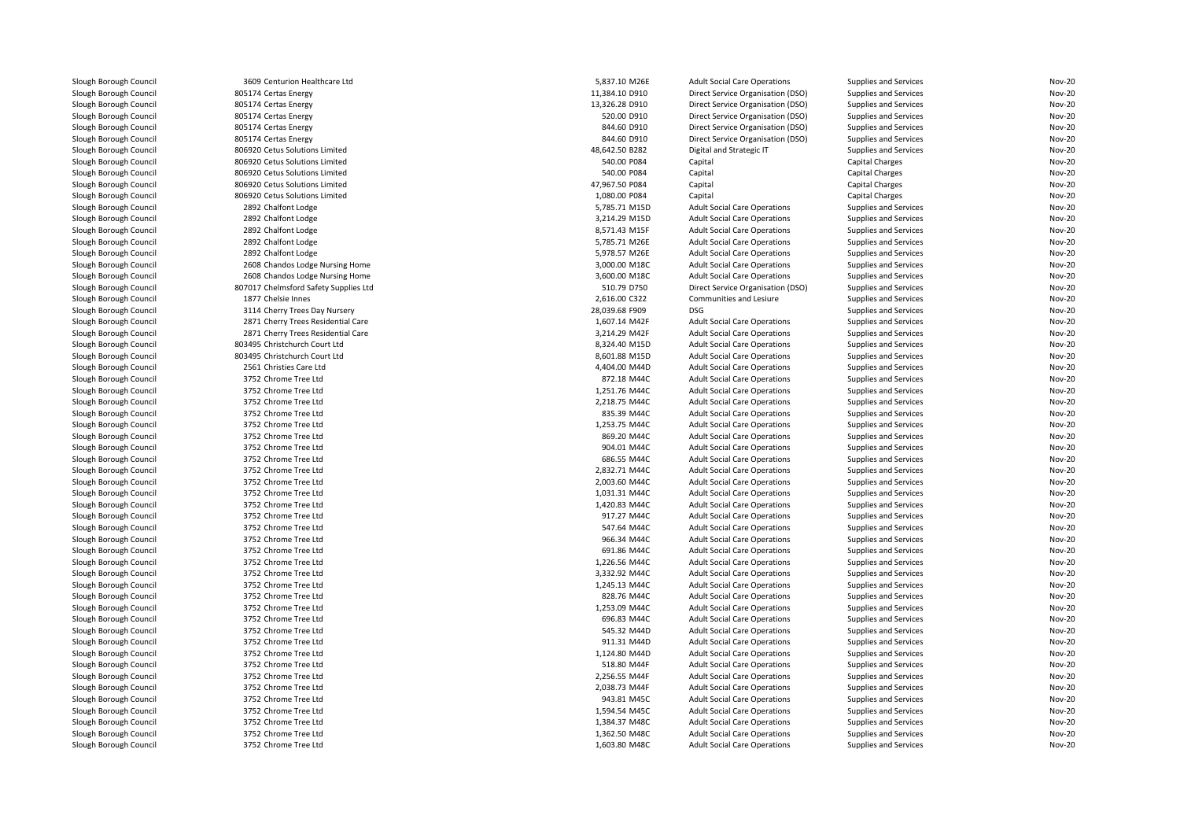| | | | | | | |
|---|---|---|---|---|---|---|
| Slough Borough Council | 3609 Centurion Healthcare Ltd | 5,837.10 M26E | Adult Social Care Operations | Supplies and Services | Nov-20 |
| Slough Borough Council | 805174 Certas Energy | 11,384.10 D910 | Direct Service Organisation (DSO) | Supplies and Services | Nov-20 |
| Slough Borough Council | 805174 Certas Energy | 13,326.28 D910 | Direct Service Organisation (DSO) | Supplies and Services | Nov-20 |
| Slough Borough Council | 805174 Certas Energy | 520.00 D910 | Direct Service Organisation (DSO) | Supplies and Services | Nov-20 |
| Slough Borough Council | 805174 Certas Energy | 844.60 D910 | Direct Service Organisation (DSO) | Supplies and Services | Nov-20 |
| Slough Borough Council | 805174 Certas Energy | 844.60 D910 | Direct Service Organisation (DSO) | Supplies and Services | Nov-20 |
| Slough Borough Council | 806920 Cetus Solutions Limited | 48,642.50 B282 | Digital and Strategic IT | Supplies and Services | Nov-20 |
| Slough Borough Council | 806920 Cetus Solutions Limited | 540.00 P084 | Capital | Capital Charges | Nov-20 |
| Slough Borough Council | 806920 Cetus Solutions Limited | 540.00 P084 | Capital | Capital Charges | Nov-20 |
| Slough Borough Council | 806920 Cetus Solutions Limited | 47,967.50 P084 | Capital | Capital Charges | Nov-20 |
| Slough Borough Council | 806920 Cetus Solutions Limited | 1,080.00 P084 | Capital | Capital Charges | Nov-20 |
| Slough Borough Council | 2892 Chalfont Lodge | 5,785.71 M15D | Adult Social Care Operations | Supplies and Services | Nov-20 |
| Slough Borough Council | 2892 Chalfont Lodge | 3,214.29 M15D | Adult Social Care Operations | Supplies and Services | Nov-20 |
| Slough Borough Council | 2892 Chalfont Lodge | 8,571.43 M15F | Adult Social Care Operations | Supplies and Services | Nov-20 |
| Slough Borough Council | 2892 Chalfont Lodge | 5,785.71 M26E | Adult Social Care Operations | Supplies and Services | Nov-20 |
| Slough Borough Council | 2892 Chalfont Lodge | 5,978.57 M26E | Adult Social Care Operations | Supplies and Services | Nov-20 |
| Slough Borough Council | 2608 Chandos Lodge Nursing Home | 3,000.00 M18C | Adult Social Care Operations | Supplies and Services | Nov-20 |
| Slough Borough Council | 2608 Chandos Lodge Nursing Home | 3,600.00 M18C | Adult Social Care Operations | Supplies and Services | Nov-20 |
| Slough Borough Council | 807017 Chelmsford Safety Supplies Ltd | 510.79 D750 | Direct Service Organisation (DSO) | Supplies and Services | Nov-20 |
| Slough Borough Council | 1877 Chelsie Innes | 2,616.00 C322 | Communities and Lesiure | Supplies and Services | Nov-20 |
| Slough Borough Council | 3114 Cherry Trees Day Nursery | 28,039.68 F909 | DSG | Supplies and Services | Nov-20 |
| Slough Borough Council | 2871 Cherry Trees Residential Care | 1,607.14 M42F | Adult Social Care Operations | Supplies and Services | Nov-20 |
| Slough Borough Council | 2871 Cherry Trees Residential Care | 3,214.29 M42F | Adult Social Care Operations | Supplies and Services | Nov-20 |
| Slough Borough Council | 803495 Christchurch Court Ltd | 8,324.40 M15D | Adult Social Care Operations | Supplies and Services | Nov-20 |
| Slough Borough Council | 803495 Christchurch Court Ltd | 8,601.88 M15D | Adult Social Care Operations | Supplies and Services | Nov-20 |
| Slough Borough Council | 2561 Christies Care Ltd | 4,404.00 M44D | Adult Social Care Operations | Supplies and Services | Nov-20 |
| Slough Borough Council | 3752 Chrome Tree Ltd | 872.18 M44C | Adult Social Care Operations | Supplies and Services | Nov-20 |
| Slough Borough Council | 3752 Chrome Tree Ltd | 1,251.76 M44C | Adult Social Care Operations | Supplies and Services | Nov-20 |
| Slough Borough Council | 3752 Chrome Tree Ltd | 2,218.75 M44C | Adult Social Care Operations | Supplies and Services | Nov-20 |
| Slough Borough Council | 3752 Chrome Tree Ltd | 835.39 M44C | Adult Social Care Operations | Supplies and Services | Nov-20 |
| Slough Borough Council | 3752 Chrome Tree Ltd | 1,253.75 M44C | Adult Social Care Operations | Supplies and Services | Nov-20 |
| Slough Borough Council | 3752 Chrome Tree Ltd | 869.20 M44C | Adult Social Care Operations | Supplies and Services | Nov-20 |
| Slough Borough Council | 3752 Chrome Tree Ltd | 904.01 M44C | Adult Social Care Operations | Supplies and Services | Nov-20 |
| Slough Borough Council | 3752 Chrome Tree Ltd | 686.55 M44C | Adult Social Care Operations | Supplies and Services | Nov-20 |
| Slough Borough Council | 3752 Chrome Tree Ltd | 2,832.71 M44C | Adult Social Care Operations | Supplies and Services | Nov-20 |
| Slough Borough Council | 3752 Chrome Tree Ltd | 2,003.60 M44C | Adult Social Care Operations | Supplies and Services | Nov-20 |
| Slough Borough Council | 3752 Chrome Tree Ltd | 1,031.31 M44C | Adult Social Care Operations | Supplies and Services | Nov-20 |
| Slough Borough Council | 3752 Chrome Tree Ltd | 1,420.83 M44C | Adult Social Care Operations | Supplies and Services | Nov-20 |
| Slough Borough Council | 3752 Chrome Tree Ltd | 917.27 M44C | Adult Social Care Operations | Supplies and Services | Nov-20 |
| Slough Borough Council | 3752 Chrome Tree Ltd | 547.64 M44C | Adult Social Care Operations | Supplies and Services | Nov-20 |
| Slough Borough Council | 3752 Chrome Tree Ltd | 966.34 M44C | Adult Social Care Operations | Supplies and Services | Nov-20 |
| Slough Borough Council | 3752 Chrome Tree Ltd | 691.86 M44C | Adult Social Care Operations | Supplies and Services | Nov-20 |
| Slough Borough Council | 3752 Chrome Tree Ltd | 1,226.56 M44C | Adult Social Care Operations | Supplies and Services | Nov-20 |
| Slough Borough Council | 3752 Chrome Tree Ltd | 3,332.92 M44C | Adult Social Care Operations | Supplies and Services | Nov-20 |
| Slough Borough Council | 3752 Chrome Tree Ltd | 1,245.13 M44C | Adult Social Care Operations | Supplies and Services | Nov-20 |
| Slough Borough Council | 3752 Chrome Tree Ltd | 828.76 M44C | Adult Social Care Operations | Supplies and Services | Nov-20 |
| Slough Borough Council | 3752 Chrome Tree Ltd | 1,253.09 M44C | Adult Social Care Operations | Supplies and Services | Nov-20 |
| Slough Borough Council | 3752 Chrome Tree Ltd | 696.83 M44C | Adult Social Care Operations | Supplies and Services | Nov-20 |
| Slough Borough Council | 3752 Chrome Tree Ltd | 545.32 M44D | Adult Social Care Operations | Supplies and Services | Nov-20 |
| Slough Borough Council | 3752 Chrome Tree Ltd | 911.31 M44D | Adult Social Care Operations | Supplies and Services | Nov-20 |
| Slough Borough Council | 3752 Chrome Tree Ltd | 1,124.80 M44D | Adult Social Care Operations | Supplies and Services | Nov-20 |
| Slough Borough Council | 3752 Chrome Tree Ltd | 518.80 M44F | Adult Social Care Operations | Supplies and Services | Nov-20 |
| Slough Borough Council | 3752 Chrome Tree Ltd | 2,256.55 M44F | Adult Social Care Operations | Supplies and Services | Nov-20 |
| Slough Borough Council | 3752 Chrome Tree Ltd | 2,038.73 M44F | Adult Social Care Operations | Supplies and Services | Nov-20 |
| Slough Borough Council | 3752 Chrome Tree Ltd | 943.81 M45C | Adult Social Care Operations | Supplies and Services | Nov-20 |
| Slough Borough Council | 3752 Chrome Tree Ltd | 1,594.54 M45C | Adult Social Care Operations | Supplies and Services | Nov-20 |
| Slough Borough Council | 3752 Chrome Tree Ltd | 1,384.37 M48C | Adult Social Care Operations | Supplies and Services | Nov-20 |
| Slough Borough Council | 3752 Chrome Tree Ltd | 1,362.50 M48C | Adult Social Care Operations | Supplies and Services | Nov-20 |
| Slough Borough Council | 3752 Chrome Tree Ltd | 1,603.80 M48C | Adult Social Care Operations | Supplies and Services | Nov-20 |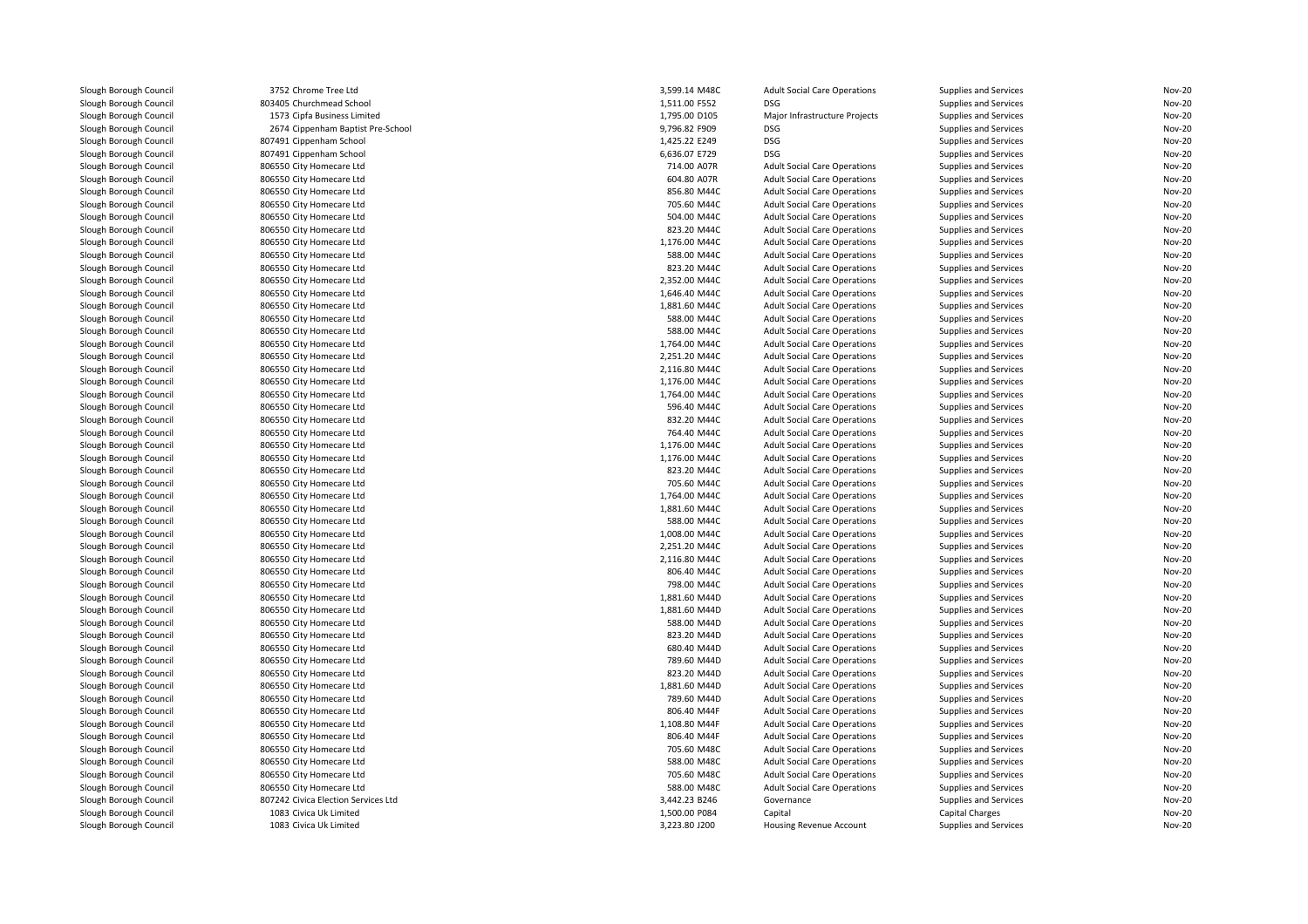| | | | | | |
|---|---|---|---|---|---|
| Slough Borough Council | 3752 Chrome Tree Ltd | 3,599.14 M48C | Adult Social Care Operations | Supplies and Services | Nov-20 |
| Slough Borough Council | 803405 Churchmead School | 1,511.00 F552 | DSG | Supplies and Services | Nov-20 |
| Slough Borough Council | 1573 Cipfa Business Limited | 1,795.00 D105 | Major Infrastructure Projects | Supplies and Services | Nov-20 |
| Slough Borough Council | 2674 Cippenham Baptist Pre-School | 9,796.82 F909 | DSG | Supplies and Services | Nov-20 |
| Slough Borough Council | 807491 Cippenham School | 1,425.22 E249 | DSG | Supplies and Services | Nov-20 |
| Slough Borough Council | 807491 Cippenham School | 6,636.07 E729 | DSG | Supplies and Services | Nov-20 |
| Slough Borough Council | 806550 City Homecare Ltd | 714.00 A07R | Adult Social Care Operations | Supplies and Services | Nov-20 |
| Slough Borough Council | 806550 City Homecare Ltd | 604.80 A07R | Adult Social Care Operations | Supplies and Services | Nov-20 |
| Slough Borough Council | 806550 City Homecare Ltd | 856.80 M44C | Adult Social Care Operations | Supplies and Services | Nov-20 |
| Slough Borough Council | 806550 City Homecare Ltd | 705.60 M44C | Adult Social Care Operations | Supplies and Services | Nov-20 |
| Slough Borough Council | 806550 City Homecare Ltd | 504.00 M44C | Adult Social Care Operations | Supplies and Services | Nov-20 |
| Slough Borough Council | 806550 City Homecare Ltd | 823.20 M44C | Adult Social Care Operations | Supplies and Services | Nov-20 |
| Slough Borough Council | 806550 City Homecare Ltd | 1,176.00 M44C | Adult Social Care Operations | Supplies and Services | Nov-20 |
| Slough Borough Council | 806550 City Homecare Ltd | 588.00 M44C | Adult Social Care Operations | Supplies and Services | Nov-20 |
| Slough Borough Council | 806550 City Homecare Ltd | 823.20 M44C | Adult Social Care Operations | Supplies and Services | Nov-20 |
| Slough Borough Council | 806550 City Homecare Ltd | 2,352.00 M44C | Adult Social Care Operations | Supplies and Services | Nov-20 |
| Slough Borough Council | 806550 City Homecare Ltd | 1,646.40 M44C | Adult Social Care Operations | Supplies and Services | Nov-20 |
| Slough Borough Council | 806550 City Homecare Ltd | 1,881.60 M44C | Adult Social Care Operations | Supplies and Services | Nov-20 |
| Slough Borough Council | 806550 City Homecare Ltd | 588.00 M44C | Adult Social Care Operations | Supplies and Services | Nov-20 |
| Slough Borough Council | 806550 City Homecare Ltd | 588.00 M44C | Adult Social Care Operations | Supplies and Services | Nov-20 |
| Slough Borough Council | 806550 City Homecare Ltd | 1,764.00 M44C | Adult Social Care Operations | Supplies and Services | Nov-20 |
| Slough Borough Council | 806550 City Homecare Ltd | 2,251.20 M44C | Adult Social Care Operations | Supplies and Services | Nov-20 |
| Slough Borough Council | 806550 City Homecare Ltd | 2,116.80 M44C | Adult Social Care Operations | Supplies and Services | Nov-20 |
| Slough Borough Council | 806550 City Homecare Ltd | 1,176.00 M44C | Adult Social Care Operations | Supplies and Services | Nov-20 |
| Slough Borough Council | 806550 City Homecare Ltd | 1,764.00 M44C | Adult Social Care Operations | Supplies and Services | Nov-20 |
| Slough Borough Council | 806550 City Homecare Ltd | 596.40 M44C | Adult Social Care Operations | Supplies and Services | Nov-20 |
| Slough Borough Council | 806550 City Homecare Ltd | 832.20 M44C | Adult Social Care Operations | Supplies and Services | Nov-20 |
| Slough Borough Council | 806550 City Homecare Ltd | 764.40 M44C | Adult Social Care Operations | Supplies and Services | Nov-20 |
| Slough Borough Council | 806550 City Homecare Ltd | 1,176.00 M44C | Adult Social Care Operations | Supplies and Services | Nov-20 |
| Slough Borough Council | 806550 City Homecare Ltd | 1,176.00 M44C | Adult Social Care Operations | Supplies and Services | Nov-20 |
| Slough Borough Council | 806550 City Homecare Ltd | 823.20 M44C | Adult Social Care Operations | Supplies and Services | Nov-20 |
| Slough Borough Council | 806550 City Homecare Ltd | 705.60 M44C | Adult Social Care Operations | Supplies and Services | Nov-20 |
| Slough Borough Council | 806550 City Homecare Ltd | 1,764.00 M44C | Adult Social Care Operations | Supplies and Services | Nov-20 |
| Slough Borough Council | 806550 City Homecare Ltd | 1,881.60 M44C | Adult Social Care Operations | Supplies and Services | Nov-20 |
| Slough Borough Council | 806550 City Homecare Ltd | 588.00 M44C | Adult Social Care Operations | Supplies and Services | Nov-20 |
| Slough Borough Council | 806550 City Homecare Ltd | 1,008.00 M44C | Adult Social Care Operations | Supplies and Services | Nov-20 |
| Slough Borough Council | 806550 City Homecare Ltd | 2,251.20 M44C | Adult Social Care Operations | Supplies and Services | Nov-20 |
| Slough Borough Council | 806550 City Homecare Ltd | 2,116.80 M44C | Adult Social Care Operations | Supplies and Services | Nov-20 |
| Slough Borough Council | 806550 City Homecare Ltd | 806.40 M44C | Adult Social Care Operations | Supplies and Services | Nov-20 |
| Slough Borough Council | 806550 City Homecare Ltd | 798.00 M44C | Adult Social Care Operations | Supplies and Services | Nov-20 |
| Slough Borough Council | 806550 City Homecare Ltd | 1,881.60 M44D | Adult Social Care Operations | Supplies and Services | Nov-20 |
| Slough Borough Council | 806550 City Homecare Ltd | 1,881.60 M44D | Adult Social Care Operations | Supplies and Services | Nov-20 |
| Slough Borough Council | 806550 City Homecare Ltd | 588.00 M44D | Adult Social Care Operations | Supplies and Services | Nov-20 |
| Slough Borough Council | 806550 City Homecare Ltd | 823.20 M44D | Adult Social Care Operations | Supplies and Services | Nov-20 |
| Slough Borough Council | 806550 City Homecare Ltd | 680.40 M44D | Adult Social Care Operations | Supplies and Services | Nov-20 |
| Slough Borough Council | 806550 City Homecare Ltd | 789.60 M44D | Adult Social Care Operations | Supplies and Services | Nov-20 |
| Slough Borough Council | 806550 City Homecare Ltd | 823.20 M44D | Adult Social Care Operations | Supplies and Services | Nov-20 |
| Slough Borough Council | 806550 City Homecare Ltd | 1,881.60 M44D | Adult Social Care Operations | Supplies and Services | Nov-20 |
| Slough Borough Council | 806550 City Homecare Ltd | 789.60 M44D | Adult Social Care Operations | Supplies and Services | Nov-20 |
| Slough Borough Council | 806550 City Homecare Ltd | 806.40 M44F | Adult Social Care Operations | Supplies and Services | Nov-20 |
| Slough Borough Council | 806550 City Homecare Ltd | 1,108.80 M44F | Adult Social Care Operations | Supplies and Services | Nov-20 |
| Slough Borough Council | 806550 City Homecare Ltd | 806.40 M44F | Adult Social Care Operations | Supplies and Services | Nov-20 |
| Slough Borough Council | 806550 City Homecare Ltd | 705.60 M48C | Adult Social Care Operations | Supplies and Services | Nov-20 |
| Slough Borough Council | 806550 City Homecare Ltd | 588.00 M48C | Adult Social Care Operations | Supplies and Services | Nov-20 |
| Slough Borough Council | 806550 City Homecare Ltd | 705.60 M48C | Adult Social Care Operations | Supplies and Services | Nov-20 |
| Slough Borough Council | 806550 City Homecare Ltd | 588.00 M48C | Adult Social Care Operations | Supplies and Services | Nov-20 |
| Slough Borough Council | 807242 Civica Election Services Ltd | 3,442.23 B246 | Governance | Supplies and Services | Nov-20 |
| Slough Borough Council | 1083 Civica Uk Limited | 1,500.00 P084 | Capital | Capital Charges | Nov-20 |
| Slough Borough Council | 1083 Civica Uk Limited | 3,223.80 J200 | Housing Revenue Account | Supplies and Services | Nov-20 |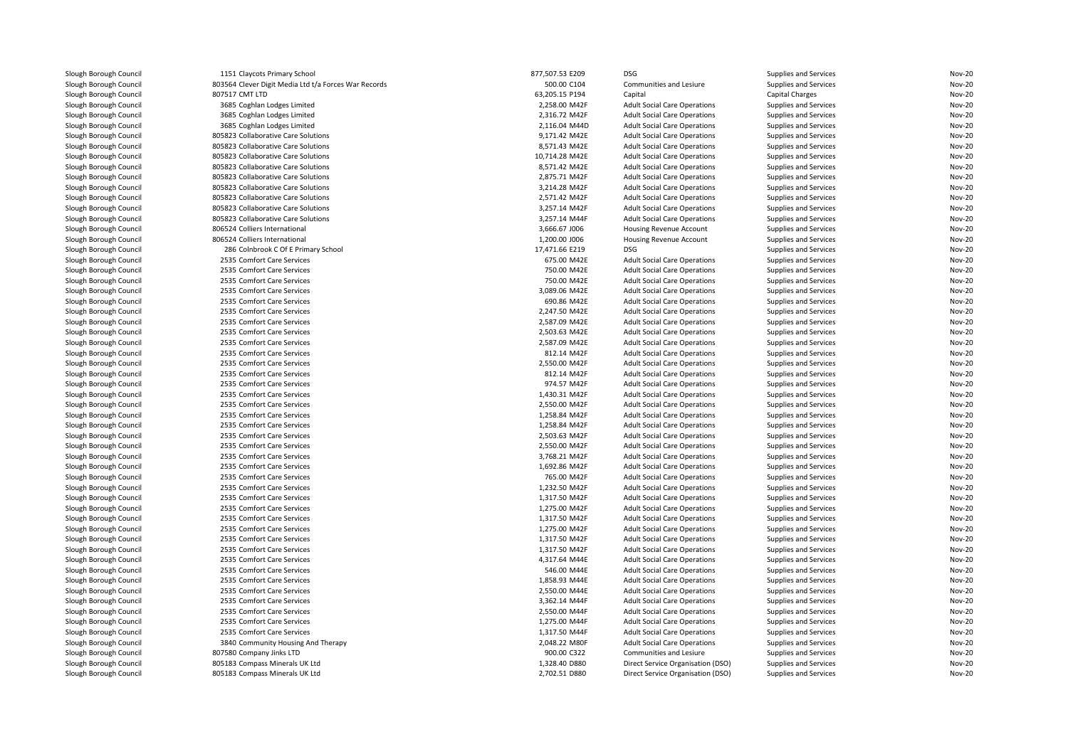| | | | | | | |
|---|---|---|---|---|---|---|
| Slough Borough Council | 1151 Claycots Primary School | 877,507.53 E209 | DSG | Supplies and Services | Nov-20 |
| Slough Borough Council | 803564 Clever Digit Media Ltd t/a Forces War Records | 500.00 C104 | Communities and Lesiure | Supplies and Services | Nov-20 |
| Slough Borough Council | 807517 CMT LTD | 63,205.15 P194 | Capital | Capital Charges | Nov-20 |
| Slough Borough Council | 3685 Coghlan Lodges Limited | 2,258.00 M42F | Adult Social Care Operations | Supplies and Services | Nov-20 |
| Slough Borough Council | 3685 Coghlan Lodges Limited | 2,316.72 M42F | Adult Social Care Operations | Supplies and Services | Nov-20 |
| Slough Borough Council | 3685 Coghlan Lodges Limited | 2,116.04 M44D | Adult Social Care Operations | Supplies and Services | Nov-20 |
| Slough Borough Council | 805823 Collaborative Care Solutions | 9,171.42 M42E | Adult Social Care Operations | Supplies and Services | Nov-20 |
| Slough Borough Council | 805823 Collaborative Care Solutions | 8,571.43 M42E | Adult Social Care Operations | Supplies and Services | Nov-20 |
| Slough Borough Council | 805823 Collaborative Care Solutions | 10,714.28 M42E | Adult Social Care Operations | Supplies and Services | Nov-20 |
| Slough Borough Council | 805823 Collaborative Care Solutions | 8,571.42 M42E | Adult Social Care Operations | Supplies and Services | Nov-20 |
| Slough Borough Council | 805823 Collaborative Care Solutions | 2,875.71 M42F | Adult Social Care Operations | Supplies and Services | Nov-20 |
| Slough Borough Council | 805823 Collaborative Care Solutions | 3,214.28 M42F | Adult Social Care Operations | Supplies and Services | Nov-20 |
| Slough Borough Council | 805823 Collaborative Care Solutions | 2,571.42 M42F | Adult Social Care Operations | Supplies and Services | Nov-20 |
| Slough Borough Council | 805823 Collaborative Care Solutions | 3,257.14 M42F | Adult Social Care Operations | Supplies and Services | Nov-20 |
| Slough Borough Council | 805823 Collaborative Care Solutions | 3,257.14 M44F | Adult Social Care Operations | Supplies and Services | Nov-20 |
| Slough Borough Council | 806524 Colliers International | 3,666.67 J006 | Housing Revenue Account | Supplies and Services | Nov-20 |
| Slough Borough Council | 806524 Colliers International | 1,200.00 J006 | Housing Revenue Account | Supplies and Services | Nov-20 |
| Slough Borough Council | 286 Colnbrook C Of E Primary School | 17,471.66 E219 | DSG | Supplies and Services | Nov-20 |
| Slough Borough Council | 2535 Comfort Care Services | 675.00 M42E | Adult Social Care Operations | Supplies and Services | Nov-20 |
| Slough Borough Council | 2535 Comfort Care Services | 750.00 M42E | Adult Social Care Operations | Supplies and Services | Nov-20 |
| Slough Borough Council | 2535 Comfort Care Services | 750.00 M42E | Adult Social Care Operations | Supplies and Services | Nov-20 |
| Slough Borough Council | 2535 Comfort Care Services | 3,089.06 M42E | Adult Social Care Operations | Supplies and Services | Nov-20 |
| Slough Borough Council | 2535 Comfort Care Services | 690.86 M42E | Adult Social Care Operations | Supplies and Services | Nov-20 |
| Slough Borough Council | 2535 Comfort Care Services | 2,247.50 M42E | Adult Social Care Operations | Supplies and Services | Nov-20 |
| Slough Borough Council | 2535 Comfort Care Services | 2,587.09 M42E | Adult Social Care Operations | Supplies and Services | Nov-20 |
| Slough Borough Council | 2535 Comfort Care Services | 2,503.63 M42E | Adult Social Care Operations | Supplies and Services | Nov-20 |
| Slough Borough Council | 2535 Comfort Care Services | 2,587.09 M42E | Adult Social Care Operations | Supplies and Services | Nov-20 |
| Slough Borough Council | 2535 Comfort Care Services | 812.14 M42F | Adult Social Care Operations | Supplies and Services | Nov-20 |
| Slough Borough Council | 2535 Comfort Care Services | 2,550.00 M42F | Adult Social Care Operations | Supplies and Services | Nov-20 |
| Slough Borough Council | 2535 Comfort Care Services | 812.14 M42F | Adult Social Care Operations | Supplies and Services | Nov-20 |
| Slough Borough Council | 2535 Comfort Care Services | 974.57 M42F | Adult Social Care Operations | Supplies and Services | Nov-20 |
| Slough Borough Council | 2535 Comfort Care Services | 1,430.31 M42F | Adult Social Care Operations | Supplies and Services | Nov-20 |
| Slough Borough Council | 2535 Comfort Care Services | 2,550.00 M42F | Adult Social Care Operations | Supplies and Services | Nov-20 |
| Slough Borough Council | 2535 Comfort Care Services | 1,258.84 M42F | Adult Social Care Operations | Supplies and Services | Nov-20 |
| Slough Borough Council | 2535 Comfort Care Services | 1,258.84 M42F | Adult Social Care Operations | Supplies and Services | Nov-20 |
| Slough Borough Council | 2535 Comfort Care Services | 2,503.63 M42F | Adult Social Care Operations | Supplies and Services | Nov-20 |
| Slough Borough Council | 2535 Comfort Care Services | 2,550.00 M42F | Adult Social Care Operations | Supplies and Services | Nov-20 |
| Slough Borough Council | 2535 Comfort Care Services | 3,768.21 M42F | Adult Social Care Operations | Supplies and Services | Nov-20 |
| Slough Borough Council | 2535 Comfort Care Services | 1,692.86 M42F | Adult Social Care Operations | Supplies and Services | Nov-20 |
| Slough Borough Council | 2535 Comfort Care Services | 765.00 M42F | Adult Social Care Operations | Supplies and Services | Nov-20 |
| Slough Borough Council | 2535 Comfort Care Services | 1,232.50 M42F | Adult Social Care Operations | Supplies and Services | Nov-20 |
| Slough Borough Council | 2535 Comfort Care Services | 1,317.50 M42F | Adult Social Care Operations | Supplies and Services | Nov-20 |
| Slough Borough Council | 2535 Comfort Care Services | 1,275.00 M42F | Adult Social Care Operations | Supplies and Services | Nov-20 |
| Slough Borough Council | 2535 Comfort Care Services | 1,317.50 M42F | Adult Social Care Operations | Supplies and Services | Nov-20 |
| Slough Borough Council | 2535 Comfort Care Services | 1,275.00 M42F | Adult Social Care Operations | Supplies and Services | Nov-20 |
| Slough Borough Council | 2535 Comfort Care Services | 1,317.50 M42F | Adult Social Care Operations | Supplies and Services | Nov-20 |
| Slough Borough Council | 2535 Comfort Care Services | 1,317.50 M42F | Adult Social Care Operations | Supplies and Services | Nov-20 |
| Slough Borough Council | 2535 Comfort Care Services | 4,317.64 M44E | Adult Social Care Operations | Supplies and Services | Nov-20 |
| Slough Borough Council | 2535 Comfort Care Services | 546.00 M44E | Adult Social Care Operations | Supplies and Services | Nov-20 |
| Slough Borough Council | 2535 Comfort Care Services | 1,858.93 M44E | Adult Social Care Operations | Supplies and Services | Nov-20 |
| Slough Borough Council | 2535 Comfort Care Services | 2,550.00 M44E | Adult Social Care Operations | Supplies and Services | Nov-20 |
| Slough Borough Council | 2535 Comfort Care Services | 3,362.14 M44F | Adult Social Care Operations | Supplies and Services | Nov-20 |
| Slough Borough Council | 2535 Comfort Care Services | 2,550.00 M44F | Adult Social Care Operations | Supplies and Services | Nov-20 |
| Slough Borough Council | 2535 Comfort Care Services | 1,275.00 M44F | Adult Social Care Operations | Supplies and Services | Nov-20 |
| Slough Borough Council | 2535 Comfort Care Services | 1,317.50 M44F | Adult Social Care Operations | Supplies and Services | Nov-20 |
| Slough Borough Council | 3840 Community Housing And Therapy | 2,048.22 M80F | Adult Social Care Operations | Supplies and Services | Nov-20 |
| Slough Borough Council | 807580 Company Jinks LTD | 900.00 C322 | Communities and Lesiure | Supplies and Services | Nov-20 |
| Slough Borough Council | 805183 Compass Minerals UK Ltd | 1,328.40 D880 | Direct Service Organisation (DSO) | Supplies and Services | Nov-20 |
| Slough Borough Council | 805183 Compass Minerals UK Ltd | 2,702.51 D880 | Direct Service Organisation (DSO) | Supplies and Services | Nov-20 |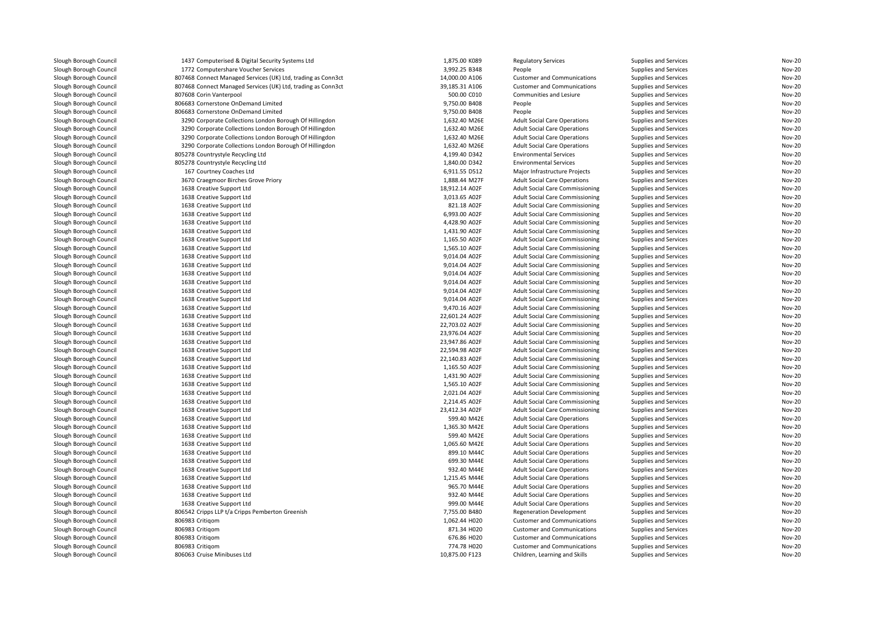| | | | | | | |
|---|---|---|---|---|---|---|
| Slough Borough Council | 1437 Computerised & Digital Security Systems Ltd | 1,875.00 K089 | Regulatory Services | Supplies and Services | Nov-20 |
| Slough Borough Council | 1772 Computershare Voucher Services | 3,992.25 B348 | People | Supplies and Services | Nov-20 |
| Slough Borough Council | 807468 Connect Managed Services (UK) Ltd, trading as Conn3ct | 14,000.00 A106 | Customer and Communications | Supplies and Services | Nov-20 |
| Slough Borough Council | 807468 Connect Managed Services (UK) Ltd, trading as Conn3ct | 39,185.31 A106 | Customer and Communications | Supplies and Services | Nov-20 |
| Slough Borough Council | 807608 Corin Vanterpool | 500.00 C010 | Communities and Lesiure | Supplies and Services | Nov-20 |
| Slough Borough Council | 806683 Cornerstone OnDemand Limited | 9,750.00 B408 | People | Supplies and Services | Nov-20 |
| Slough Borough Council | 806683 Cornerstone OnDemand Limited | 9,750.00 B408 | People | Supplies and Services | Nov-20 |
| Slough Borough Council | 3290 Corporate Collections London Borough Of Hillingdon | 1,632.40 M26E | Adult Social Care Operations | Supplies and Services | Nov-20 |
| Slough Borough Council | 3290 Corporate Collections London Borough Of Hillingdon | 1,632.40 M26E | Adult Social Care Operations | Supplies and Services | Nov-20 |
| Slough Borough Council | 3290 Corporate Collections London Borough Of Hillingdon | 1,632.40 M26E | Adult Social Care Operations | Supplies and Services | Nov-20 |
| Slough Borough Council | 3290 Corporate Collections London Borough Of Hillingdon | 1,632.40 M26E | Adult Social Care Operations | Supplies and Services | Nov-20 |
| Slough Borough Council | 805278 Countrystyle Recycling Ltd | 4,199.40 D342 | Environmental Services | Supplies and Services | Nov-20 |
| Slough Borough Council | 805278 Countrystyle Recycling Ltd | 1,840.00 D342 | Environmental Services | Supplies and Services | Nov-20 |
| Slough Borough Council | 167 Courtney Coaches Ltd | 6,911.55 D512 | Major Infrastructure Projects | Supplies and Services | Nov-20 |
| Slough Borough Council | 3670 Craegmoor Birches Grove Priory | 1,888.44 M27F | Adult Social Care Operations | Supplies and Services | Nov-20 |
| Slough Borough Council | 1638 Creative Support Ltd | 18,912.14 A02F | Adult Social Care Commissioning | Supplies and Services | Nov-20 |
| Slough Borough Council | 1638 Creative Support Ltd | 3,013.65 A02F | Adult Social Care Commissioning | Supplies and Services | Nov-20 |
| Slough Borough Council | 1638 Creative Support Ltd | 821.18 A02F | Adult Social Care Commissioning | Supplies and Services | Nov-20 |
| Slough Borough Council | 1638 Creative Support Ltd | 6,993.00 A02F | Adult Social Care Commissioning | Supplies and Services | Nov-20 |
| Slough Borough Council | 1638 Creative Support Ltd | 4,428.90 A02F | Adult Social Care Commissioning | Supplies and Services | Nov-20 |
| Slough Borough Council | 1638 Creative Support Ltd | 1,431.90 A02F | Adult Social Care Commissioning | Supplies and Services | Nov-20 |
| Slough Borough Council | 1638 Creative Support Ltd | 1,165.50 A02F | Adult Social Care Commissioning | Supplies and Services | Nov-20 |
| Slough Borough Council | 1638 Creative Support Ltd | 1,565.10 A02F | Adult Social Care Commissioning | Supplies and Services | Nov-20 |
| Slough Borough Council | 1638 Creative Support Ltd | 9,014.04 A02F | Adult Social Care Commissioning | Supplies and Services | Nov-20 |
| Slough Borough Council | 1638 Creative Support Ltd | 9,014.04 A02F | Adult Social Care Commissioning | Supplies and Services | Nov-20 |
| Slough Borough Council | 1638 Creative Support Ltd | 9,014.04 A02F | Adult Social Care Commissioning | Supplies and Services | Nov-20 |
| Slough Borough Council | 1638 Creative Support Ltd | 9,014.04 A02F | Adult Social Care Commissioning | Supplies and Services | Nov-20 |
| Slough Borough Council | 1638 Creative Support Ltd | 9,014.04 A02F | Adult Social Care Commissioning | Supplies and Services | Nov-20 |
| Slough Borough Council | 1638 Creative Support Ltd | 9,014.04 A02F | Adult Social Care Commissioning | Supplies and Services | Nov-20 |
| Slough Borough Council | 1638 Creative Support Ltd | 9,470.16 A02F | Adult Social Care Commissioning | Supplies and Services | Nov-20 |
| Slough Borough Council | 1638 Creative Support Ltd | 22,601.24 A02F | Adult Social Care Commissioning | Supplies and Services | Nov-20 |
| Slough Borough Council | 1638 Creative Support Ltd | 22,703.02 A02F | Adult Social Care Commissioning | Supplies and Services | Nov-20 |
| Slough Borough Council | 1638 Creative Support Ltd | 23,976.04 A02F | Adult Social Care Commissioning | Supplies and Services | Nov-20 |
| Slough Borough Council | 1638 Creative Support Ltd | 23,947.86 A02F | Adult Social Care Commissioning | Supplies and Services | Nov-20 |
| Slough Borough Council | 1638 Creative Support Ltd | 22,594.98 A02F | Adult Social Care Commissioning | Supplies and Services | Nov-20 |
| Slough Borough Council | 1638 Creative Support Ltd | 22,140.83 A02F | Adult Social Care Commissioning | Supplies and Services | Nov-20 |
| Slough Borough Council | 1638 Creative Support Ltd | 1,165.50 A02F | Adult Social Care Commissioning | Supplies and Services | Nov-20 |
| Slough Borough Council | 1638 Creative Support Ltd | 1,431.90 A02F | Adult Social Care Commissioning | Supplies and Services | Nov-20 |
| Slough Borough Council | 1638 Creative Support Ltd | 1,565.10 A02F | Adult Social Care Commissioning | Supplies and Services | Nov-20 |
| Slough Borough Council | 1638 Creative Support Ltd | 2,021.04 A02F | Adult Social Care Commissioning | Supplies and Services | Nov-20 |
| Slough Borough Council | 1638 Creative Support Ltd | 2,214.45 A02F | Adult Social Care Commissioning | Supplies and Services | Nov-20 |
| Slough Borough Council | 1638 Creative Support Ltd | 23,412.34 A02F | Adult Social Care Commissioning | Supplies and Services | Nov-20 |
| Slough Borough Council | 1638 Creative Support Ltd | 599.40 M42E | Adult Social Care Operations | Supplies and Services | Nov-20 |
| Slough Borough Council | 1638 Creative Support Ltd | 1,365.30 M42E | Adult Social Care Operations | Supplies and Services | Nov-20 |
| Slough Borough Council | 1638 Creative Support Ltd | 599.40 M42E | Adult Social Care Operations | Supplies and Services | Nov-20 |
| Slough Borough Council | 1638 Creative Support Ltd | 1,065.60 M42E | Adult Social Care Operations | Supplies and Services | Nov-20 |
| Slough Borough Council | 1638 Creative Support Ltd | 899.10 M44C | Adult Social Care Operations | Supplies and Services | Nov-20 |
| Slough Borough Council | 1638 Creative Support Ltd | 699.30 M44E | Adult Social Care Operations | Supplies and Services | Nov-20 |
| Slough Borough Council | 1638 Creative Support Ltd | 932.40 M44E | Adult Social Care Operations | Supplies and Services | Nov-20 |
| Slough Borough Council | 1638 Creative Support Ltd | 1,215.45 M44E | Adult Social Care Operations | Supplies and Services | Nov-20 |
| Slough Borough Council | 1638 Creative Support Ltd | 965.70 M44E | Adult Social Care Operations | Supplies and Services | Nov-20 |
| Slough Borough Council | 1638 Creative Support Ltd | 932.40 M44E | Adult Social Care Operations | Supplies and Services | Nov-20 |
| Slough Borough Council | 1638 Creative Support Ltd | 999.00 M44E | Adult Social Care Operations | Supplies and Services | Nov-20 |
| Slough Borough Council | 806542 Cripps LLP t/a Cripps Pemberton Greenish | 7,755.00 B480 | Regeneration Development | Supplies and Services | Nov-20 |
| Slough Borough Council | 806983 Critiqom | 1,062.44 H020 | Customer and Communications | Supplies and Services | Nov-20 |
| Slough Borough Council | 806983 Critiqom | 871.34 H020 | Customer and Communications | Supplies and Services | Nov-20 |
| Slough Borough Council | 806983 Critiqom | 676.86 H020 | Customer and Communications | Supplies and Services | Nov-20 |
| Slough Borough Council | 806983 Critiqom | 774.78 H020 | Customer and Communications | Supplies and Services | Nov-20 |
| Slough Borough Council | 806063 Cruise Minibuses Ltd | 10,875.00 F123 | Children, Learning and Skills | Supplies and Services | Nov-20 |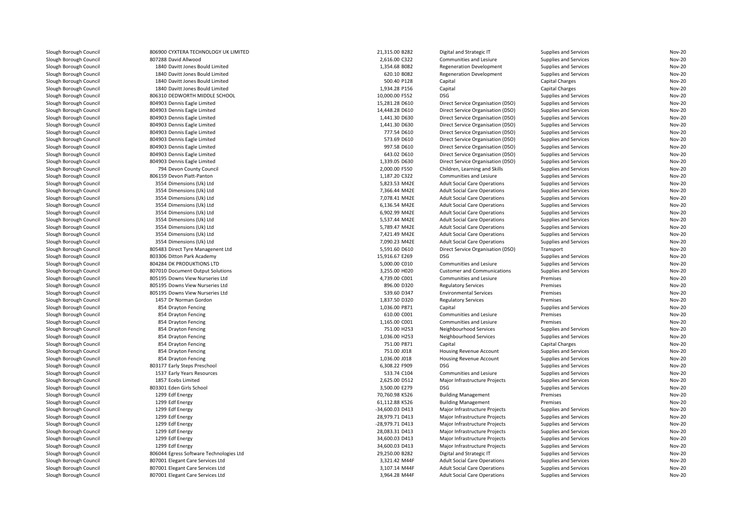| | | | | | | |
|---|---|---|---|---|---|---|
| Slough Borough Council | 806900 CYXTERA TECHNOLOGY UK LIMITED | 21,315.00 B282 | Digital and Strategic IT | Supplies and Services | Nov-20 |
| Slough Borough Council | 807288 David Allwood | 2,616.00 C322 | Communities and Lesiure | Supplies and Services | Nov-20 |
| Slough Borough Council | 1840 Davitt Jones Bould Limited | 1,354.68 B082 | Regeneration Development | Supplies and Services | Nov-20 |
| Slough Borough Council | 1840 Davitt Jones Bould Limited | 620.10 B082 | Regeneration Development | Supplies and Services | Nov-20 |
| Slough Borough Council | 1840 Davitt Jones Bould Limited | 500.40 P128 | Capital | Capital Charges | Nov-20 |
| Slough Borough Council | 1840 Davitt Jones Bould Limited | 1,934.28 P156 | Capital | Capital Charges | Nov-20 |
| Slough Borough Council | 806310 DEDWORTH MIDDLE SCHOOL | 10,000.00 F552 | DSG | Supplies and Services | Nov-20 |
| Slough Borough Council | 804903 Dennis Eagle Limited | 15,281.28 D610 | Direct Service Organisation (DSO) | Supplies and Services | Nov-20 |
| Slough Borough Council | 804903 Dennis Eagle Limited | 14,448.28 D610 | Direct Service Organisation (DSO) | Supplies and Services | Nov-20 |
| Slough Borough Council | 804903 Dennis Eagle Limited | 1,441.30 D630 | Direct Service Organisation (DSO) | Supplies and Services | Nov-20 |
| Slough Borough Council | 804903 Dennis Eagle Limited | 1,441.30 D630 | Direct Service Organisation (DSO) | Supplies and Services | Nov-20 |
| Slough Borough Council | 804903 Dennis Eagle Limited | 777.54 D610 | Direct Service Organisation (DSO) | Supplies and Services | Nov-20 |
| Slough Borough Council | 804903 Dennis Eagle Limited | 573.69 D610 | Direct Service Organisation (DSO) | Supplies and Services | Nov-20 |
| Slough Borough Council | 804903 Dennis Eagle Limited | 997.58 D610 | Direct Service Organisation (DSO) | Supplies and Services | Nov-20 |
| Slough Borough Council | 804903 Dennis Eagle Limited | 643.02 D610 | Direct Service Organisation (DSO) | Supplies and Services | Nov-20 |
| Slough Borough Council | 804903 Dennis Eagle Limited | 1,339.05 D630 | Direct Service Organisation (DSO) | Supplies and Services | Nov-20 |
| Slough Borough Council | 794 Devon County Council | 2,000.00 F550 | Children, Learning and Skills | Supplies and Services | Nov-20 |
| Slough Borough Council | 806159 Devon Piatt-Panton | 1,187.20 C322 | Communities and Lesiure | Supplies and Services | Nov-20 |
| Slough Borough Council | 3554 Dimensions (Uk) Ltd | 5,823.53 M42E | Adult Social Care Operations | Supplies and Services | Nov-20 |
| Slough Borough Council | 3554 Dimensions (Uk) Ltd | 7,366.44 M42E | Adult Social Care Operations | Supplies and Services | Nov-20 |
| Slough Borough Council | 3554 Dimensions (Uk) Ltd | 7,078.41 M42E | Adult Social Care Operations | Supplies and Services | Nov-20 |
| Slough Borough Council | 3554 Dimensions (Uk) Ltd | 6,136.54 M42E | Adult Social Care Operations | Supplies and Services | Nov-20 |
| Slough Borough Council | 3554 Dimensions (Uk) Ltd | 6,902.99 M42E | Adult Social Care Operations | Supplies and Services | Nov-20 |
| Slough Borough Council | 3554 Dimensions (Uk) Ltd | 5,537.44 M42E | Adult Social Care Operations | Supplies and Services | Nov-20 |
| Slough Borough Council | 3554 Dimensions (Uk) Ltd | 5,789.47 M42E | Adult Social Care Operations | Supplies and Services | Nov-20 |
| Slough Borough Council | 3554 Dimensions (Uk) Ltd | 7,421.49 M42E | Adult Social Care Operations | Supplies and Services | Nov-20 |
| Slough Borough Council | 3554 Dimensions (Uk) Ltd | 7,090.23 M42E | Adult Social Care Operations | Supplies and Services | Nov-20 |
| Slough Borough Council | 805483 Direct Tyre Managenent Ltd | 5,591.60 D610 | Direct Service Organisation (DSO) | Transport | Nov-20 |
| Slough Borough Council | 803306 Ditton Park Academy | 15,916.67 E269 | DSG | Supplies and Services | Nov-20 |
| Slough Borough Council | 804284 DK PRODUKTIONS LTD | 5,000.00 C010 | Communities and Lesiure | Supplies and Services | Nov-20 |
| Slough Borough Council | 807010 Document Output Solutions | 3,255.00 H020 | Customer and Communications | Supplies and Services | Nov-20 |
| Slough Borough Council | 805195 Downs View Nurseries Ltd | 4,739.00 C001 | Communities and Lesiure | Premises | Nov-20 |
| Slough Borough Council | 805195 Downs View Nurseries Ltd | 896.00 D320 | Regulatory Services | Premises | Nov-20 |
| Slough Borough Council | 805195 Downs View Nurseries Ltd | 539.60 D347 | Environmental Services | Premises | Nov-20 |
| Slough Borough Council | 1457 Dr Norman Gordon | 1,837.50 D320 | Regulatory Services | Premises | Nov-20 |
| Slough Borough Council | 854 Drayton Fencing | 1,036.00 P871 | Capital | Supplies and Services | Nov-20 |
| Slough Borough Council | 854 Drayton Fencing | 610.00 C001 | Communities and Lesiure | Premises | Nov-20 |
| Slough Borough Council | 854 Drayton Fencing | 1,165.00 C001 | Communities and Lesiure | Premises | Nov-20 |
| Slough Borough Council | 854 Drayton Fencing | 751.00 H253 | Neighbourhood Services | Supplies and Services | Nov-20 |
| Slough Borough Council | 854 Drayton Fencing | 1,036.00 H253 | Neighbourhood Services | Supplies and Services | Nov-20 |
| Slough Borough Council | 854 Drayton Fencing | 751.00 P871 | Capital | Capital Charges | Nov-20 |
| Slough Borough Council | 854 Drayton Fencing | 751.00 J018 | Housing Revenue Account | Supplies and Services | Nov-20 |
| Slough Borough Council | 854 Drayton Fencing | 1,036.00 J018 | Housing Revenue Account | Supplies and Services | Nov-20 |
| Slough Borough Council | 803177 Early Steps Preschool | 6,308.22 F909 | DSG | Supplies and Services | Nov-20 |
| Slough Borough Council | 1537 Early Years Resources | 533.74 C104 | Communities and Lesiure | Supplies and Services | Nov-20 |
| Slough Borough Council | 1857 Ecebs Limited | 2,625.00 D512 | Major Infrastructure Projects | Supplies and Services | Nov-20 |
| Slough Borough Council | 803301 Eden Girls School | 3,500.00 E279 | DSG | Supplies and Services | Nov-20 |
| Slough Borough Council | 1299 Edf Energy | 70,760.98 K526 | Building Management | Premises | Nov-20 |
| Slough Borough Council | 1299 Edf Energy | 61,112.88 K526 | Building Management | Premises | Nov-20 |
| Slough Borough Council | 1299 Edf Energy | -34,600.03 D413 | Major Infrastructure Projects | Supplies and Services | Nov-20 |
| Slough Borough Council | 1299 Edf Energy | 28,979.71 D413 | Major Infrastructure Projects | Supplies and Services | Nov-20 |
| Slough Borough Council | 1299 Edf Energy | -28,979.71 D413 | Major Infrastructure Projects | Supplies and Services | Nov-20 |
| Slough Borough Council | 1299 Edf Energy | 28,083.31 D413 | Major Infrastructure Projects | Supplies and Services | Nov-20 |
| Slough Borough Council | 1299 Edf Energy | 34,600.03 D413 | Major Infrastructure Projects | Supplies and Services | Nov-20 |
| Slough Borough Council | 1299 Edf Energy | 34,600.03 D413 | Major Infrastructure Projects | Supplies and Services | Nov-20 |
| Slough Borough Council | 806044 Egress Software Technologies Ltd | 29,250.00 B282 | Digital and Strategic IT | Supplies and Services | Nov-20 |
| Slough Borough Council | 807001 Elegant Care Services Ltd | 3,321.42 M44F | Adult Social Care Operations | Supplies and Services | Nov-20 |
| Slough Borough Council | 807001 Elegant Care Services Ltd | 3,107.14 M44F | Adult Social Care Operations | Supplies and Services | Nov-20 |
| Slough Borough Council | 807001 Elegant Care Services Ltd | 3,964.28 M44F | Adult Social Care Operations | Supplies and Services | Nov-20 |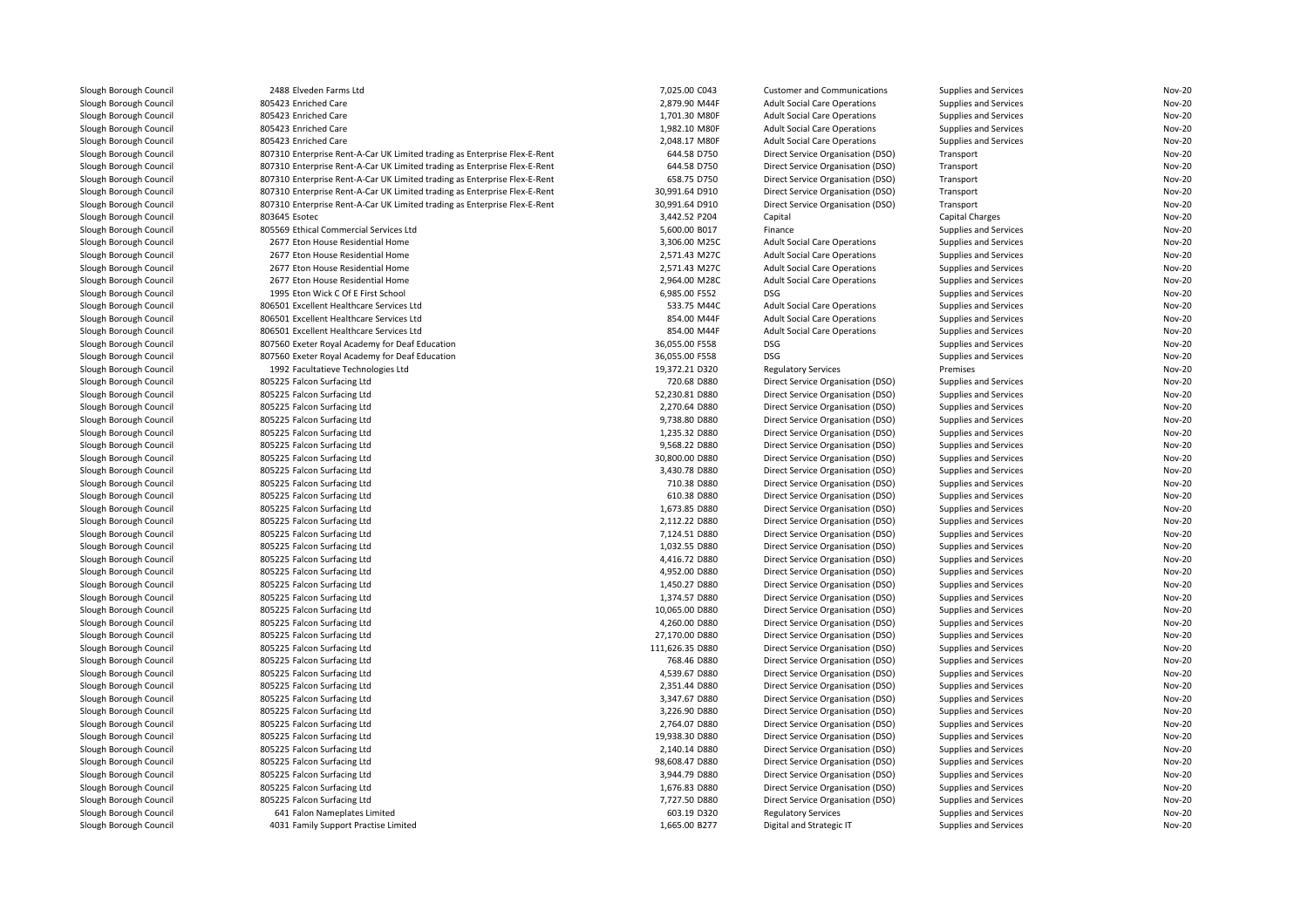| | | | | | | |
|---|---|---|---|---|---|---|
| Slough Borough Council | 2488 Elveden Farms Ltd | 7,025.00 C043 | Customer and Communications | Supplies and Services | Nov-20 |
| Slough Borough Council | 805423 Enriched Care | 2,879.90 M44F | Adult Social Care Operations | Supplies and Services | Nov-20 |
| Slough Borough Council | 805423 Enriched Care | 1,701.30 M80F | Adult Social Care Operations | Supplies and Services | Nov-20 |
| Slough Borough Council | 805423 Enriched Care | 1,982.10 M80F | Adult Social Care Operations | Supplies and Services | Nov-20 |
| Slough Borough Council | 805423 Enriched Care | 2,048.17 M80F | Adult Social Care Operations | Supplies and Services | Nov-20 |
| Slough Borough Council | 807310 Enterprise Rent-A-Car UK Limited trading as Enterprise Flex-E-Rent | 644.58 D750 | Direct Service Organisation (DSO) | Transport | Nov-20 |
| Slough Borough Council | 807310 Enterprise Rent-A-Car UK Limited trading as Enterprise Flex-E-Rent | 644.58 D750 | Direct Service Organisation (DSO) | Transport | Nov-20 |
| Slough Borough Council | 807310 Enterprise Rent-A-Car UK Limited trading as Enterprise Flex-E-Rent | 658.75 D750 | Direct Service Organisation (DSO) | Transport | Nov-20 |
| Slough Borough Council | 807310 Enterprise Rent-A-Car UK Limited trading as Enterprise Flex-E-Rent | 30,991.64 D910 | Direct Service Organisation (DSO) | Transport | Nov-20 |
| Slough Borough Council | 807310 Enterprise Rent-A-Car UK Limited trading as Enterprise Flex-E-Rent | 30,991.64 D910 | Direct Service Organisation (DSO) | Transport | Nov-20 |
| Slough Borough Council | 803645 Esotec | 3,442.52 P204 | Capital | Capital Charges | Nov-20 |
| Slough Borough Council | 805569 Ethical Commercial Services Ltd | 5,600.00 B017 | Finance | Supplies and Services | Nov-20 |
| Slough Borough Council | 2677 Eton House Residential Home | 3,306.00 M25C | Adult Social Care Operations | Supplies and Services | Nov-20 |
| Slough Borough Council | 2677 Eton House Residential Home | 2,571.43 M27C | Adult Social Care Operations | Supplies and Services | Nov-20 |
| Slough Borough Council | 2677 Eton House Residential Home | 2,571.43 M27C | Adult Social Care Operations | Supplies and Services | Nov-20 |
| Slough Borough Council | 2677 Eton House Residential Home | 2,964.00 M28C | Adult Social Care Operations | Supplies and Services | Nov-20 |
| Slough Borough Council | 1995 Eton Wick C Of E First School | 6,985.00 F552 | DSG | Supplies and Services | Nov-20 |
| Slough Borough Council | 806501 Excellent Healthcare Services Ltd | 533.75 M44C | Adult Social Care Operations | Supplies and Services | Nov-20 |
| Slough Borough Council | 806501 Excellent Healthcare Services Ltd | 854.00 M44F | Adult Social Care Operations | Supplies and Services | Nov-20 |
| Slough Borough Council | 806501 Excellent Healthcare Services Ltd | 854.00 M44F | Adult Social Care Operations | Supplies and Services | Nov-20 |
| Slough Borough Council | 807560 Exeter Royal Academy for Deaf Education | 36,055.00 F558 | DSG | Supplies and Services | Nov-20 |
| Slough Borough Council | 807560 Exeter Royal Academy for Deaf Education | 36,055.00 F558 | DSG | Supplies and Services | Nov-20 |
| Slough Borough Council | 1992 Facultatieve Technologies Ltd | 19,372.21 D320 | Regulatory Services | Premises | Nov-20 |
| Slough Borough Council | 805225 Falcon Surfacing Ltd | 720.68 D880 | Direct Service Organisation (DSO) | Supplies and Services | Nov-20 |
| Slough Borough Council | 805225 Falcon Surfacing Ltd | 52,230.81 D880 | Direct Service Organisation (DSO) | Supplies and Services | Nov-20 |
| Slough Borough Council | 805225 Falcon Surfacing Ltd | 2,270.64 D880 | Direct Service Organisation (DSO) | Supplies and Services | Nov-20 |
| Slough Borough Council | 805225 Falcon Surfacing Ltd | 9,738.80 D880 | Direct Service Organisation (DSO) | Supplies and Services | Nov-20 |
| Slough Borough Council | 805225 Falcon Surfacing Ltd | 1,235.32 D880 | Direct Service Organisation (DSO) | Supplies and Services | Nov-20 |
| Slough Borough Council | 805225 Falcon Surfacing Ltd | 9,568.22 D880 | Direct Service Organisation (DSO) | Supplies and Services | Nov-20 |
| Slough Borough Council | 805225 Falcon Surfacing Ltd | 30,800.00 D880 | Direct Service Organisation (DSO) | Supplies and Services | Nov-20 |
| Slough Borough Council | 805225 Falcon Surfacing Ltd | 3,430.78 D880 | Direct Service Organisation (DSO) | Supplies and Services | Nov-20 |
| Slough Borough Council | 805225 Falcon Surfacing Ltd | 710.38 D880 | Direct Service Organisation (DSO) | Supplies and Services | Nov-20 |
| Slough Borough Council | 805225 Falcon Surfacing Ltd | 610.38 D880 | Direct Service Organisation (DSO) | Supplies and Services | Nov-20 |
| Slough Borough Council | 805225 Falcon Surfacing Ltd | 1,673.85 D880 | Direct Service Organisation (DSO) | Supplies and Services | Nov-20 |
| Slough Borough Council | 805225 Falcon Surfacing Ltd | 2,112.22 D880 | Direct Service Organisation (DSO) | Supplies and Services | Nov-20 |
| Slough Borough Council | 805225 Falcon Surfacing Ltd | 7,124.51 D880 | Direct Service Organisation (DSO) | Supplies and Services | Nov-20 |
| Slough Borough Council | 805225 Falcon Surfacing Ltd | 1,032.55 D880 | Direct Service Organisation (DSO) | Supplies and Services | Nov-20 |
| Slough Borough Council | 805225 Falcon Surfacing Ltd | 4,416.72 D880 | Direct Service Organisation (DSO) | Supplies and Services | Nov-20 |
| Slough Borough Council | 805225 Falcon Surfacing Ltd | 4,952.00 D880 | Direct Service Organisation (DSO) | Supplies and Services | Nov-20 |
| Slough Borough Council | 805225 Falcon Surfacing Ltd | 1,450.27 D880 | Direct Service Organisation (DSO) | Supplies and Services | Nov-20 |
| Slough Borough Council | 805225 Falcon Surfacing Ltd | 1,374.57 D880 | Direct Service Organisation (DSO) | Supplies and Services | Nov-20 |
| Slough Borough Council | 805225 Falcon Surfacing Ltd | 10,065.00 D880 | Direct Service Organisation (DSO) | Supplies and Services | Nov-20 |
| Slough Borough Council | 805225 Falcon Surfacing Ltd | 4,260.00 D880 | Direct Service Organisation (DSO) | Supplies and Services | Nov-20 |
| Slough Borough Council | 805225 Falcon Surfacing Ltd | 27,170.00 D880 | Direct Service Organisation (DSO) | Supplies and Services | Nov-20 |
| Slough Borough Council | 805225 Falcon Surfacing Ltd | 111,626.35 D880 | Direct Service Organisation (DSO) | Supplies and Services | Nov-20 |
| Slough Borough Council | 805225 Falcon Surfacing Ltd | 768.46 D880 | Direct Service Organisation (DSO) | Supplies and Services | Nov-20 |
| Slough Borough Council | 805225 Falcon Surfacing Ltd | 4,539.67 D880 | Direct Service Organisation (DSO) | Supplies and Services | Nov-20 |
| Slough Borough Council | 805225 Falcon Surfacing Ltd | 2,351.44 D880 | Direct Service Organisation (DSO) | Supplies and Services | Nov-20 |
| Slough Borough Council | 805225 Falcon Surfacing Ltd | 3,347.67 D880 | Direct Service Organisation (DSO) | Supplies and Services | Nov-20 |
| Slough Borough Council | 805225 Falcon Surfacing Ltd | 3,226.90 D880 | Direct Service Organisation (DSO) | Supplies and Services | Nov-20 |
| Slough Borough Council | 805225 Falcon Surfacing Ltd | 2,764.07 D880 | Direct Service Organisation (DSO) | Supplies and Services | Nov-20 |
| Slough Borough Council | 805225 Falcon Surfacing Ltd | 19,938.30 D880 | Direct Service Organisation (DSO) | Supplies and Services | Nov-20 |
| Slough Borough Council | 805225 Falcon Surfacing Ltd | 2,140.14 D880 | Direct Service Organisation (DSO) | Supplies and Services | Nov-20 |
| Slough Borough Council | 805225 Falcon Surfacing Ltd | 98,608.47 D880 | Direct Service Organisation (DSO) | Supplies and Services | Nov-20 |
| Slough Borough Council | 805225 Falcon Surfacing Ltd | 3,944.79 D880 | Direct Service Organisation (DSO) | Supplies and Services | Nov-20 |
| Slough Borough Council | 805225 Falcon Surfacing Ltd | 1,676.83 D880 | Direct Service Organisation (DSO) | Supplies and Services | Nov-20 |
| Slough Borough Council | 805225 Falcon Surfacing Ltd | 7,727.50 D880 | Direct Service Organisation (DSO) | Supplies and Services | Nov-20 |
| Slough Borough Council | 641 Falon Nameplates Limited | 603.19 D320 | Regulatory Services | Supplies and Services | Nov-20 |
| Slough Borough Council | 4031 Family Support Practise Limited | 1,665.00 B277 | Digital and Strategic IT | Supplies and Services | Nov-20 |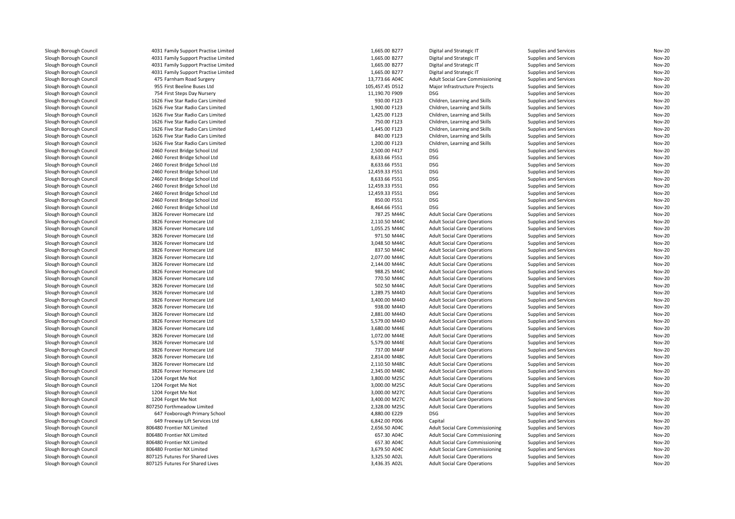| | | | | | | |
|---|---|---|---|---|---|---|
| Slough Borough Council | 4031 Family Support Practise Limited | 1,665.00 B277 | Digital and Strategic IT | Supplies and Services | Nov-20 |
| Slough Borough Council | 4031 Family Support Practise Limited | 1,665.00 B277 | Digital and Strategic IT | Supplies and Services | Nov-20 |
| Slough Borough Council | 4031 Family Support Practise Limited | 1,665.00 B277 | Digital and Strategic IT | Supplies and Services | Nov-20 |
| Slough Borough Council | 4031 Family Support Practise Limited | 1,665.00 B277 | Digital and Strategic IT | Supplies and Services | Nov-20 |
| Slough Borough Council | 475 Farnham Road Surgery | 13,773.66 A04C | Adult Social Care Commissioning | Supplies and Services | Nov-20 |
| Slough Borough Council | 955 First Beeline Buses Ltd | 105,457.45 D512 | Major Infrastructure Projects | Supplies and Services | Nov-20 |
| Slough Borough Council | 754 First Steps Day Nursery | 11,190.70 F909 | DSG | Supplies and Services | Nov-20 |
| Slough Borough Council | 1626 Five Star Radio Cars Limited | 930.00 F123 | Children, Learning and Skills | Supplies and Services | Nov-20 |
| Slough Borough Council | 1626 Five Star Radio Cars Limited | 1,900.00 F123 | Children, Learning and Skills | Supplies and Services | Nov-20 |
| Slough Borough Council | 1626 Five Star Radio Cars Limited | 1,425.00 F123 | Children, Learning and Skills | Supplies and Services | Nov-20 |
| Slough Borough Council | 1626 Five Star Radio Cars Limited | 750.00 F123 | Children, Learning and Skills | Supplies and Services | Nov-20 |
| Slough Borough Council | 1626 Five Star Radio Cars Limited | 1,445.00 F123 | Children, Learning and Skills | Supplies and Services | Nov-20 |
| Slough Borough Council | 1626 Five Star Radio Cars Limited | 840.00 F123 | Children, Learning and Skills | Supplies and Services | Nov-20 |
| Slough Borough Council | 1626 Five Star Radio Cars Limited | 1,200.00 F123 | Children, Learning and Skills | Supplies and Services | Nov-20 |
| Slough Borough Council | 2460 Forest Bridge School Ltd | 2,500.00 F417 | DSG | Supplies and Services | Nov-20 |
| Slough Borough Council | 2460 Forest Bridge School Ltd | 8,633.66 F551 | DSG | Supplies and Services | Nov-20 |
| Slough Borough Council | 2460 Forest Bridge School Ltd | 8,633.66 F551 | DSG | Supplies and Services | Nov-20 |
| Slough Borough Council | 2460 Forest Bridge School Ltd | 12,459.33 F551 | DSG | Supplies and Services | Nov-20 |
| Slough Borough Council | 2460 Forest Bridge School Ltd | 8,633.66 F551 | DSG | Supplies and Services | Nov-20 |
| Slough Borough Council | 2460 Forest Bridge School Ltd | 12,459.33 F551 | DSG | Supplies and Services | Nov-20 |
| Slough Borough Council | 2460 Forest Bridge School Ltd | 12,459.33 F551 | DSG | Supplies and Services | Nov-20 |
| Slough Borough Council | 2460 Forest Bridge School Ltd | 850.00 F551 | DSG | Supplies and Services | Nov-20 |
| Slough Borough Council | 2460 Forest Bridge School Ltd | 8,464.66 F551 | DSG | Supplies and Services | Nov-20 |
| Slough Borough Council | 3826 Forever Homecare Ltd | 787.25 M44C | Adult Social Care Operations | Supplies and Services | Nov-20 |
| Slough Borough Council | 3826 Forever Homecare Ltd | 2,110.50 M44C | Adult Social Care Operations | Supplies and Services | Nov-20 |
| Slough Borough Council | 3826 Forever Homecare Ltd | 1,055.25 M44C | Adult Social Care Operations | Supplies and Services | Nov-20 |
| Slough Borough Council | 3826 Forever Homecare Ltd | 971.50 M44C | Adult Social Care Operations | Supplies and Services | Nov-20 |
| Slough Borough Council | 3826 Forever Homecare Ltd | 3,048.50 M44C | Adult Social Care Operations | Supplies and Services | Nov-20 |
| Slough Borough Council | 3826 Forever Homecare Ltd | 837.50 M44C | Adult Social Care Operations | Supplies and Services | Nov-20 |
| Slough Borough Council | 3826 Forever Homecare Ltd | 2,077.00 M44C | Adult Social Care Operations | Supplies and Services | Nov-20 |
| Slough Borough Council | 3826 Forever Homecare Ltd | 2,144.00 M44C | Adult Social Care Operations | Supplies and Services | Nov-20 |
| Slough Borough Council | 3826 Forever Homecare Ltd | 988.25 M44C | Adult Social Care Operations | Supplies and Services | Nov-20 |
| Slough Borough Council | 3826 Forever Homecare Ltd | 770.50 M44C | Adult Social Care Operations | Supplies and Services | Nov-20 |
| Slough Borough Council | 3826 Forever Homecare Ltd | 502.50 M44C | Adult Social Care Operations | Supplies and Services | Nov-20 |
| Slough Borough Council | 3826 Forever Homecare Ltd | 1,289.75 M44D | Adult Social Care Operations | Supplies and Services | Nov-20 |
| Slough Borough Council | 3826 Forever Homecare Ltd | 3,400.00 M44D | Adult Social Care Operations | Supplies and Services | Nov-20 |
| Slough Borough Council | 3826 Forever Homecare Ltd | 938.00 M44D | Adult Social Care Operations | Supplies and Services | Nov-20 |
| Slough Borough Council | 3826 Forever Homecare Ltd | 2,881.00 M44D | Adult Social Care Operations | Supplies and Services | Nov-20 |
| Slough Borough Council | 3826 Forever Homecare Ltd | 5,579.00 M44D | Adult Social Care Operations | Supplies and Services | Nov-20 |
| Slough Borough Council | 3826 Forever Homecare Ltd | 3,680.00 M44E | Adult Social Care Operations | Supplies and Services | Nov-20 |
| Slough Borough Council | 3826 Forever Homecare Ltd | 1,072.00 M44E | Adult Social Care Operations | Supplies and Services | Nov-20 |
| Slough Borough Council | 3826 Forever Homecare Ltd | 5,579.00 M44E | Adult Social Care Operations | Supplies and Services | Nov-20 |
| Slough Borough Council | 3826 Forever Homecare Ltd | 737.00 M44F | Adult Social Care Operations | Supplies and Services | Nov-20 |
| Slough Borough Council | 3826 Forever Homecare Ltd | 2,814.00 M48C | Adult Social Care Operations | Supplies and Services | Nov-20 |
| Slough Borough Council | 3826 Forever Homecare Ltd | 2,110.50 M48C | Adult Social Care Operations | Supplies and Services | Nov-20 |
| Slough Borough Council | 3826 Forever Homecare Ltd | 2,345.00 M48C | Adult Social Care Operations | Supplies and Services | Nov-20 |
| Slough Borough Council | 1204 Forget Me Not | 3,800.00 M25C | Adult Social Care Operations | Supplies and Services | Nov-20 |
| Slough Borough Council | 1204 Forget Me Not | 3,000.00 M25C | Adult Social Care Operations | Supplies and Services | Nov-20 |
| Slough Borough Council | 1204 Forget Me Not | 3,000.00 M27C | Adult Social Care Operations | Supplies and Services | Nov-20 |
| Slough Borough Council | 1204 Forget Me Not | 3,400.00 M27C | Adult Social Care Operations | Supplies and Services | Nov-20 |
| Slough Borough Council | 807250 Forthmeadow Limited | 2,328.00 M25C | Adult Social Care Operations | Supplies and Services | Nov-20 |
| Slough Borough Council | 647 Foxborough Primary School | 4,880.00 E229 | DSG | Supplies and Services | Nov-20 |
| Slough Borough Council | 649 Freeway Lift Services Ltd | 6,842.00 P006 | Capital | Supplies and Services | Nov-20 |
| Slough Borough Council | 806480 Frontier NX Limited | 2,656.50 A04C | Adult Social Care Commissioning | Supplies and Services | Nov-20 |
| Slough Borough Council | 806480 Frontier NX Limited | 657.30 A04C | Adult Social Care Commissioning | Supplies and Services | Nov-20 |
| Slough Borough Council | 806480 Frontier NX Limited | 657.30 A04C | Adult Social Care Commissioning | Supplies and Services | Nov-20 |
| Slough Borough Council | 806480 Frontier NX Limited | 3,679.50 A04C | Adult Social Care Commissioning | Supplies and Services | Nov-20 |
| Slough Borough Council | 807125 Futures For Shared Lives | 3,325.50 A02L | Adult Social Care Operations | Supplies and Services | Nov-20 |
| Slough Borough Council | 807125 Futures For Shared Lives | 3,436.35 A02L | Adult Social Care Operations | Supplies and Services | Nov-20 |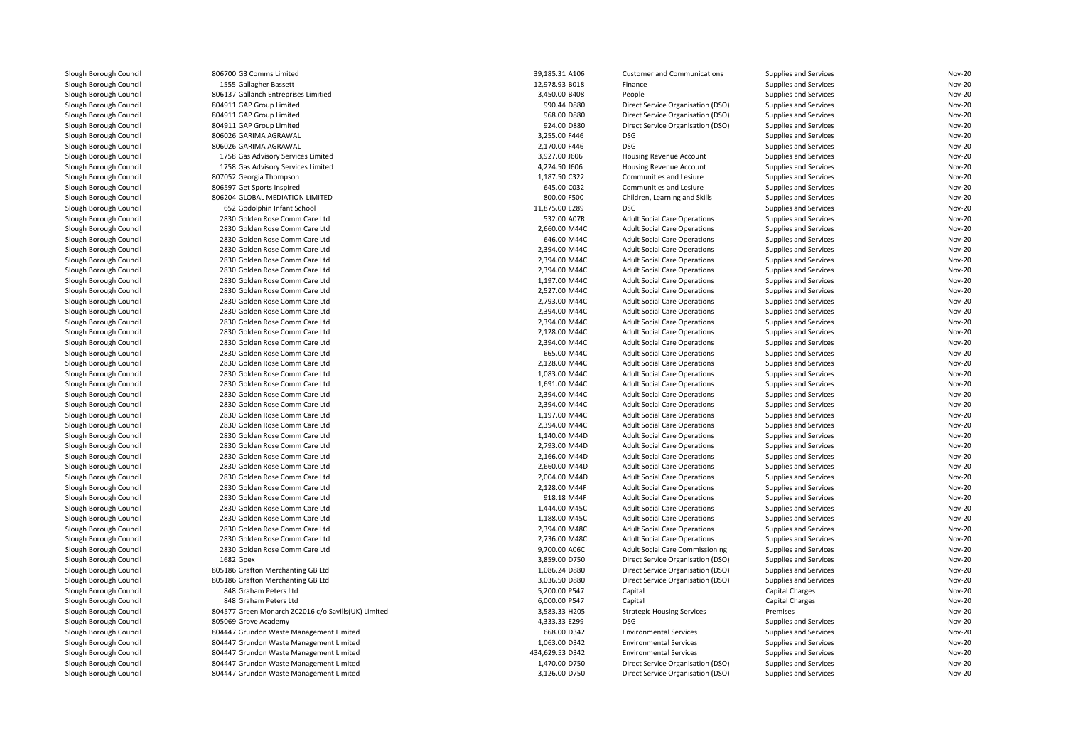| | | | | | | |
|---|---|---|---|---|---|---|
| Slough Borough Council | 806700 G3 Comms Limited | 39,185.31 A106 | Customer and Communications | Supplies and Services | Nov-20 |
| Slough Borough Council | 1555 Gallagher Bassett | 12,978.93 B018 | Finance | Supplies and Services | Nov-20 |
| Slough Borough Council | 806137 Gallanch Entreprises Limitied | 3,450.00 B408 | People | Supplies and Services | Nov-20 |
| Slough Borough Council | 804911 GAP Group Limited | 990.44 D880 | Direct Service Organisation (DSO) | Supplies and Services | Nov-20 |
| Slough Borough Council | 804911 GAP Group Limited | 968.00 D880 | Direct Service Organisation (DSO) | Supplies and Services | Nov-20 |
| Slough Borough Council | 804911 GAP Group Limited | 924.00 D880 | Direct Service Organisation (DSO) | Supplies and Services | Nov-20 |
| Slough Borough Council | 806026 GARIMA AGRAWAL | 3,255.00 F446 | DSG | Supplies and Services | Nov-20 |
| Slough Borough Council | 806026 GARIMA AGRAWAL | 2,170.00 F446 | DSG | Supplies and Services | Nov-20 |
| Slough Borough Council | 1758 Gas Advisory Services Limited | 3,927.00 J606 | Housing Revenue Account | Supplies and Services | Nov-20 |
| Slough Borough Council | 1758 Gas Advisory Services Limited | 4,224.50 J606 | Housing Revenue Account | Supplies and Services | Nov-20 |
| Slough Borough Council | 807052 Georgia Thompson | 1,187.50 C322 | Communities and Lesiure | Supplies and Services | Nov-20 |
| Slough Borough Council | 806597 Get Sports Inspired | 645.00 C032 | Communities and Lesiure | Supplies and Services | Nov-20 |
| Slough Borough Council | 806204 GLOBAL MEDIATION LIMITED | 800.00 F500 | Children, Learning and Skills | Supplies and Services | Nov-20 |
| Slough Borough Council | 652 Godolphin Infant School | 11,875.00 E289 | DSG | Supplies and Services | Nov-20 |
| Slough Borough Council | 2830 Golden Rose Comm Care Ltd | 532.00 A07R | Adult Social Care Operations | Supplies and Services | Nov-20 |
| Slough Borough Council | 2830 Golden Rose Comm Care Ltd | 2,660.00 M44C | Adult Social Care Operations | Supplies and Services | Nov-20 |
| Slough Borough Council | 2830 Golden Rose Comm Care Ltd | 646.00 M44C | Adult Social Care Operations | Supplies and Services | Nov-20 |
| Slough Borough Council | 2830 Golden Rose Comm Care Ltd | 2,394.00 M44C | Adult Social Care Operations | Supplies and Services | Nov-20 |
| Slough Borough Council | 2830 Golden Rose Comm Care Ltd | 2,394.00 M44C | Adult Social Care Operations | Supplies and Services | Nov-20 |
| Slough Borough Council | 2830 Golden Rose Comm Care Ltd | 2,394.00 M44C | Adult Social Care Operations | Supplies and Services | Nov-20 |
| Slough Borough Council | 2830 Golden Rose Comm Care Ltd | 1,197.00 M44C | Adult Social Care Operations | Supplies and Services | Nov-20 |
| Slough Borough Council | 2830 Golden Rose Comm Care Ltd | 2,527.00 M44C | Adult Social Care Operations | Supplies and Services | Nov-20 |
| Slough Borough Council | 2830 Golden Rose Comm Care Ltd | 2,793.00 M44C | Adult Social Care Operations | Supplies and Services | Nov-20 |
| Slough Borough Council | 2830 Golden Rose Comm Care Ltd | 2,394.00 M44C | Adult Social Care Operations | Supplies and Services | Nov-20 |
| Slough Borough Council | 2830 Golden Rose Comm Care Ltd | 2,394.00 M44C | Adult Social Care Operations | Supplies and Services | Nov-20 |
| Slough Borough Council | 2830 Golden Rose Comm Care Ltd | 2,128.00 M44C | Adult Social Care Operations | Supplies and Services | Nov-20 |
| Slough Borough Council | 2830 Golden Rose Comm Care Ltd | 2,394.00 M44C | Adult Social Care Operations | Supplies and Services | Nov-20 |
| Slough Borough Council | 2830 Golden Rose Comm Care Ltd | 665.00 M44C | Adult Social Care Operations | Supplies and Services | Nov-20 |
| Slough Borough Council | 2830 Golden Rose Comm Care Ltd | 2,128.00 M44C | Adult Social Care Operations | Supplies and Services | Nov-20 |
| Slough Borough Council | 2830 Golden Rose Comm Care Ltd | 1,083.00 M44C | Adult Social Care Operations | Supplies and Services | Nov-20 |
| Slough Borough Council | 2830 Golden Rose Comm Care Ltd | 1,691.00 M44C | Adult Social Care Operations | Supplies and Services | Nov-20 |
| Slough Borough Council | 2830 Golden Rose Comm Care Ltd | 2,394.00 M44C | Adult Social Care Operations | Supplies and Services | Nov-20 |
| Slough Borough Council | 2830 Golden Rose Comm Care Ltd | 2,394.00 M44C | Adult Social Care Operations | Supplies and Services | Nov-20 |
| Slough Borough Council | 2830 Golden Rose Comm Care Ltd | 1,197.00 M44C | Adult Social Care Operations | Supplies and Services | Nov-20 |
| Slough Borough Council | 2830 Golden Rose Comm Care Ltd | 2,394.00 M44C | Adult Social Care Operations | Supplies and Services | Nov-20 |
| Slough Borough Council | 2830 Golden Rose Comm Care Ltd | 1,140.00 M44D | Adult Social Care Operations | Supplies and Services | Nov-20 |
| Slough Borough Council | 2830 Golden Rose Comm Care Ltd | 2,793.00 M44D | Adult Social Care Operations | Supplies and Services | Nov-20 |
| Slough Borough Council | 2830 Golden Rose Comm Care Ltd | 2,166.00 M44D | Adult Social Care Operations | Supplies and Services | Nov-20 |
| Slough Borough Council | 2830 Golden Rose Comm Care Ltd | 2,660.00 M44D | Adult Social Care Operations | Supplies and Services | Nov-20 |
| Slough Borough Council | 2830 Golden Rose Comm Care Ltd | 2,004.00 M44D | Adult Social Care Operations | Supplies and Services | Nov-20 |
| Slough Borough Council | 2830 Golden Rose Comm Care Ltd | 2,128.00 M44F | Adult Social Care Operations | Supplies and Services | Nov-20 |
| Slough Borough Council | 2830 Golden Rose Comm Care Ltd | 918.18 M44F | Adult Social Care Operations | Supplies and Services | Nov-20 |
| Slough Borough Council | 2830 Golden Rose Comm Care Ltd | 1,444.00 M45C | Adult Social Care Operations | Supplies and Services | Nov-20 |
| Slough Borough Council | 2830 Golden Rose Comm Care Ltd | 1,188.00 M45C | Adult Social Care Operations | Supplies and Services | Nov-20 |
| Slough Borough Council | 2830 Golden Rose Comm Care Ltd | 2,394.00 M48C | Adult Social Care Operations | Supplies and Services | Nov-20 |
| Slough Borough Council | 2830 Golden Rose Comm Care Ltd | 2,736.00 M48C | Adult Social Care Operations | Supplies and Services | Nov-20 |
| Slough Borough Council | 2830 Golden Rose Comm Care Ltd | 9,700.00 A06C | Adult Social Care Commissioning | Supplies and Services | Nov-20 |
| Slough Borough Council | 1682 Gpex | 3,859.00 D750 | Direct Service Organisation (DSO) | Supplies and Services | Nov-20 |
| Slough Borough Council | 805186 Grafton Merchanting GB Ltd | 1,086.24 D880 | Direct Service Organisation (DSO) | Supplies and Services | Nov-20 |
| Slough Borough Council | 805186 Grafton Merchanting GB Ltd | 3,036.50 D880 | Direct Service Organisation (DSO) | Supplies and Services | Nov-20 |
| Slough Borough Council | 848 Graham Peters Ltd | 5,200.00 P547 | Capital | Capital Charges | Nov-20 |
| Slough Borough Council | 848 Graham Peters Ltd | 6,000.00 P547 | Capital | Capital Charges | Nov-20 |
| Slough Borough Council | 804577 Green Monarch ZC2016 c/o Savills(UK) Limited | 3,583.33 H205 | Strategic Housing Services | Premises | Nov-20 |
| Slough Borough Council | 805069 Grove Academy | 4,333.33 E299 | DSG | Supplies and Services | Nov-20 |
| Slough Borough Council | 804447 Grundon Waste Management Limited | 668.00 D342 | Environmental Services | Supplies and Services | Nov-20 |
| Slough Borough Council | 804447 Grundon Waste Management Limited | 1,063.00 D342 | Environmental Services | Supplies and Services | Nov-20 |
| Slough Borough Council | 804447 Grundon Waste Management Limited | 434,629.53 D342 | Environmental Services | Supplies and Services | Nov-20 |
| Slough Borough Council | 804447 Grundon Waste Management Limited | 1,470.00 D750 | Direct Service Organisation (DSO) | Supplies and Services | Nov-20 |
| Slough Borough Council | 804447 Grundon Waste Management Limited | 3,126.00 D750 | Direct Service Organisation (DSO) | Supplies and Services | Nov-20 |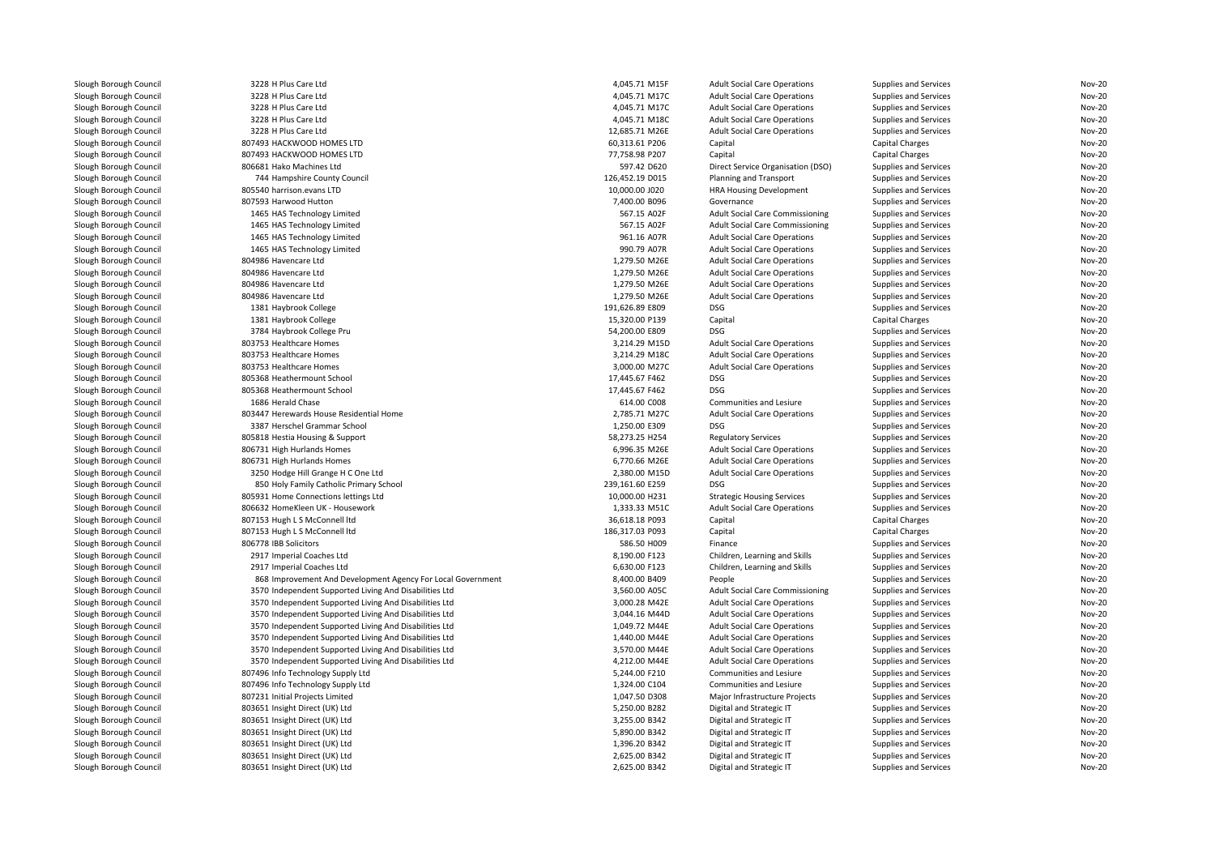| | | | | | | | |
|---|---|---|---|---|---|---|---|
| Slough Borough Council | 3228 H Plus Care Ltd | 4,045.71 | M15F | Adult Social Care Operations | Supplies and Services | Nov-20 |
| Slough Borough Council | 3228 H Plus Care Ltd | 4,045.71 | M17C | Adult Social Care Operations | Supplies and Services | Nov-20 |
| Slough Borough Council | 3228 H Plus Care Ltd | 4,045.71 | M17C | Adult Social Care Operations | Supplies and Services | Nov-20 |
| Slough Borough Council | 3228 H Plus Care Ltd | 4,045.71 | M18C | Adult Social Care Operations | Supplies and Services | Nov-20 |
| Slough Borough Council | 3228 H Plus Care Ltd | 12,685.71 | M26E | Adult Social Care Operations | Supplies and Services | Nov-20 |
| Slough Borough Council | 807493 HACKWOOD HOMES LTD | 60,313.61 | P206 | Capital | Capital Charges | Nov-20 |
| Slough Borough Council | 807493 HACKWOOD HOMES LTD | 77,758.98 | P207 | Capital | Capital Charges | Nov-20 |
| Slough Borough Council | 806681 Hako Machines Ltd | 597.42 | D620 | Direct Service Organisation (DSO) | Supplies and Services | Nov-20 |
| Slough Borough Council | 744 Hampshire County Council | 126,452.19 | D015 | Planning and Transport | Supplies and Services | Nov-20 |
| Slough Borough Council | 805540 harrison.evans LTD | 10,000.00 | J020 | HRA Housing Development | Supplies and Services | Nov-20 |
| Slough Borough Council | 807593 Harwood Hutton | 7,400.00 | B096 | Governance | Supplies and Services | Nov-20 |
| Slough Borough Council | 1465 HAS Technology Limited | 567.15 | A02F | Adult Social Care Commissioning | Supplies and Services | Nov-20 |
| Slough Borough Council | 1465 HAS Technology Limited | 567.15 | A02F | Adult Social Care Commissioning | Supplies and Services | Nov-20 |
| Slough Borough Council | 1465 HAS Technology Limited | 961.16 | A07R | Adult Social Care Operations | Supplies and Services | Nov-20 |
| Slough Borough Council | 1465 HAS Technology Limited | 990.79 | A07R | Adult Social Care Operations | Supplies and Services | Nov-20 |
| Slough Borough Council | 804986 Havencare Ltd | 1,279.50 | M26E | Adult Social Care Operations | Supplies and Services | Nov-20 |
| Slough Borough Council | 804986 Havencare Ltd | 1,279.50 | M26E | Adult Social Care Operations | Supplies and Services | Nov-20 |
| Slough Borough Council | 804986 Havencare Ltd | 1,279.50 | M26E | Adult Social Care Operations | Supplies and Services | Nov-20 |
| Slough Borough Council | 804986 Havencare Ltd | 1,279.50 | M26E | Adult Social Care Operations | Supplies and Services | Nov-20 |
| Slough Borough Council | 1381 Haybrook College | 191,626.89 | E809 | DSG | Supplies and Services | Nov-20 |
| Slough Borough Council | 1381 Haybrook College | 15,320.00 | P139 | Capital | Capital Charges | Nov-20 |
| Slough Borough Council | 3784 Haybrook College Pru | 54,200.00 | E809 | DSG | Supplies and Services | Nov-20 |
| Slough Borough Council | 803753 Healthcare Homes | 3,214.29 | M15D | Adult Social Care Operations | Supplies and Services | Nov-20 |
| Slough Borough Council | 803753 Healthcare Homes | 3,214.29 | M18C | Adult Social Care Operations | Supplies and Services | Nov-20 |
| Slough Borough Council | 803753 Healthcare Homes | 3,000.00 | M27C | Adult Social Care Operations | Supplies and Services | Nov-20 |
| Slough Borough Council | 805368 Heathermount School | 17,445.67 | F462 | DSG | Supplies and Services | Nov-20 |
| Slough Borough Council | 805368 Heathermount School | 17,445.67 | F462 | DSG | Supplies and Services | Nov-20 |
| Slough Borough Council | 1686 Herald Chase | 614.00 | C008 | Communities and Lesiure | Supplies and Services | Nov-20 |
| Slough Borough Council | 803447 Herewards House Residential Home | 2,785.71 | M27C | Adult Social Care Operations | Supplies and Services | Nov-20 |
| Slough Borough Council | 3387 Herschel Grammar School | 1,250.00 | E309 | DSG | Supplies and Services | Nov-20 |
| Slough Borough Council | 805818 Hestia Housing & Support | 58,273.25 | H254 | Regulatory Services | Supplies and Services | Nov-20 |
| Slough Borough Council | 806731 High Hurlands Homes | 6,996.35 | M26E | Adult Social Care Operations | Supplies and Services | Nov-20 |
| Slough Borough Council | 806731 High Hurlands Homes | 6,770.66 | M26E | Adult Social Care Operations | Supplies and Services | Nov-20 |
| Slough Borough Council | 3250 Hodge Hill Grange H C One Ltd | 2,380.00 | M15D | Adult Social Care Operations | Supplies and Services | Nov-20 |
| Slough Borough Council | 850 Holy Family Catholic Primary School | 239,161.60 | E259 | DSG | Supplies and Services | Nov-20 |
| Slough Borough Council | 805931 Home Connections lettings Ltd | 10,000.00 | H231 | Strategic Housing Services | Supplies and Services | Nov-20 |
| Slough Borough Council | 806632 HomeKleen UK - Housework | 1,333.33 | M51C | Adult Social Care Operations | Supplies and Services | Nov-20 |
| Slough Borough Council | 807153 Hugh L S McConnell ltd | 36,618.18 | P093 | Capital | Capital Charges | Nov-20 |
| Slough Borough Council | 807153 Hugh L S McConnell ltd | 186,317.03 | P093 | Capital | Capital Charges | Nov-20 |
| Slough Borough Council | 806778 IBB Solicitors | 586.50 | H009 | Finance | Supplies and Services | Nov-20 |
| Slough Borough Council | 2917 Imperial Coaches Ltd | 8,190.00 | F123 | Children, Learning and Skills | Supplies and Services | Nov-20 |
| Slough Borough Council | 2917 Imperial Coaches Ltd | 6,630.00 | F123 | Children, Learning and Skills | Supplies and Services | Nov-20 |
| Slough Borough Council | 868 Improvement And Development Agency For Local Government | 8,400.00 | B409 | People | Supplies and Services | Nov-20 |
| Slough Borough Council | 3570 Independent Supported Living And Disabilities Ltd | 3,560.00 | A05C | Adult Social Care Commissioning | Supplies and Services | Nov-20 |
| Slough Borough Council | 3570 Independent Supported Living And Disabilities Ltd | 3,000.28 | M42E | Adult Social Care Operations | Supplies and Services | Nov-20 |
| Slough Borough Council | 3570 Independent Supported Living And Disabilities Ltd | 3,044.16 | M44D | Adult Social Care Operations | Supplies and Services | Nov-20 |
| Slough Borough Council | 3570 Independent Supported Living And Disabilities Ltd | 1,049.72 | M44E | Adult Social Care Operations | Supplies and Services | Nov-20 |
| Slough Borough Council | 3570 Independent Supported Living And Disabilities Ltd | 1,440.00 | M44E | Adult Social Care Operations | Supplies and Services | Nov-20 |
| Slough Borough Council | 3570 Independent Supported Living And Disabilities Ltd | 3,570.00 | M44E | Adult Social Care Operations | Supplies and Services | Nov-20 |
| Slough Borough Council | 3570 Independent Supported Living And Disabilities Ltd | 4,212.00 | M44E | Adult Social Care Operations | Supplies and Services | Nov-20 |
| Slough Borough Council | 807496 Info Technology Supply Ltd | 5,244.00 | F210 | Communities and Lesiure | Supplies and Services | Nov-20 |
| Slough Borough Council | 807496 Info Technology Supply Ltd | 1,324.00 | C104 | Communities and Lesiure | Supplies and Services | Nov-20 |
| Slough Borough Council | 807231 Initial Projects Limited | 1,047.50 | D308 | Major Infrastructure Projects | Supplies and Services | Nov-20 |
| Slough Borough Council | 803651 Insight Direct (UK) Ltd | 5,250.00 | B282 | Digital and Strategic IT | Supplies and Services | Nov-20 |
| Slough Borough Council | 803651 Insight Direct (UK) Ltd | 3,255.00 | B342 | Digital and Strategic IT | Supplies and Services | Nov-20 |
| Slough Borough Council | 803651 Insight Direct (UK) Ltd | 5,890.00 | B342 | Digital and Strategic IT | Supplies and Services | Nov-20 |
| Slough Borough Council | 803651 Insight Direct (UK) Ltd | 1,396.20 | B342 | Digital and Strategic IT | Supplies and Services | Nov-20 |
| Slough Borough Council | 803651 Insight Direct (UK) Ltd | 2,625.00 | B342 | Digital and Strategic IT | Supplies and Services | Nov-20 |
| Slough Borough Council | 803651 Insight Direct (UK) Ltd | 2,625.00 | B342 | Digital and Strategic IT | Supplies and Services | Nov-20 |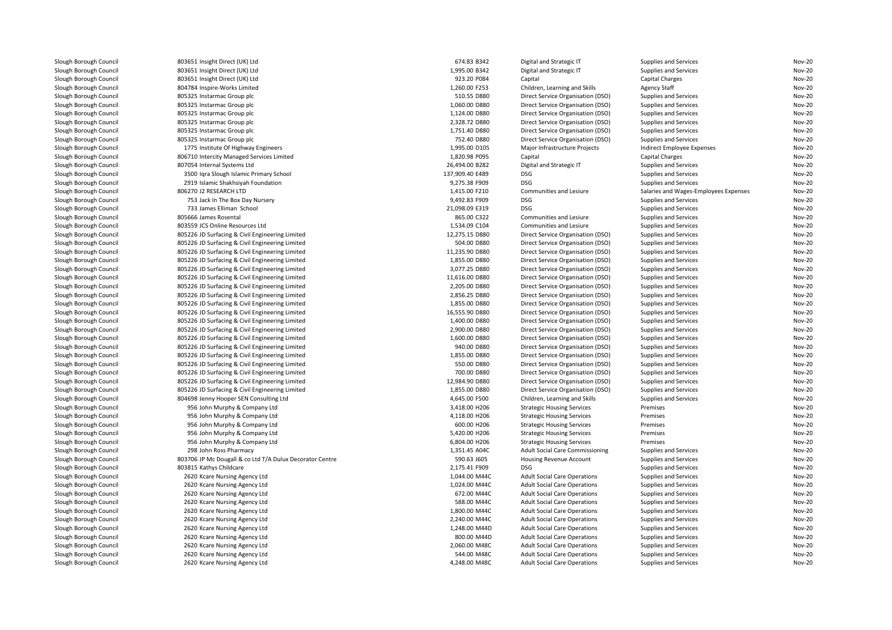| | | | | | | |
|---|---|---|---|---|---|---|
| Slough Borough Council | 803651 Insight Direct (UK) Ltd | 674.83 B342 | Digital and Strategic IT | Supplies and Services | Nov-20 |
| Slough Borough Council | 803651 Insight Direct (UK) Ltd | 1,995.00 B342 | Digital and Strategic IT | Supplies and Services | Nov-20 |
| Slough Borough Council | 803651 Insight Direct (UK) Ltd | 923.20 P084 | Capital | Capital Charges | Nov-20 |
| Slough Borough Council | 804784 Inspire-Works Limited | 1,260.00 F253 | Children, Learning and Skills | Agency Staff | Nov-20 |
| Slough Borough Council | 805325 Instarmac Group plc | 510.55 D880 | Direct Service Organisation (DSO) | Supplies and Services | Nov-20 |
| Slough Borough Council | 805325 Instarmac Group plc | 1,060.00 D880 | Direct Service Organisation (DSO) | Supplies and Services | Nov-20 |
| Slough Borough Council | 805325 Instarmac Group plc | 1,124.00 D880 | Direct Service Organisation (DSO) | Supplies and Services | Nov-20 |
| Slough Borough Council | 805325 Instarmac Group plc | 2,328.72 D880 | Direct Service Organisation (DSO) | Supplies and Services | Nov-20 |
| Slough Borough Council | 805325 Instarmac Group plc | 1,751.40 D880 | Direct Service Organisation (DSO) | Supplies and Services | Nov-20 |
| Slough Borough Council | 805325 Instarmac Group plc | 752.40 D880 | Direct Service Organisation (DSO) | Supplies and Services | Nov-20 |
| Slough Borough Council | 1775 Institute Of Highway Engineers | 1,995.00 D105 | Major Infrastructure Projects | Indirect Employee Expenses | Nov-20 |
| Slough Borough Council | 806710 Intercity Managed Services Limited | 1,820.98 P095 | Capital | Capital Charges | Nov-20 |
| Slough Borough Council | 807054 Internal Systems Ltd | 26,494.00 B282 | Digital and Strategic IT | Supplies and Services | Nov-20 |
| Slough Borough Council | 3500 Iqra Slough Islamic Primary School | 137,909.40 E489 | DSG | Supplies and Services | Nov-20 |
| Slough Borough Council | 2919 Islamic Shakhsiyah Foundation | 9,275.38 F909 | DSG | Supplies and Services | Nov-20 |
| Slough Borough Council | 806270 J2 RESEARCH LTD | 1,415.00 F210 | Communities and Lesiure | Salaries and Wages-Employees Expenses | Nov-20 |
| Slough Borough Council | 753 Jack In The Box Day Nursery | 9,492.83 F909 | DSG | Supplies and Services | Nov-20 |
| Slough Borough Council | 733 James Elliman School | 21,098.09 E319 | DSG | Supplies and Services | Nov-20 |
| Slough Borough Council | 805666 James Rosental | 865.00 C322 | Communities and Lesiure | Supplies and Services | Nov-20 |
| Slough Borough Council | 803559 JCS Online Resources Ltd | 1,534.09 C104 | Communities and Lesiure | Supplies and Services | Nov-20 |
| Slough Borough Council | 805226 JD Surfacing & Civil Engineering Limited | 12,275.15 D880 | Direct Service Organisation (DSO) | Supplies and Services | Nov-20 |
| Slough Borough Council | 805226 JD Surfacing & Civil Engineering Limited | 504.00 D880 | Direct Service Organisation (DSO) | Supplies and Services | Nov-20 |
| Slough Borough Council | 805226 JD Surfacing & Civil Engineering Limited | 11,235.90 D880 | Direct Service Organisation (DSO) | Supplies and Services | Nov-20 |
| Slough Borough Council | 805226 JD Surfacing & Civil Engineering Limited | 1,855.00 D880 | Direct Service Organisation (DSO) | Supplies and Services | Nov-20 |
| Slough Borough Council | 805226 JD Surfacing & Civil Engineering Limited | 3,077.25 D880 | Direct Service Organisation (DSO) | Supplies and Services | Nov-20 |
| Slough Borough Council | 805226 JD Surfacing & Civil Engineering Limited | 11,616.00 D880 | Direct Service Organisation (DSO) | Supplies and Services | Nov-20 |
| Slough Borough Council | 805226 JD Surfacing & Civil Engineering Limited | 2,205.00 D880 | Direct Service Organisation (DSO) | Supplies and Services | Nov-20 |
| Slough Borough Council | 805226 JD Surfacing & Civil Engineering Limited | 2,856.25 D880 | Direct Service Organisation (DSO) | Supplies and Services | Nov-20 |
| Slough Borough Council | 805226 JD Surfacing & Civil Engineering Limited | 1,855.00 D880 | Direct Service Organisation (DSO) | Supplies and Services | Nov-20 |
| Slough Borough Council | 805226 JD Surfacing & Civil Engineering Limited | 16,555.90 D880 | Direct Service Organisation (DSO) | Supplies and Services | Nov-20 |
| Slough Borough Council | 805226 JD Surfacing & Civil Engineering Limited | 1,400.00 D880 | Direct Service Organisation (DSO) | Supplies and Services | Nov-20 |
| Slough Borough Council | 805226 JD Surfacing & Civil Engineering Limited | 2,900.00 D880 | Direct Service Organisation (DSO) | Supplies and Services | Nov-20 |
| Slough Borough Council | 805226 JD Surfacing & Civil Engineering Limited | 1,600.00 D880 | Direct Service Organisation (DSO) | Supplies and Services | Nov-20 |
| Slough Borough Council | 805226 JD Surfacing & Civil Engineering Limited | 940.00 D880 | Direct Service Organisation (DSO) | Supplies and Services | Nov-20 |
| Slough Borough Council | 805226 JD Surfacing & Civil Engineering Limited | 1,855.00 D880 | Direct Service Organisation (DSO) | Supplies and Services | Nov-20 |
| Slough Borough Council | 805226 JD Surfacing & Civil Engineering Limited | 550.00 D880 | Direct Service Organisation (DSO) | Supplies and Services | Nov-20 |
| Slough Borough Council | 805226 JD Surfacing & Civil Engineering Limited | 700.00 D880 | Direct Service Organisation (DSO) | Supplies and Services | Nov-20 |
| Slough Borough Council | 805226 JD Surfacing & Civil Engineering Limited | 12,984.90 D880 | Direct Service Organisation (DSO) | Supplies and Services | Nov-20 |
| Slough Borough Council | 805226 JD Surfacing & Civil Engineering Limited | 1,855.00 D880 | Direct Service Organisation (DSO) | Supplies and Services | Nov-20 |
| Slough Borough Council | 804698 Jenny Hooper SEN Consulting Ltd | 4,645.00 F500 | Children, Learning and Skills | Supplies and Services | Nov-20 |
| Slough Borough Council | 956 John Murphy & Company Ltd | 3,418.00 H206 | Strategic Housing Services | Premises | Nov-20 |
| Slough Borough Council | 956 John Murphy & Company Ltd | 4,118.00 H206 | Strategic Housing Services | Premises | Nov-20 |
| Slough Borough Council | 956 John Murphy & Company Ltd | 600.00 H206 | Strategic Housing Services | Premises | Nov-20 |
| Slough Borough Council | 956 John Murphy & Company Ltd | 5,420.00 H206 | Strategic Housing Services | Premises | Nov-20 |
| Slough Borough Council | 956 John Murphy & Company Ltd | 6,804.00 H206 | Strategic Housing Services | Premises | Nov-20 |
| Slough Borough Council | 298 John Ross Pharmacy | 1,351.45 A04C | Adult Social Care Commissioning | Supplies and Services | Nov-20 |
| Slough Borough Council | 803706 JP Mc Dougall & co Ltd T/A Dulux Decorator Centre | 590.63 J605 | Housing Revenue Account | Supplies and Services | Nov-20 |
| Slough Borough Council | 803815 Kathys Childcare | 2,175.41 F909 | DSG | Supplies and Services | Nov-20 |
| Slough Borough Council | 2620 Kcare Nursing Agency Ltd | 1,044.00 M44C | Adult Social Care Operations | Supplies and Services | Nov-20 |
| Slough Borough Council | 2620 Kcare Nursing Agency Ltd | 1,024.00 M44C | Adult Social Care Operations | Supplies and Services | Nov-20 |
| Slough Borough Council | 2620 Kcare Nursing Agency Ltd | 672.00 M44C | Adult Social Care Operations | Supplies and Services | Nov-20 |
| Slough Borough Council | 2620 Kcare Nursing Agency Ltd | 588.00 M44C | Adult Social Care Operations | Supplies and Services | Nov-20 |
| Slough Borough Council | 2620 Kcare Nursing Agency Ltd | 1,800.00 M44C | Adult Social Care Operations | Supplies and Services | Nov-20 |
| Slough Borough Council | 2620 Kcare Nursing Agency Ltd | 2,240.00 M44C | Adult Social Care Operations | Supplies and Services | Nov-20 |
| Slough Borough Council | 2620 Kcare Nursing Agency Ltd | 1,248.00 M44D | Adult Social Care Operations | Supplies and Services | Nov-20 |
| Slough Borough Council | 2620 Kcare Nursing Agency Ltd | 800.00 M44D | Adult Social Care Operations | Supplies and Services | Nov-20 |
| Slough Borough Council | 2620 Kcare Nursing Agency Ltd | 2,060.00 M48C | Adult Social Care Operations | Supplies and Services | Nov-20 |
| Slough Borough Council | 2620 Kcare Nursing Agency Ltd | 544.00 M48C | Adult Social Care Operations | Supplies and Services | Nov-20 |
| Slough Borough Council | 2620 Kcare Nursing Agency Ltd | 4,248.00 M48C | Adult Social Care Operations | Supplies and Services | Nov-20 |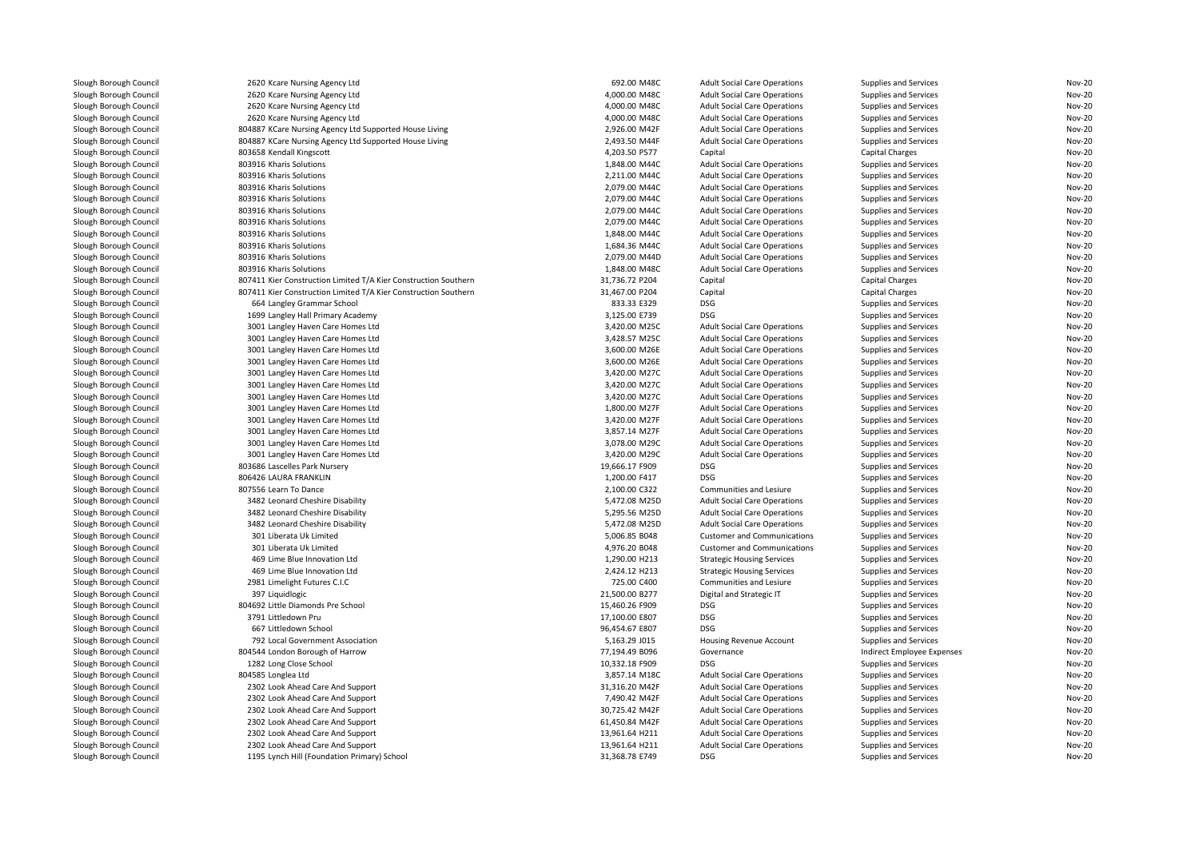| | | | | | |
|---|---|---|---|---|---|
| Slough Borough Council | 2620 Kcare Nursing Agency Ltd | 692.00 M48C | Adult Social Care Operations | Supplies and Services | Nov-20 |
| Slough Borough Council | 2620 Kcare Nursing Agency Ltd | 4,000.00 M48C | Adult Social Care Operations | Supplies and Services | Nov-20 |
| Slough Borough Council | 2620 Kcare Nursing Agency Ltd | 4,000.00 M48C | Adult Social Care Operations | Supplies and Services | Nov-20 |
| Slough Borough Council | 2620 Kcare Nursing Agency Ltd | 4,000.00 M48C | Adult Social Care Operations | Supplies and Services | Nov-20 |
| Slough Borough Council | 804887 KCare Nursing Agency Ltd Supported House Living | 2,926.00 M42F | Adult Social Care Operations | Supplies and Services | Nov-20 |
| Slough Borough Council | 804887 KCare Nursing Agency Ltd Supported House Living | 2,493.50 M44F | Adult Social Care Operations | Supplies and Services | Nov-20 |
| Slough Borough Council | 803658 Kendall Kingscott | 4,203.50 P577 | Capital | Capital Charges | Nov-20 |
| Slough Borough Council | 803916 Kharis Solutions | 1,848.00 M44C | Adult Social Care Operations | Supplies and Services | Nov-20 |
| Slough Borough Council | 803916 Kharis Solutions | 2,211.00 M44C | Adult Social Care Operations | Supplies and Services | Nov-20 |
| Slough Borough Council | 803916 Kharis Solutions | 2,079.00 M44C | Adult Social Care Operations | Supplies and Services | Nov-20 |
| Slough Borough Council | 803916 Kharis Solutions | 2,079.00 M44C | Adult Social Care Operations | Supplies and Services | Nov-20 |
| Slough Borough Council | 803916 Kharis Solutions | 2,079.00 M44C | Adult Social Care Operations | Supplies and Services | Nov-20 |
| Slough Borough Council | 803916 Kharis Solutions | 2,079.00 M44C | Adult Social Care Operations | Supplies and Services | Nov-20 |
| Slough Borough Council | 803916 Kharis Solutions | 1,848.00 M44C | Adult Social Care Operations | Supplies and Services | Nov-20 |
| Slough Borough Council | 803916 Kharis Solutions | 1,684.36 M44C | Adult Social Care Operations | Supplies and Services | Nov-20 |
| Slough Borough Council | 803916 Kharis Solutions | 2,079.00 M44D | Adult Social Care Operations | Supplies and Services | Nov-20 |
| Slough Borough Council | 803916 Kharis Solutions | 1,848.00 M48C | Adult Social Care Operations | Supplies and Services | Nov-20 |
| Slough Borough Council | 807411 Kier Construction Limited T/A Kier Construction Southern | 31,736.72 P204 | Capital | Capital Charges | Nov-20 |
| Slough Borough Council | 807411 Kier Construction Limited T/A Kier Construction Southern | 31,467.00 P204 | Capital | Capital Charges | Nov-20 |
| Slough Borough Council | 664 Langley Grammar School | 833.33 E329 | DSG | Supplies and Services | Nov-20 |
| Slough Borough Council | 1699 Langley Hall Primary Academy | 3,125.00 E739 | DSG | Supplies and Services | Nov-20 |
| Slough Borough Council | 3001 Langley Haven Care Homes Ltd | 3,420.00 M25C | Adult Social Care Operations | Supplies and Services | Nov-20 |
| Slough Borough Council | 3001 Langley Haven Care Homes Ltd | 3,428.57 M25C | Adult Social Care Operations | Supplies and Services | Nov-20 |
| Slough Borough Council | 3001 Langley Haven Care Homes Ltd | 3,600.00 M26E | Adult Social Care Operations | Supplies and Services | Nov-20 |
| Slough Borough Council | 3001 Langley Haven Care Homes Ltd | 3,600.00 M26E | Adult Social Care Operations | Supplies and Services | Nov-20 |
| Slough Borough Council | 3001 Langley Haven Care Homes Ltd | 3,420.00 M27C | Adult Social Care Operations | Supplies and Services | Nov-20 |
| Slough Borough Council | 3001 Langley Haven Care Homes Ltd | 3,420.00 M27C | Adult Social Care Operations | Supplies and Services | Nov-20 |
| Slough Borough Council | 3001 Langley Haven Care Homes Ltd | 3,420.00 M27C | Adult Social Care Operations | Supplies and Services | Nov-20 |
| Slough Borough Council | 3001 Langley Haven Care Homes Ltd | 1,800.00 M27F | Adult Social Care Operations | Supplies and Services | Nov-20 |
| Slough Borough Council | 3001 Langley Haven Care Homes Ltd | 3,420.00 M27F | Adult Social Care Operations | Supplies and Services | Nov-20 |
| Slough Borough Council | 3001 Langley Haven Care Homes Ltd | 3,857.14 M27F | Adult Social Care Operations | Supplies and Services | Nov-20 |
| Slough Borough Council | 3001 Langley Haven Care Homes Ltd | 3,078.00 M29C | Adult Social Care Operations | Supplies and Services | Nov-20 |
| Slough Borough Council | 3001 Langley Haven Care Homes Ltd | 3,420.00 M29C | Adult Social Care Operations | Supplies and Services | Nov-20 |
| Slough Borough Council | 803686 Lascelles Park Nursery | 19,666.17 F909 | DSG | Supplies and Services | Nov-20 |
| Slough Borough Council | 806426 LAURA FRANKLIN | 1,200.00 F417 | DSG | Supplies and Services | Nov-20 |
| Slough Borough Council | 807556 Learn To Dance | 2,100.00 C322 | Communities and Lesiure | Supplies and Services | Nov-20 |
| Slough Borough Council | 3482 Leonard Cheshire Disability | 5,472.08 M25D | Adult Social Care Operations | Supplies and Services | Nov-20 |
| Slough Borough Council | 3482 Leonard Cheshire Disability | 5,295.56 M25D | Adult Social Care Operations | Supplies and Services | Nov-20 |
| Slough Borough Council | 3482 Leonard Cheshire Disability | 5,472.08 M25D | Adult Social Care Operations | Supplies and Services | Nov-20 |
| Slough Borough Council | 301 Liberata Uk Limited | 5,006.85 B048 | Customer and Communications | Supplies and Services | Nov-20 |
| Slough Borough Council | 301 Liberata Uk Limited | 4,976.20 B048 | Customer and Communications | Supplies and Services | Nov-20 |
| Slough Borough Council | 469 Lime Blue Innovation Ltd | 1,290.00 H213 | Strategic Housing Services | Supplies and Services | Nov-20 |
| Slough Borough Council | 469 Lime Blue Innovation Ltd | 2,424.12 H213 | Strategic Housing Services | Supplies and Services | Nov-20 |
| Slough Borough Council | 2981 Limelight Futures C.I.C | 725.00 C400 | Communities and Lesiure | Supplies and Services | Nov-20 |
| Slough Borough Council | 397 Liquidlogic | 21,500.00 B277 | Digital and Strategic IT | Supplies and Services | Nov-20 |
| Slough Borough Council | 804692 Little Diamonds Pre School | 15,460.26 F909 | DSG | Supplies and Services | Nov-20 |
| Slough Borough Council | 3791 Littledown Pru | 17,100.00 E807 | DSG | Supplies and Services | Nov-20 |
| Slough Borough Council | 667 Littledown School | 96,454.67 E807 | DSG | Supplies and Services | Nov-20 |
| Slough Borough Council | 792 Local Government Association | 5,163.29 J015 | Housing Revenue Account | Supplies and Services | Nov-20 |
| Slough Borough Council | 804544 London Borough of Harrow | 77,194.49 B096 | Governance | Indirect Employee Expenses | Nov-20 |
| Slough Borough Council | 1282 Long Close School | 10,332.18 F909 | DSG | Supplies and Services | Nov-20 |
| Slough Borough Council | 804585 Longlea Ltd | 3,857.14 M18C | Adult Social Care Operations | Supplies and Services | Nov-20 |
| Slough Borough Council | 2302 Look Ahead Care And Support | 31,316.20 M42F | Adult Social Care Operations | Supplies and Services | Nov-20 |
| Slough Borough Council | 2302 Look Ahead Care And Support | 7,490.42 M42F | Adult Social Care Operations | Supplies and Services | Nov-20 |
| Slough Borough Council | 2302 Look Ahead Care And Support | 30,725.42 M42F | Adult Social Care Operations | Supplies and Services | Nov-20 |
| Slough Borough Council | 2302 Look Ahead Care And Support | 61,450.84 M42F | Adult Social Care Operations | Supplies and Services | Nov-20 |
| Slough Borough Council | 2302 Look Ahead Care And Support | 13,961.64 H211 | Adult Social Care Operations | Supplies and Services | Nov-20 |
| Slough Borough Council | 2302 Look Ahead Care And Support | 13,961.64 H211 | Adult Social Care Operations | Supplies and Services | Nov-20 |
| Slough Borough Council | 1195 Lynch Hill (Foundation Primary) School | 31,368.78 E749 | DSG | Supplies and Services | Nov-20 |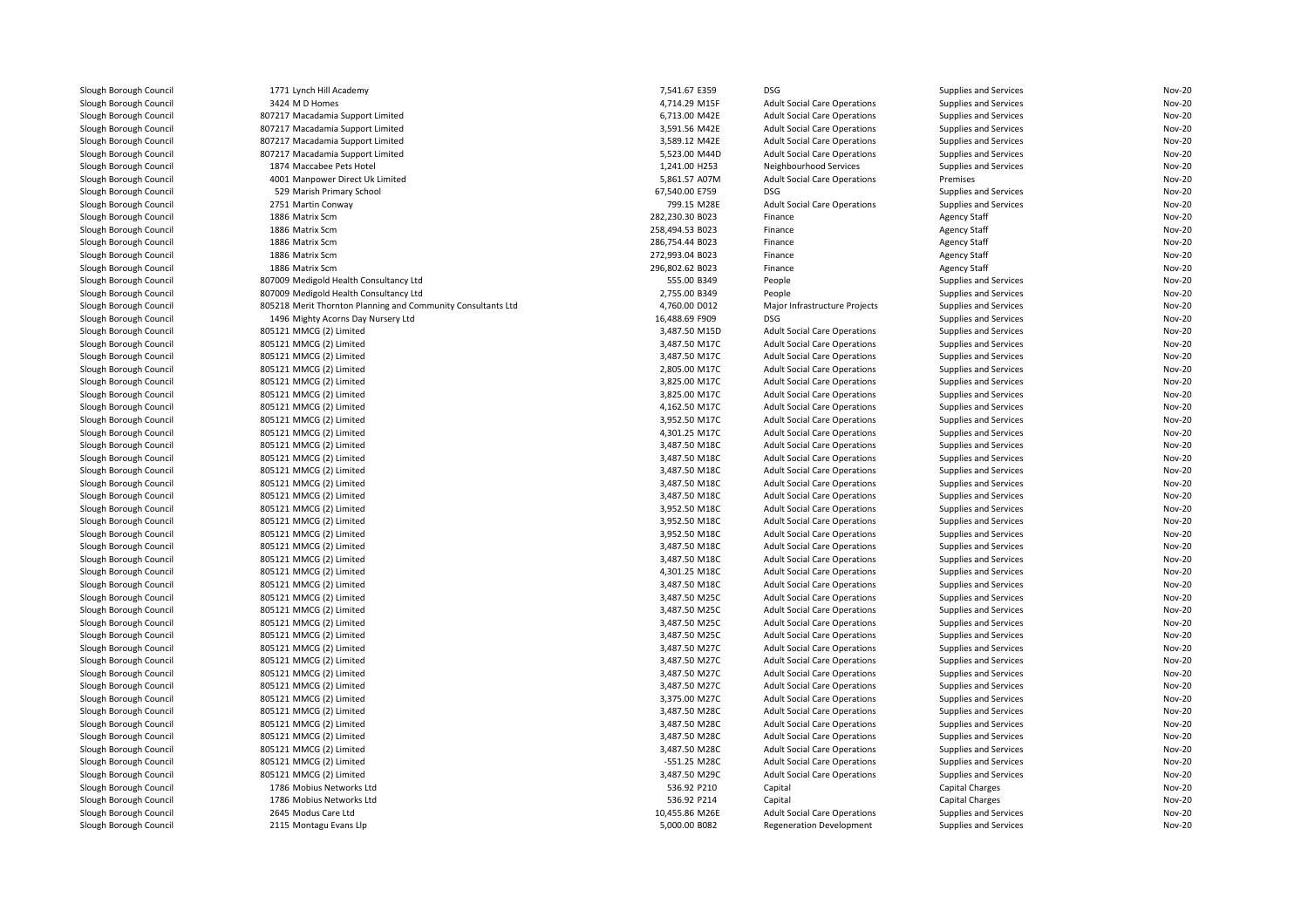| | | | | | | |
|---|---|---|---|---|---|---|
| Slough Borough Council | 1771 Lynch Hill Academy | 7,541.67 E359 | DSG | Supplies and Services | Nov-20 |
| Slough Borough Council | 3424 M D Homes | 4,714.29 M15F | Adult Social Care Operations | Supplies and Services | Nov-20 |
| Slough Borough Council | 807217 Macadamia Support Limited | 6,713.00 M42E | Adult Social Care Operations | Supplies and Services | Nov-20 |
| Slough Borough Council | 807217 Macadamia Support Limited | 3,591.56 M42E | Adult Social Care Operations | Supplies and Services | Nov-20 |
| Slough Borough Council | 807217 Macadamia Support Limited | 3,589.12 M42E | Adult Social Care Operations | Supplies and Services | Nov-20 |
| Slough Borough Council | 807217 Macadamia Support Limited | 5,523.00 M44D | Adult Social Care Operations | Supplies and Services | Nov-20 |
| Slough Borough Council | 1874 Maccabee Pets Hotel | 1,241.00 H253 | Neighbourhood Services | Supplies and Services | Nov-20 |
| Slough Borough Council | 4001 Manpower Direct Uk Limited | 5,861.57 A07M | Adult Social Care Operations | Premises | Nov-20 |
| Slough Borough Council | 529 Marish Primary School | 67,540.00 E759 | DSG | Supplies and Services | Nov-20 |
| Slough Borough Council | 2751 Martin Conway | 799.15 M28E | Adult Social Care Operations | Supplies and Services | Nov-20 |
| Slough Borough Council | 1886 Matrix Scm | 282,230.30 B023 | Finance | Agency Staff | Nov-20 |
| Slough Borough Council | 1886 Matrix Scm | 258,494.53 B023 | Finance | Agency Staff | Nov-20 |
| Slough Borough Council | 1886 Matrix Scm | 286,754.44 B023 | Finance | Agency Staff | Nov-20 |
| Slough Borough Council | 1886 Matrix Scm | 272,993.04 B023 | Finance | Agency Staff | Nov-20 |
| Slough Borough Council | 1886 Matrix Scm | 296,802.62 B023 | Finance | Agency Staff | Nov-20 |
| Slough Borough Council | 807009 Medigold Health Consultancy Ltd | 555.00 B349 | People | Supplies and Services | Nov-20 |
| Slough Borough Council | 807009 Medigold Health Consultancy Ltd | 2,755.00 B349 | People | Supplies and Services | Nov-20 |
| Slough Borough Council | 805218 Merit Thornton Planning and Community Consultants Ltd | 4,760.00 D012 | Major Infrastructure Projects | Supplies and Services | Nov-20 |
| Slough Borough Council | 1496 Mighty Acorns Day Nursery Ltd | 16,488.69 F909 | DSG | Supplies and Services | Nov-20 |
| Slough Borough Council | 805121 MMCG (2) Limited | 3,487.50 M15D | Adult Social Care Operations | Supplies and Services | Nov-20 |
| Slough Borough Council | 805121 MMCG (2) Limited | 3,487.50 M17C | Adult Social Care Operations | Supplies and Services | Nov-20 |
| Slough Borough Council | 805121 MMCG (2) Limited | 3,487.50 M17C | Adult Social Care Operations | Supplies and Services | Nov-20 |
| Slough Borough Council | 805121 MMCG (2) Limited | 2,805.00 M17C | Adult Social Care Operations | Supplies and Services | Nov-20 |
| Slough Borough Council | 805121 MMCG (2) Limited | 3,825.00 M17C | Adult Social Care Operations | Supplies and Services | Nov-20 |
| Slough Borough Council | 805121 MMCG (2) Limited | 3,825.00 M17C | Adult Social Care Operations | Supplies and Services | Nov-20 |
| Slough Borough Council | 805121 MMCG (2) Limited | 4,162.50 M17C | Adult Social Care Operations | Supplies and Services | Nov-20 |
| Slough Borough Council | 805121 MMCG (2) Limited | 3,952.50 M17C | Adult Social Care Operations | Supplies and Services | Nov-20 |
| Slough Borough Council | 805121 MMCG (2) Limited | 4,301.25 M17C | Adult Social Care Operations | Supplies and Services | Nov-20 |
| Slough Borough Council | 805121 MMCG (2) Limited | 3,487.50 M18C | Adult Social Care Operations | Supplies and Services | Nov-20 |
| Slough Borough Council | 805121 MMCG (2) Limited | 3,487.50 M18C | Adult Social Care Operations | Supplies and Services | Nov-20 |
| Slough Borough Council | 805121 MMCG (2) Limited | 3,487.50 M18C | Adult Social Care Operations | Supplies and Services | Nov-20 |
| Slough Borough Council | 805121 MMCG (2) Limited | 3,487.50 M18C | Adult Social Care Operations | Supplies and Services | Nov-20 |
| Slough Borough Council | 805121 MMCG (2) Limited | 3,487.50 M18C | Adult Social Care Operations | Supplies and Services | Nov-20 |
| Slough Borough Council | 805121 MMCG (2) Limited | 3,952.50 M18C | Adult Social Care Operations | Supplies and Services | Nov-20 |
| Slough Borough Council | 805121 MMCG (2) Limited | 3,952.50 M18C | Adult Social Care Operations | Supplies and Services | Nov-20 |
| Slough Borough Council | 805121 MMCG (2) Limited | 3,952.50 M18C | Adult Social Care Operations | Supplies and Services | Nov-20 |
| Slough Borough Council | 805121 MMCG (2) Limited | 3,487.50 M18C | Adult Social Care Operations | Supplies and Services | Nov-20 |
| Slough Borough Council | 805121 MMCG (2) Limited | 3,487.50 M18C | Adult Social Care Operations | Supplies and Services | Nov-20 |
| Slough Borough Council | 805121 MMCG (2) Limited | 4,301.25 M18C | Adult Social Care Operations | Supplies and Services | Nov-20 |
| Slough Borough Council | 805121 MMCG (2) Limited | 3,487.50 M18C | Adult Social Care Operations | Supplies and Services | Nov-20 |
| Slough Borough Council | 805121 MMCG (2) Limited | 3,487.50 M25C | Adult Social Care Operations | Supplies and Services | Nov-20 |
| Slough Borough Council | 805121 MMCG (2) Limited | 3,487.50 M25C | Adult Social Care Operations | Supplies and Services | Nov-20 |
| Slough Borough Council | 805121 MMCG (2) Limited | 3,487.50 M25C | Adult Social Care Operations | Supplies and Services | Nov-20 |
| Slough Borough Council | 805121 MMCG (2) Limited | 3,487.50 M25C | Adult Social Care Operations | Supplies and Services | Nov-20 |
| Slough Borough Council | 805121 MMCG (2) Limited | 3,487.50 M27C | Adult Social Care Operations | Supplies and Services | Nov-20 |
| Slough Borough Council | 805121 MMCG (2) Limited | 3,487.50 M27C | Adult Social Care Operations | Supplies and Services | Nov-20 |
| Slough Borough Council | 805121 MMCG (2) Limited | 3,487.50 M27C | Adult Social Care Operations | Supplies and Services | Nov-20 |
| Slough Borough Council | 805121 MMCG (2) Limited | 3,487.50 M27C | Adult Social Care Operations | Supplies and Services | Nov-20 |
| Slough Borough Council | 805121 MMCG (2) Limited | 3,375.00 M27C | Adult Social Care Operations | Supplies and Services | Nov-20 |
| Slough Borough Council | 805121 MMCG (2) Limited | 3,487.50 M28C | Adult Social Care Operations | Supplies and Services | Nov-20 |
| Slough Borough Council | 805121 MMCG (2) Limited | 3,487.50 M28C | Adult Social Care Operations | Supplies and Services | Nov-20 |
| Slough Borough Council | 805121 MMCG (2) Limited | 3,487.50 M28C | Adult Social Care Operations | Supplies and Services | Nov-20 |
| Slough Borough Council | 805121 MMCG (2) Limited | 3,487.50 M28C | Adult Social Care Operations | Supplies and Services | Nov-20 |
| Slough Borough Council | 805121 MMCG (2) Limited | -551.25 M28C | Adult Social Care Operations | Supplies and Services | Nov-20 |
| Slough Borough Council | 805121 MMCG (2) Limited | 3,487.50 M29C | Adult Social Care Operations | Supplies and Services | Nov-20 |
| Slough Borough Council | 1786 Mobius Networks Ltd | 536.92 P210 | Capital | Capital Charges | Nov-20 |
| Slough Borough Council | 1786 Mobius Networks Ltd | 536.92 P214 | Capital | Capital Charges | Nov-20 |
| Slough Borough Council | 2645 Modus Care Ltd | 10,455.86 M26E | Adult Social Care Operations | Supplies and Services | Nov-20 |
| Slough Borough Council | 2115 Montagu Evans Llp | 5,000.00 B082 | Regeneration Development | Supplies and Services | Nov-20 |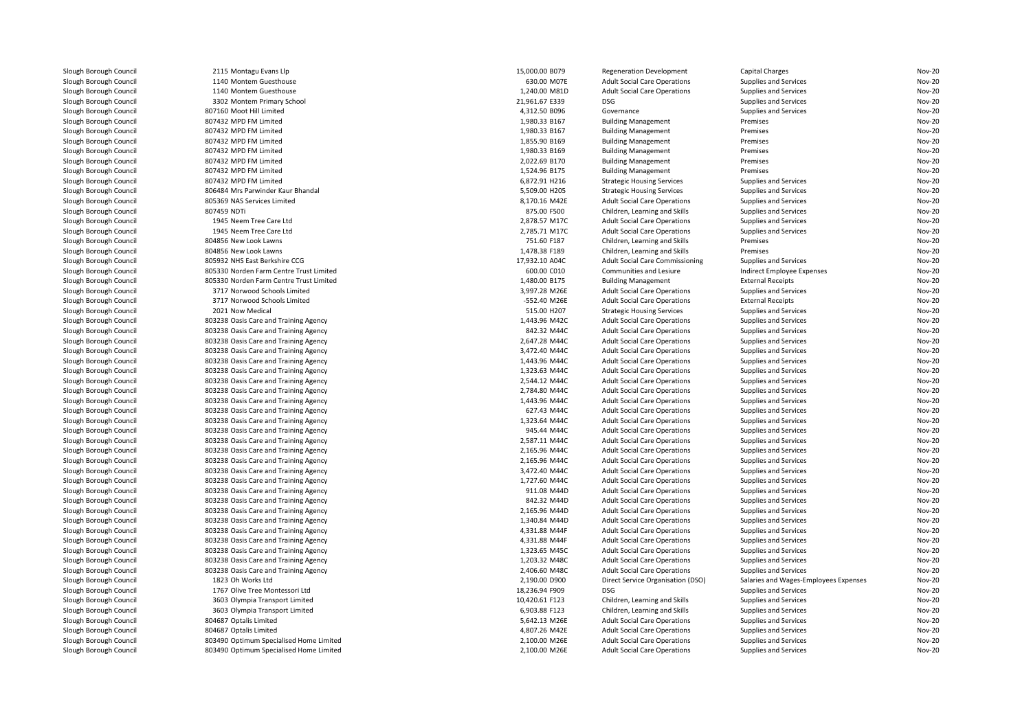| | | | | | | |
|---|---|---|---|---|---|---|
| Slough Borough Council | 2115 Montagu Evans Llp | 15,000.00 B079 | Regeneration Development | Capital Charges | Nov-20 |
| Slough Borough Council | 1140 Montem Guesthouse | 630.00 M07E | Adult Social Care Operations | Supplies and Services | Nov-20 |
| Slough Borough Council | 1140 Montem Guesthouse | 1,240.00 M81D | Adult Social Care Operations | Supplies and Services | Nov-20 |
| Slough Borough Council | 3302 Montem Primary School | 21,961.67 E339 | DSG | Supplies and Services | Nov-20 |
| Slough Borough Council | 807160 Moot Hill Limited | 4,312.50 B096 | Governance | Supplies and Services | Nov-20 |
| Slough Borough Council | 807432 MPD FM Limited | 1,980.33 B167 | Building Management | Premises | Nov-20 |
| Slough Borough Council | 807432 MPD FM Limited | 1,980.33 B167 | Building Management | Premises | Nov-20 |
| Slough Borough Council | 807432 MPD FM Limited | 1,855.90 B169 | Building Management | Premises | Nov-20 |
| Slough Borough Council | 807432 MPD FM Limited | 1,980.33 B169 | Building Management | Premises | Nov-20 |
| Slough Borough Council | 807432 MPD FM Limited | 2,022.69 B170 | Building Management | Premises | Nov-20 |
| Slough Borough Council | 807432 MPD FM Limited | 1,524.96 B175 | Building Management | Premises | Nov-20 |
| Slough Borough Council | 807432 MPD FM Limited | 6,872.91 H216 | Strategic Housing Services | Supplies and Services | Nov-20 |
| Slough Borough Council | 806484 Mrs Parwinder Kaur Bhandal | 5,509.00 H205 | Strategic Housing Services | Supplies and Services | Nov-20 |
| Slough Borough Council | 805369 NAS Services Limited | 8,170.16 M42E | Adult Social Care Operations | Supplies and Services | Nov-20 |
| Slough Borough Council | 807459 NDTi | 875.00 F500 | Children, Learning and Skills | Supplies and Services | Nov-20 |
| Slough Borough Council | 1945 Neem Tree Care Ltd | 2,878.57 M17C | Adult Social Care Operations | Supplies and Services | Nov-20 |
| Slough Borough Council | 1945 Neem Tree Care Ltd | 2,785.71 M17C | Adult Social Care Operations | Supplies and Services | Nov-20 |
| Slough Borough Council | 804856 New Look Lawns | 751.60 F187 | Children, Learning and Skills | Premises | Nov-20 |
| Slough Borough Council | 804856 New Look Lawns | 1,478.38 F189 | Children, Learning and Skills | Premises | Nov-20 |
| Slough Borough Council | 805932 NHS East Berkshire CCG | 17,932.10 A04C | Adult Social Care Commissioning | Supplies and Services | Nov-20 |
| Slough Borough Council | 805330 Norden Farm Centre Trust Limited | 600.00 C010 | Communities and Lesiure | Indirect Employee Expenses | Nov-20 |
| Slough Borough Council | 805330 Norden Farm Centre Trust Limited | 1,480.00 B175 | Building Management | External Receipts | Nov-20 |
| Slough Borough Council | 3717 Norwood Schools Limited | 3,997.28 M26E | Adult Social Care Operations | Supplies and Services | Nov-20 |
| Slough Borough Council | 3717 Norwood Schools Limited | -552.40 M26E | Adult Social Care Operations | External Receipts | Nov-20 |
| Slough Borough Council | 2021 Now Medical | 515.00 H207 | Strategic Housing Services | Supplies and Services | Nov-20 |
| Slough Borough Council | 803238 Oasis Care and Training Agency | 1,443.96 M42C | Adult Social Care Operations | Supplies and Services | Nov-20 |
| Slough Borough Council | 803238 Oasis Care and Training Agency | 842.32 M44C | Adult Social Care Operations | Supplies and Services | Nov-20 |
| Slough Borough Council | 803238 Oasis Care and Training Agency | 2,647.28 M44C | Adult Social Care Operations | Supplies and Services | Nov-20 |
| Slough Borough Council | 803238 Oasis Care and Training Agency | 3,472.40 M44C | Adult Social Care Operations | Supplies and Services | Nov-20 |
| Slough Borough Council | 803238 Oasis Care and Training Agency | 1,443.96 M44C | Adult Social Care Operations | Supplies and Services | Nov-20 |
| Slough Borough Council | 803238 Oasis Care and Training Agency | 1,323.63 M44C | Adult Social Care Operations | Supplies and Services | Nov-20 |
| Slough Borough Council | 803238 Oasis Care and Training Agency | 2,544.12 M44C | Adult Social Care Operations | Supplies and Services | Nov-20 |
| Slough Borough Council | 803238 Oasis Care and Training Agency | 2,784.80 M44C | Adult Social Care Operations | Supplies and Services | Nov-20 |
| Slough Borough Council | 803238 Oasis Care and Training Agency | 1,443.96 M44C | Adult Social Care Operations | Supplies and Services | Nov-20 |
| Slough Borough Council | 803238 Oasis Care and Training Agency | 627.43 M44C | Adult Social Care Operations | Supplies and Services | Nov-20 |
| Slough Borough Council | 803238 Oasis Care and Training Agency | 1,323.64 M44C | Adult Social Care Operations | Supplies and Services | Nov-20 |
| Slough Borough Council | 803238 Oasis Care and Training Agency | 945.44 M44C | Adult Social Care Operations | Supplies and Services | Nov-20 |
| Slough Borough Council | 803238 Oasis Care and Training Agency | 2,587.11 M44C | Adult Social Care Operations | Supplies and Services | Nov-20 |
| Slough Borough Council | 803238 Oasis Care and Training Agency | 2,165.96 M44C | Adult Social Care Operations | Supplies and Services | Nov-20 |
| Slough Borough Council | 803238 Oasis Care and Training Agency | 2,165.96 M44C | Adult Social Care Operations | Supplies and Services | Nov-20 |
| Slough Borough Council | 803238 Oasis Care and Training Agency | 3,472.40 M44C | Adult Social Care Operations | Supplies and Services | Nov-20 |
| Slough Borough Council | 803238 Oasis Care and Training Agency | 1,727.60 M44C | Adult Social Care Operations | Supplies and Services | Nov-20 |
| Slough Borough Council | 803238 Oasis Care and Training Agency | 911.08 M44D | Adult Social Care Operations | Supplies and Services | Nov-20 |
| Slough Borough Council | 803238 Oasis Care and Training Agency | 842.32 M44D | Adult Social Care Operations | Supplies and Services | Nov-20 |
| Slough Borough Council | 803238 Oasis Care and Training Agency | 2,165.96 M44D | Adult Social Care Operations | Supplies and Services | Nov-20 |
| Slough Borough Council | 803238 Oasis Care and Training Agency | 1,340.84 M44D | Adult Social Care Operations | Supplies and Services | Nov-20 |
| Slough Borough Council | 803238 Oasis Care and Training Agency | 4,331.88 M44F | Adult Social Care Operations | Supplies and Services | Nov-20 |
| Slough Borough Council | 803238 Oasis Care and Training Agency | 4,331.88 M44F | Adult Social Care Operations | Supplies and Services | Nov-20 |
| Slough Borough Council | 803238 Oasis Care and Training Agency | 1,323.65 M45C | Adult Social Care Operations | Supplies and Services | Nov-20 |
| Slough Borough Council | 803238 Oasis Care and Training Agency | 1,203.32 M48C | Adult Social Care Operations | Supplies and Services | Nov-20 |
| Slough Borough Council | 803238 Oasis Care and Training Agency | 2,406.60 M48C | Adult Social Care Operations | Supplies and Services | Nov-20 |
| Slough Borough Council | 1823 Oh Works Ltd | 2,190.00 D900 | Direct Service Organisation (DSO) | Salaries and Wages-Employees Expenses | Nov-20 |
| Slough Borough Council | 1767 Olive Tree Montessori Ltd | 18,236.94 F909 | DSG | Supplies and Services | Nov-20 |
| Slough Borough Council | 3603 Olympia Transport Limited | 10,420.61 F123 | Children, Learning and Skills | Supplies and Services | Nov-20 |
| Slough Borough Council | 3603 Olympia Transport Limited | 6,903.88 F123 | Children, Learning and Skills | Supplies and Services | Nov-20 |
| Slough Borough Council | 804687 Optalis Limited | 5,642.13 M26E | Adult Social Care Operations | Supplies and Services | Nov-20 |
| Slough Borough Council | 804687 Optalis Limited | 4,807.26 M42E | Adult Social Care Operations | Supplies and Services | Nov-20 |
| Slough Borough Council | 803490 Optimum Specialised Home Limited | 2,100.00 M26E | Adult Social Care Operations | Supplies and Services | Nov-20 |
| Slough Borough Council | 803490 Optimum Specialised Home Limited | 2,100.00 M26E | Adult Social Care Operations | Supplies and Services | Nov-20 |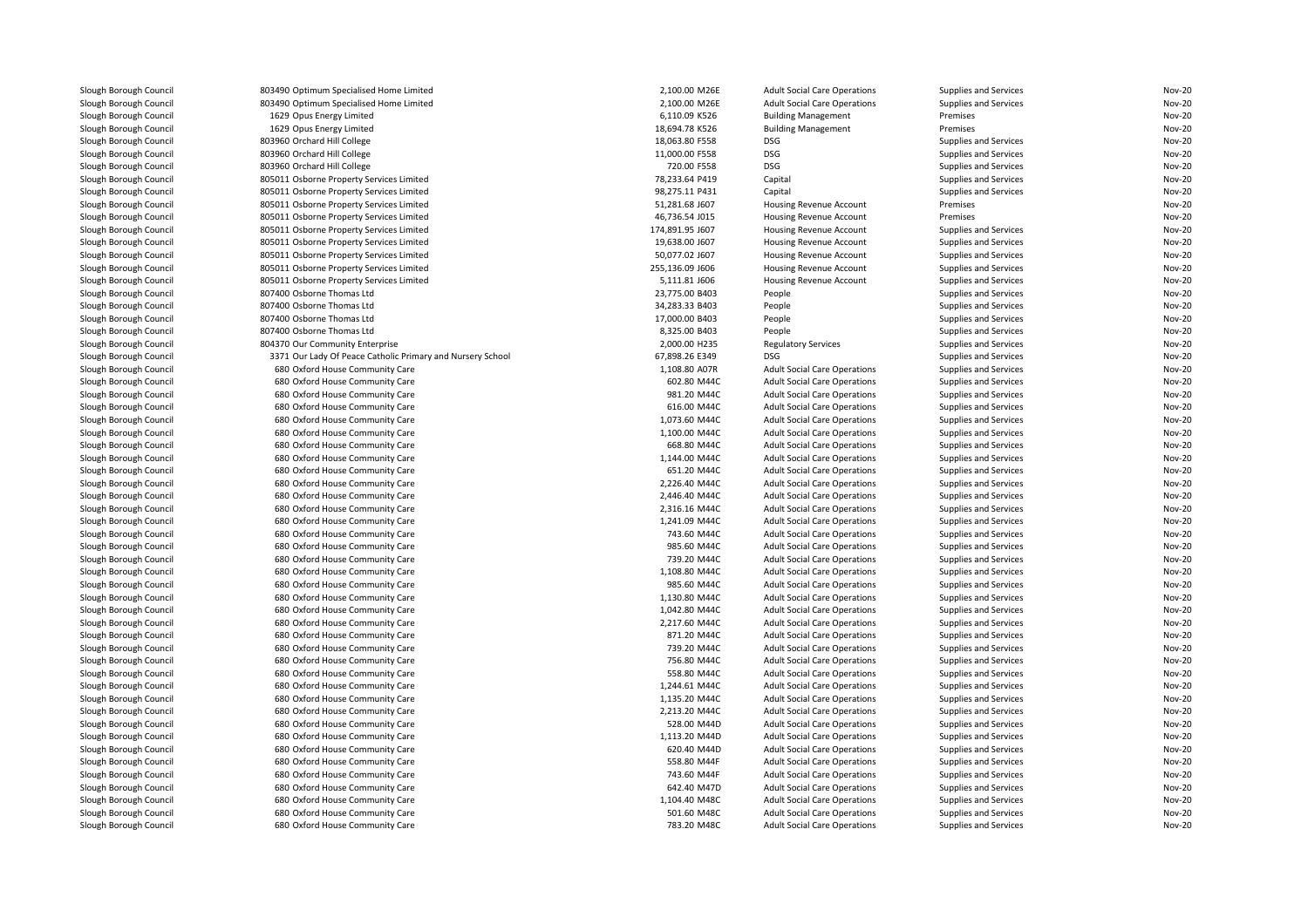| | | | | | | |
|---|---|---|---|---|---|---|
| Slough Borough Council | 803490 Optimum Specialised Home Limited | 2,100.00 M26E | Adult Social Care Operations | Supplies and Services | Nov-20 |
| Slough Borough Council | 803490 Optimum Specialised Home Limited | 2,100.00 M26E | Adult Social Care Operations | Supplies and Services | Nov-20 |
| Slough Borough Council | 1629 Opus Energy Limited | 6,110.09 K526 | Building Management | Premises | Nov-20 |
| Slough Borough Council | 1629 Opus Energy Limited | 18,694.78 K526 | Building Management | Premises | Nov-20 |
| Slough Borough Council | 803960 Orchard Hill College | 18,063.80 F558 | DSG | Supplies and Services | Nov-20 |
| Slough Borough Council | 803960 Orchard Hill College | 11,000.00 F558 | DSG | Supplies and Services | Nov-20 |
| Slough Borough Council | 803960 Orchard Hill College | 720.00 F558 | DSG | Supplies and Services | Nov-20 |
| Slough Borough Council | 805011 Osborne Property Services Limited | 78,233.64 P419 | Capital | Supplies and Services | Nov-20 |
| Slough Borough Council | 805011 Osborne Property Services Limited | 98,275.11 P431 | Capital | Supplies and Services | Nov-20 |
| Slough Borough Council | 805011 Osborne Property Services Limited | 51,281.68 J607 | Housing Revenue Account | Premises | Nov-20 |
| Slough Borough Council | 805011 Osborne Property Services Limited | 46,736.54 J015 | Housing Revenue Account | Premises | Nov-20 |
| Slough Borough Council | 805011 Osborne Property Services Limited | 174,891.95 J607 | Housing Revenue Account | Supplies and Services | Nov-20 |
| Slough Borough Council | 805011 Osborne Property Services Limited | 19,638.00 J607 | Housing Revenue Account | Supplies and Services | Nov-20 |
| Slough Borough Council | 805011 Osborne Property Services Limited | 50,077.02 J607 | Housing Revenue Account | Supplies and Services | Nov-20 |
| Slough Borough Council | 805011 Osborne Property Services Limited | 255,136.09 J606 | Housing Revenue Account | Supplies and Services | Nov-20 |
| Slough Borough Council | 805011 Osborne Property Services Limited | 5,111.81 J606 | Housing Revenue Account | Supplies and Services | Nov-20 |
| Slough Borough Council | 807400 Osborne Thomas Ltd | 23,775.00 B403 | People | Supplies and Services | Nov-20 |
| Slough Borough Council | 807400 Osborne Thomas Ltd | 34,283.33 B403 | People | Supplies and Services | Nov-20 |
| Slough Borough Council | 807400 Osborne Thomas Ltd | 17,000.00 B403 | People | Supplies and Services | Nov-20 |
| Slough Borough Council | 807400 Osborne Thomas Ltd | 8,325.00 B403 | People | Supplies and Services | Nov-20 |
| Slough Borough Council | 804370 Our Community Enterprise | 2,000.00 H235 | Regulatory Services | Supplies and Services | Nov-20 |
| Slough Borough Council | 3371 Our Lady Of Peace Catholic Primary and Nursery School | 67,898.26 E349 | DSG | Supplies and Services | Nov-20 |
| Slough Borough Council | 680 Oxford House Community Care | 1,108.80 A07R | Adult Social Care Operations | Supplies and Services | Nov-20 |
| Slough Borough Council | 680 Oxford House Community Care | 602.80 M44C | Adult Social Care Operations | Supplies and Services | Nov-20 |
| Slough Borough Council | 680 Oxford House Community Care | 981.20 M44C | Adult Social Care Operations | Supplies and Services | Nov-20 |
| Slough Borough Council | 680 Oxford House Community Care | 616.00 M44C | Adult Social Care Operations | Supplies and Services | Nov-20 |
| Slough Borough Council | 680 Oxford House Community Care | 1,073.60 M44C | Adult Social Care Operations | Supplies and Services | Nov-20 |
| Slough Borough Council | 680 Oxford House Community Care | 1,100.00 M44C | Adult Social Care Operations | Supplies and Services | Nov-20 |
| Slough Borough Council | 680 Oxford House Community Care | 668.80 M44C | Adult Social Care Operations | Supplies and Services | Nov-20 |
| Slough Borough Council | 680 Oxford House Community Care | 1,144.00 M44C | Adult Social Care Operations | Supplies and Services | Nov-20 |
| Slough Borough Council | 680 Oxford House Community Care | 651.20 M44C | Adult Social Care Operations | Supplies and Services | Nov-20 |
| Slough Borough Council | 680 Oxford House Community Care | 2,226.40 M44C | Adult Social Care Operations | Supplies and Services | Nov-20 |
| Slough Borough Council | 680 Oxford House Community Care | 2,446.40 M44C | Adult Social Care Operations | Supplies and Services | Nov-20 |
| Slough Borough Council | 680 Oxford House Community Care | 2,316.16 M44C | Adult Social Care Operations | Supplies and Services | Nov-20 |
| Slough Borough Council | 680 Oxford House Community Care | 1,241.09 M44C | Adult Social Care Operations | Supplies and Services | Nov-20 |
| Slough Borough Council | 680 Oxford House Community Care | 743.60 M44C | Adult Social Care Operations | Supplies and Services | Nov-20 |
| Slough Borough Council | 680 Oxford House Community Care | 985.60 M44C | Adult Social Care Operations | Supplies and Services | Nov-20 |
| Slough Borough Council | 680 Oxford House Community Care | 739.20 M44C | Adult Social Care Operations | Supplies and Services | Nov-20 |
| Slough Borough Council | 680 Oxford House Community Care | 1,108.80 M44C | Adult Social Care Operations | Supplies and Services | Nov-20 |
| Slough Borough Council | 680 Oxford House Community Care | 985.60 M44C | Adult Social Care Operations | Supplies and Services | Nov-20 |
| Slough Borough Council | 680 Oxford House Community Care | 1,130.80 M44C | Adult Social Care Operations | Supplies and Services | Nov-20 |
| Slough Borough Council | 680 Oxford House Community Care | 1,042.80 M44C | Adult Social Care Operations | Supplies and Services | Nov-20 |
| Slough Borough Council | 680 Oxford House Community Care | 2,217.60 M44C | Adult Social Care Operations | Supplies and Services | Nov-20 |
| Slough Borough Council | 680 Oxford House Community Care | 871.20 M44C | Adult Social Care Operations | Supplies and Services | Nov-20 |
| Slough Borough Council | 680 Oxford House Community Care | 739.20 M44C | Adult Social Care Operations | Supplies and Services | Nov-20 |
| Slough Borough Council | 680 Oxford House Community Care | 756.80 M44C | Adult Social Care Operations | Supplies and Services | Nov-20 |
| Slough Borough Council | 680 Oxford House Community Care | 558.80 M44C | Adult Social Care Operations | Supplies and Services | Nov-20 |
| Slough Borough Council | 680 Oxford House Community Care | 1,244.61 M44C | Adult Social Care Operations | Supplies and Services | Nov-20 |
| Slough Borough Council | 680 Oxford House Community Care | 1,135.20 M44C | Adult Social Care Operations | Supplies and Services | Nov-20 |
| Slough Borough Council | 680 Oxford House Community Care | 2,213.20 M44C | Adult Social Care Operations | Supplies and Services | Nov-20 |
| Slough Borough Council | 680 Oxford House Community Care | 528.00 M44D | Adult Social Care Operations | Supplies and Services | Nov-20 |
| Slough Borough Council | 680 Oxford House Community Care | 1,113.20 M44D | Adult Social Care Operations | Supplies and Services | Nov-20 |
| Slough Borough Council | 680 Oxford House Community Care | 620.40 M44D | Adult Social Care Operations | Supplies and Services | Nov-20 |
| Slough Borough Council | 680 Oxford House Community Care | 558.80 M44F | Adult Social Care Operations | Supplies and Services | Nov-20 |
| Slough Borough Council | 680 Oxford House Community Care | 743.60 M44F | Adult Social Care Operations | Supplies and Services | Nov-20 |
| Slough Borough Council | 680 Oxford House Community Care | 642.40 M47D | Adult Social Care Operations | Supplies and Services | Nov-20 |
| Slough Borough Council | 680 Oxford House Community Care | 1,104.40 M48C | Adult Social Care Operations | Supplies and Services | Nov-20 |
| Slough Borough Council | 680 Oxford House Community Care | 501.60 M48C | Adult Social Care Operations | Supplies and Services | Nov-20 |
| Slough Borough Council | 680 Oxford House Community Care | 783.20 M48C | Adult Social Care Operations | Supplies and Services | Nov-20 |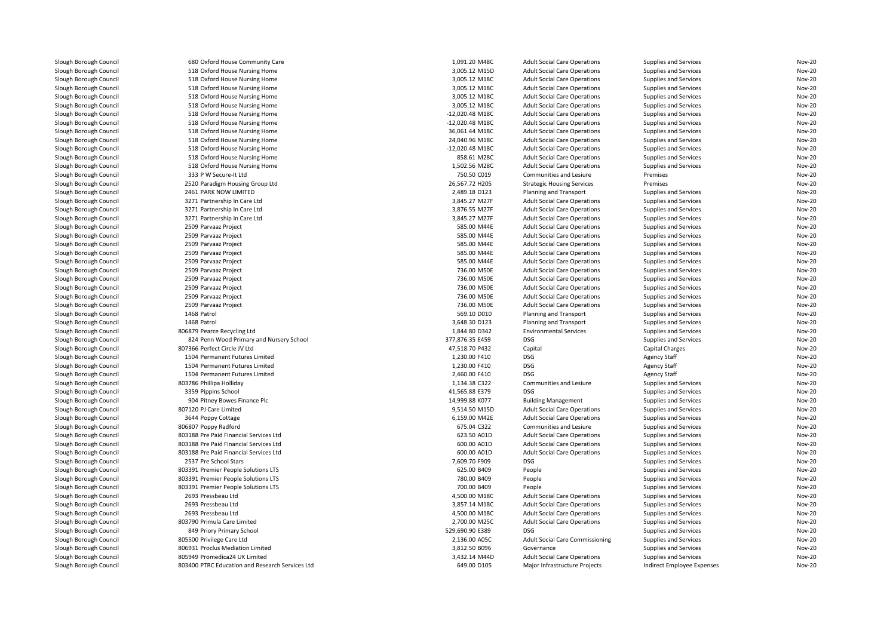| | | | | | | |
|---|---|---|---|---|---|---|
| Slough Borough Council | 680 Oxford House Community Care | 1,091.20 M48C | Adult Social Care Operations | Supplies and Services | Nov-20 |
| Slough Borough Council | 518 Oxford House Nursing Home | 3,005.12 M15D | Adult Social Care Operations | Supplies and Services | Nov-20 |
| Slough Borough Council | 518 Oxford House Nursing Home | 3,005.12 M18C | Adult Social Care Operations | Supplies and Services | Nov-20 |
| Slough Borough Council | 518 Oxford House Nursing Home | 3,005.12 M18C | Adult Social Care Operations | Supplies and Services | Nov-20 |
| Slough Borough Council | 518 Oxford House Nursing Home | 3,005.12 M18C | Adult Social Care Operations | Supplies and Services | Nov-20 |
| Slough Borough Council | 518 Oxford House Nursing Home | 3,005.12 M18C | Adult Social Care Operations | Supplies and Services | Nov-20 |
| Slough Borough Council | 518 Oxford House Nursing Home | -12,020.48 M18C | Adult Social Care Operations | Supplies and Services | Nov-20 |
| Slough Borough Council | 518 Oxford House Nursing Home | -12,020.48 M18C | Adult Social Care Operations | Supplies and Services | Nov-20 |
| Slough Borough Council | 518 Oxford House Nursing Home | 36,061.44 M18C | Adult Social Care Operations | Supplies and Services | Nov-20 |
| Slough Borough Council | 518 Oxford House Nursing Home | 24,040.96 M18C | Adult Social Care Operations | Supplies and Services | Nov-20 |
| Slough Borough Council | 518 Oxford House Nursing Home | -12,020.48 M18C | Adult Social Care Operations | Supplies and Services | Nov-20 |
| Slough Borough Council | 518 Oxford House Nursing Home | 858.61 M28C | Adult Social Care Operations | Supplies and Services | Nov-20 |
| Slough Borough Council | 518 Oxford House Nursing Home | 1,502.56 M28C | Adult Social Care Operations | Supplies and Services | Nov-20 |
| Slough Borough Council | 333 P W Secure-It Ltd | 750.50 C019 | Communities and Lesiure | Premises | Nov-20 |
| Slough Borough Council | 2520 Paradigm Housing Group Ltd | 26,567.72 H205 | Strategic Housing Services | Premises | Nov-20 |
| Slough Borough Council | 2461 PARK NOW LIMITED | 2,489.18 D123 | Planning and Transport | Supplies and Services | Nov-20 |
| Slough Borough Council | 3271 Partnership In Care Ltd | 3,845.27 M27F | Adult Social Care Operations | Supplies and Services | Nov-20 |
| Slough Borough Council | 3271 Partnership In Care Ltd | 3,876.55 M27F | Adult Social Care Operations | Supplies and Services | Nov-20 |
| Slough Borough Council | 3271 Partnership In Care Ltd | 3,845.27 M27F | Adult Social Care Operations | Supplies and Services | Nov-20 |
| Slough Borough Council | 2509 Parvaaz Project | 585.00 M44E | Adult Social Care Operations | Supplies and Services | Nov-20 |
| Slough Borough Council | 2509 Parvaaz Project | 585.00 M44E | Adult Social Care Operations | Supplies and Services | Nov-20 |
| Slough Borough Council | 2509 Parvaaz Project | 585.00 M44E | Adult Social Care Operations | Supplies and Services | Nov-20 |
| Slough Borough Council | 2509 Parvaaz Project | 585.00 M44E | Adult Social Care Operations | Supplies and Services | Nov-20 |
| Slough Borough Council | 2509 Parvaaz Project | 585.00 M44E | Adult Social Care Operations | Supplies and Services | Nov-20 |
| Slough Borough Council | 2509 Parvaaz Project | 736.00 M50E | Adult Social Care Operations | Supplies and Services | Nov-20 |
| Slough Borough Council | 2509 Parvaaz Project | 736.00 M50E | Adult Social Care Operations | Supplies and Services | Nov-20 |
| Slough Borough Council | 2509 Parvaaz Project | 736.00 M50E | Adult Social Care Operations | Supplies and Services | Nov-20 |
| Slough Borough Council | 2509 Parvaaz Project | 736.00 M50E | Adult Social Care Operations | Supplies and Services | Nov-20 |
| Slough Borough Council | 2509 Parvaaz Project | 736.00 M50E | Adult Social Care Operations | Supplies and Services | Nov-20 |
| Slough Borough Council | 1468 Patrol | 569.10 D010 | Planning and Transport | Supplies and Services | Nov-20 |
| Slough Borough Council | 1468 Patrol | 3,648.30 D123 | Planning and Transport | Supplies and Services | Nov-20 |
| Slough Borough Council | 806879 Pearce Recycling Ltd | 1,844.80 D342 | Environmental Services | Supplies and Services | Nov-20 |
| Slough Borough Council | 824 Penn Wood Primary and Nursery School | 377,876.35 E459 | DSG | Supplies and Services | Nov-20 |
| Slough Borough Council | 807366 Perfect Circle JV Ltd | 47,518.70 P432 | Capital | Capital Charges | Nov-20 |
| Slough Borough Council | 1504 Permanent Futures Limited | 1,230.00 F410 | DSG | Agency Staff | Nov-20 |
| Slough Borough Council | 1504 Permanent Futures Limited | 1,230.00 F410 | DSG | Agency Staff | Nov-20 |
| Slough Borough Council | 1504 Permanent Futures Limited | 2,460.00 F410 | DSG | Agency Staff | Nov-20 |
| Slough Borough Council | 803786 Phillipa Holliday | 1,134.38 C322 | Communities and Lesiure | Supplies and Services | Nov-20 |
| Slough Borough Council | 3359 Pippins School | 41,565.88 E379 | DSG | Supplies and Services | Nov-20 |
| Slough Borough Council | 904 Pitney Bowes Finance Plc | 14,999.88 K077 | Building Management | Supplies and Services | Nov-20 |
| Slough Borough Council | 807120 PJ Care Limited | 9,514.50 M15D | Adult Social Care Operations | Supplies and Services | Nov-20 |
| Slough Borough Council | 3644 Poppy Cottage | 6,159.00 M42E | Adult Social Care Operations | Supplies and Services | Nov-20 |
| Slough Borough Council | 806807 Poppy Radford | 675.04 C322 | Communities and Lesiure | Supplies and Services | Nov-20 |
| Slough Borough Council | 803188 Pre Paid Financial Services Ltd | 623.50 A01D | Adult Social Care Operations | Supplies and Services | Nov-20 |
| Slough Borough Council | 803188 Pre Paid Financial Services Ltd | 600.00 A01D | Adult Social Care Operations | Supplies and Services | Nov-20 |
| Slough Borough Council | 803188 Pre Paid Financial Services Ltd | 600.00 A01D | Adult Social Care Operations | Supplies and Services | Nov-20 |
| Slough Borough Council | 2537 Pre School Stars | 7,609.70 F909 | DSG | Supplies and Services | Nov-20 |
| Slough Borough Council | 803391 Premier People Solutions LTS | 625.00 B409 | People | Supplies and Services | Nov-20 |
| Slough Borough Council | 803391 Premier People Solutions LTS | 780.00 B409 | People | Supplies and Services | Nov-20 |
| Slough Borough Council | 803391 Premier People Solutions LTS | 700.00 B409 | People | Supplies and Services | Nov-20 |
| Slough Borough Council | 2693 Pressbeau Ltd | 4,500.00 M18C | Adult Social Care Operations | Supplies and Services | Nov-20 |
| Slough Borough Council | 2693 Pressbeau Ltd | 3,857.14 M18C | Adult Social Care Operations | Supplies and Services | Nov-20 |
| Slough Borough Council | 2693 Pressbeau Ltd | 4,500.00 M18C | Adult Social Care Operations | Supplies and Services | Nov-20 |
| Slough Borough Council | 803790 Primula Care Limited | 2,700.00 M25C | Adult Social Care Operations | Supplies and Services | Nov-20 |
| Slough Borough Council | 849 Priory Primary School | 529,690.90 E389 | DSG | Supplies and Services | Nov-20 |
| Slough Borough Council | 805500 Privilege Care Ltd | 2,136.00 A05C | Adult Social Care Commissioning | Supplies and Services | Nov-20 |
| Slough Borough Council | 806931 Proclus Mediation Limited | 3,812.50 B096 | Governance | Supplies and Services | Nov-20 |
| Slough Borough Council | 805949 Promedica24 UK Limited | 3,432.14 M44D | Adult Social Care Operations | Supplies and Services | Nov-20 |
| Slough Borough Council | 803400 PTRC Education and Research Services Ltd | 649.00 D105 | Major Infrastructure Projects | Indirect Employee Expenses | Nov-20 |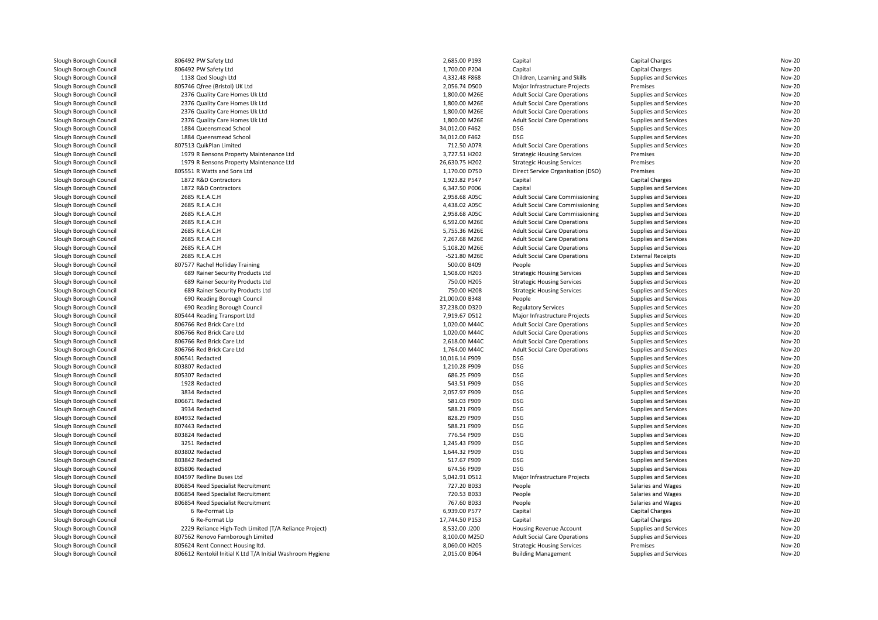| | | | | | | |
|---|---|---|---|---|---|---|
| Slough Borough Council | 806492 PW Safety Ltd | 2,685.00 P193 | Capital | Capital Charges | Nov-20 |
| Slough Borough Council | 806492 PW Safety Ltd | 1,700.00 P204 | Capital | Capital Charges | Nov-20 |
| Slough Borough Council | 1138 Qed Slough Ltd | 4,332.48 F868 | Children, Learning and Skills | Supplies and Services | Nov-20 |
| Slough Borough Council | 805746 Qfree (Bristol) UK Ltd | 2,056.74 D500 | Major Infrastructure Projects | Premises | Nov-20 |
| Slough Borough Council | 2376 Quality Care Homes Uk Ltd | 1,800.00 M26E | Adult Social Care Operations | Supplies and Services | Nov-20 |
| Slough Borough Council | 2376 Quality Care Homes Uk Ltd | 1,800.00 M26E | Adult Social Care Operations | Supplies and Services | Nov-20 |
| Slough Borough Council | 2376 Quality Care Homes Uk Ltd | 1,800.00 M26E | Adult Social Care Operations | Supplies and Services | Nov-20 |
| Slough Borough Council | 2376 Quality Care Homes Uk Ltd | 1,800.00 M26E | Adult Social Care Operations | Supplies and Services | Nov-20 |
| Slough Borough Council | 1884 Queensmead School | 34,012.00 F462 | DSG | Supplies and Services | Nov-20 |
| Slough Borough Council | 1884 Queensmead School | 34,012.00 F462 | DSG | Supplies and Services | Nov-20 |
| Slough Borough Council | 807513 QuikPlan Limited | 712.50 A07R | Adult Social Care Operations | Supplies and Services | Nov-20 |
| Slough Borough Council | 1979 R Bensons Property Maintenance Ltd | 3,727.51 H202 | Strategic Housing Services | Premises | Nov-20 |
| Slough Borough Council | 1979 R Bensons Property Maintenance Ltd | 26,630.75 H202 | Strategic Housing Services | Premises | Nov-20 |
| Slough Borough Council | 805551 R Watts and Sons Ltd | 1,170.00 D750 | Direct Service Organisation (DSO) | Premises | Nov-20 |
| Slough Borough Council | 1872 R&D Contractors | 1,923.82 P547 | Capital | Capital Charges | Nov-20 |
| Slough Borough Council | 1872 R&D Contractors | 6,347.50 P006 | Capital | Supplies and Services | Nov-20 |
| Slough Borough Council | 2685 R.E.A.C.H | 2,958.68 A05C | Adult Social Care Commissioning | Supplies and Services | Nov-20 |
| Slough Borough Council | 2685 R.E.A.C.H | 4,438.02 A05C | Adult Social Care Commissioning | Supplies and Services | Nov-20 |
| Slough Borough Council | 2685 R.E.A.C.H | 2,958.68 A05C | Adult Social Care Commissioning | Supplies and Services | Nov-20 |
| Slough Borough Council | 2685 R.E.A.C.H | 6,592.00 M26E | Adult Social Care Operations | Supplies and Services | Nov-20 |
| Slough Borough Council | 2685 R.E.A.C.H | 5,755.36 M26E | Adult Social Care Operations | Supplies and Services | Nov-20 |
| Slough Borough Council | 2685 R.E.A.C.H | 7,267.68 M26E | Adult Social Care Operations | Supplies and Services | Nov-20 |
| Slough Borough Council | 2685 R.E.A.C.H | 5,108.20 M26E | Adult Social Care Operations | Supplies and Services | Nov-20 |
| Slough Borough Council | 2685 R.E.A.C.H | -521.80 M26E | Adult Social Care Operations | External Receipts | Nov-20 |
| Slough Borough Council | 807577 Rachel Holliday Training | 500.00 B409 | People | Supplies and Services | Nov-20 |
| Slough Borough Council | 689 Rainer Security Products Ltd | 1,508.00 H203 | Strategic Housing Services | Supplies and Services | Nov-20 |
| Slough Borough Council | 689 Rainer Security Products Ltd | 750.00 H205 | Strategic Housing Services | Supplies and Services | Nov-20 |
| Slough Borough Council | 689 Rainer Security Products Ltd | 750.00 H208 | Strategic Housing Services | Supplies and Services | Nov-20 |
| Slough Borough Council | 690 Reading Borough Council | 21,000.00 B348 | People | Supplies and Services | Nov-20 |
| Slough Borough Council | 690 Reading Borough Council | 37,238.00 D320 | Regulatory Services | Supplies and Services | Nov-20 |
| Slough Borough Council | 805444 Reading Transport Ltd | 7,919.67 D512 | Major Infrastructure Projects | Supplies and Services | Nov-20 |
| Slough Borough Council | 806766 Red Brick Care Ltd | 1,020.00 M44C | Adult Social Care Operations | Supplies and Services | Nov-20 |
| Slough Borough Council | 806766 Red Brick Care Ltd | 1,020.00 M44C | Adult Social Care Operations | Supplies and Services | Nov-20 |
| Slough Borough Council | 806766 Red Brick Care Ltd | 2,618.00 M44C | Adult Social Care Operations | Supplies and Services | Nov-20 |
| Slough Borough Council | 806766 Red Brick Care Ltd | 1,764.00 M44C | Adult Social Care Operations | Supplies and Services | Nov-20 |
| Slough Borough Council | 806541 Redacted | 10,016.14 F909 | DSG | Supplies and Services | Nov-20 |
| Slough Borough Council | 803807 Redacted | 1,210.28 F909 | DSG | Supplies and Services | Nov-20 |
| Slough Borough Council | 805307 Redacted | 686.25 F909 | DSG | Supplies and Services | Nov-20 |
| Slough Borough Council | 1928 Redacted | 543.51 F909 | DSG | Supplies and Services | Nov-20 |
| Slough Borough Council | 3834 Redacted | 2,057.97 F909 | DSG | Supplies and Services | Nov-20 |
| Slough Borough Council | 806671 Redacted | 581.03 F909 | DSG | Supplies and Services | Nov-20 |
| Slough Borough Council | 3934 Redacted | 588.21 F909 | DSG | Supplies and Services | Nov-20 |
| Slough Borough Council | 804932 Redacted | 828.29 F909 | DSG | Supplies and Services | Nov-20 |
| Slough Borough Council | 807443 Redacted | 588.21 F909 | DSG | Supplies and Services | Nov-20 |
| Slough Borough Council | 803824 Redacted | 776.54 F909 | DSG | Supplies and Services | Nov-20 |
| Slough Borough Council | 3251 Redacted | 1,245.43 F909 | DSG | Supplies and Services | Nov-20 |
| Slough Borough Council | 803802 Redacted | 1,644.32 F909 | DSG | Supplies and Services | Nov-20 |
| Slough Borough Council | 803842 Redacted | 517.67 F909 | DSG | Supplies and Services | Nov-20 |
| Slough Borough Council | 805806 Redacted | 674.56 F909 | DSG | Supplies and Services | Nov-20 |
| Slough Borough Council | 804597 Redline Buses Ltd | 5,042.91 D512 | Major Infrastructure Projects | Supplies and Services | Nov-20 |
| Slough Borough Council | 806854 Reed Specialist Recruitment | 727.20 B033 | People | Salaries and Wages | Nov-20 |
| Slough Borough Council | 806854 Reed Specialist Recruitment | 720.53 B033 | People | Salaries and Wages | Nov-20 |
| Slough Borough Council | 806854 Reed Specialist Recruitment | 767.60 B033 | People | Salaries and Wages | Nov-20 |
| Slough Borough Council | 6 Re-Format Llp | 6,939.00 P577 | Capital | Capital Charges | Nov-20 |
| Slough Borough Council | 6 Re-Format Llp | 17,744.50 P153 | Capital | Capital Charges | Nov-20 |
| Slough Borough Council | 2229 Reliance High-Tech Limited (T/A Reliance Project) | 8,532.00 J200 | Housing Revenue Account | Supplies and Services | Nov-20 |
| Slough Borough Council | 807562 Renovo Farnborough Limited | 8,100.00 M25D | Adult Social Care Operations | Supplies and Services | Nov-20 |
| Slough Borough Council | 805624 Rent Connect Housing ltd. | 8,060.00 H205 | Strategic Housing Services | Premises | Nov-20 |
| Slough Borough Council | 806612 Rentokil Initial K Ltd T/A Initial Washroom Hygiene | 2,015.00 B064 | Building Management | Supplies and Services | Nov-20 |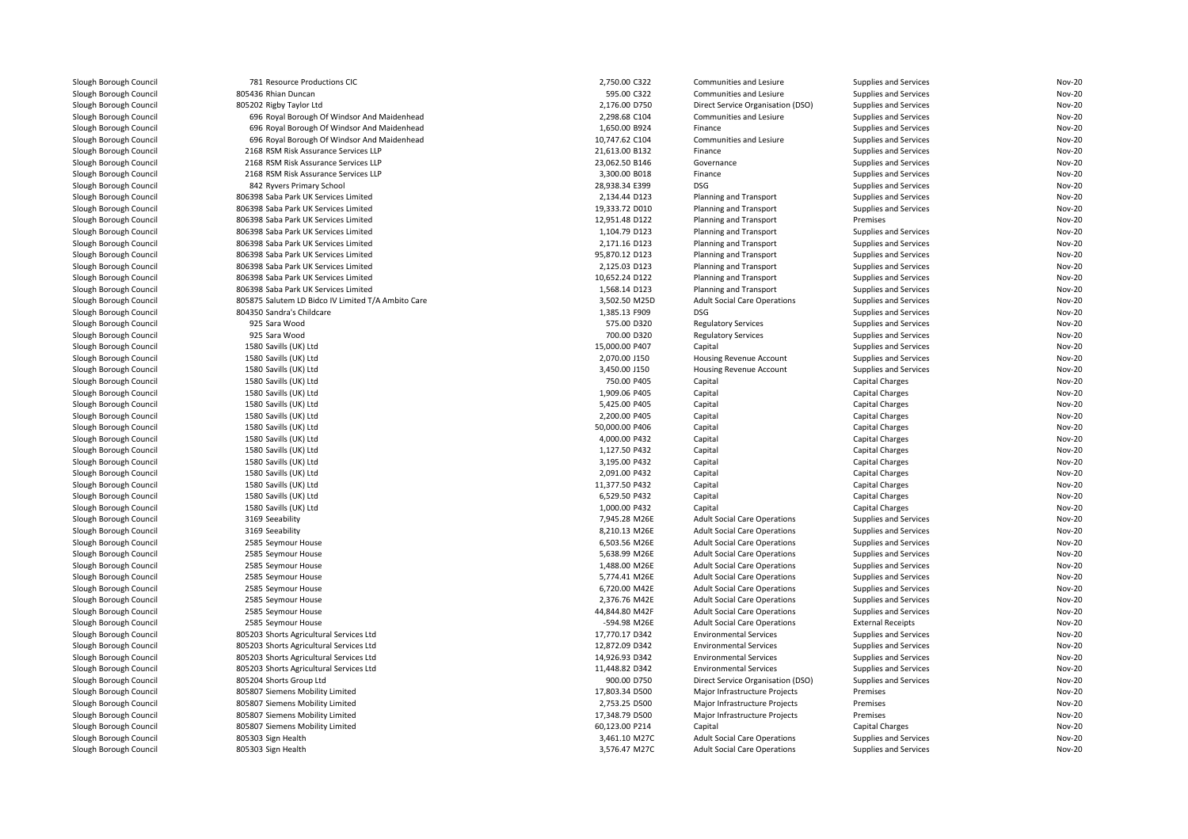| | | | | | | |
|---|---|---|---|---|---|---|
| Slough Borough Council | 781 Resource Productions CIC | 2,750.00 | C322 | Communities and Lesiure | Supplies and Services | Nov-20 |
| Slough Borough Council | 805436 Rhian Duncan | 595.00 | C322 | Communities and Lesiure | Supplies and Services | Nov-20 |
| Slough Borough Council | 805202 Rigby Taylor Ltd | 2,176.00 | D750 | Direct Service Organisation (DSO) | Supplies and Services | Nov-20 |
| Slough Borough Council | 696 Royal Borough Of Windsor And Maidenhead | 2,298.68 | C104 | Communities and Lesiure | Supplies and Services | Nov-20 |
| Slough Borough Council | 696 Royal Borough Of Windsor And Maidenhead | 1,650.00 | B924 | Finance | Supplies and Services | Nov-20 |
| Slough Borough Council | 696 Royal Borough Of Windsor And Maidenhead | 10,747.62 | C104 | Communities and Lesiure | Supplies and Services | Nov-20 |
| Slough Borough Council | 2168 RSM Risk Assurance Services LLP | 21,613.00 | B132 | Finance | Supplies and Services | Nov-20 |
| Slough Borough Council | 2168 RSM Risk Assurance Services LLP | 23,062.50 | B146 | Governance | Supplies and Services | Nov-20 |
| Slough Borough Council | 2168 RSM Risk Assurance Services LLP | 3,300.00 | B018 | Finance | Supplies and Services | Nov-20 |
| Slough Borough Council | 842 Ryvers Primary School | 28,938.34 | E399 | DSG | Supplies and Services | Nov-20 |
| Slough Borough Council | 806398 Saba Park UK Services Limited | 2,134.44 | D123 | Planning and Transport | Supplies and Services | Nov-20 |
| Slough Borough Council | 806398 Saba Park UK Services Limited | 19,333.72 | D010 | Planning and Transport | Supplies and Services | Nov-20 |
| Slough Borough Council | 806398 Saba Park UK Services Limited | 12,951.48 | D122 | Planning and Transport | Premises | Nov-20 |
| Slough Borough Council | 806398 Saba Park UK Services Limited | 1,104.79 | D123 | Planning and Transport | Supplies and Services | Nov-20 |
| Slough Borough Council | 806398 Saba Park UK Services Limited | 2,171.16 | D123 | Planning and Transport | Supplies and Services | Nov-20 |
| Slough Borough Council | 806398 Saba Park UK Services Limited | 95,870.12 | D123 | Planning and Transport | Supplies and Services | Nov-20 |
| Slough Borough Council | 806398 Saba Park UK Services Limited | 2,125.03 | D123 | Planning and Transport | Supplies and Services | Nov-20 |
| Slough Borough Council | 806398 Saba Park UK Services Limited | 10,652.24 | D122 | Planning and Transport | Supplies and Services | Nov-20 |
| Slough Borough Council | 806398 Saba Park UK Services Limited | 1,568.14 | D123 | Planning and Transport | Supplies and Services | Nov-20 |
| Slough Borough Council | 805875 Salutem LD Bidco IV Limited T/A Ambito Care | 3,502.50 | M25D | Adult Social Care Operations | Supplies and Services | Nov-20 |
| Slough Borough Council | 804350 Sandra's Childcare | 1,385.13 | F909 | DSG | Supplies and Services | Nov-20 |
| Slough Borough Council | 925 Sara Wood | 575.00 | D320 | Regulatory Services | Supplies and Services | Nov-20 |
| Slough Borough Council | 925 Sara Wood | 700.00 | D320 | Regulatory Services | Supplies and Services | Nov-20 |
| Slough Borough Council | 1580 Savills (UK) Ltd | 15,000.00 | P407 | Capital | Supplies and Services | Nov-20 |
| Slough Borough Council | 1580 Savills (UK) Ltd | 2,070.00 | J150 | Housing Revenue Account | Supplies and Services | Nov-20 |
| Slough Borough Council | 1580 Savills (UK) Ltd | 3,450.00 | J150 | Housing Revenue Account | Supplies and Services | Nov-20 |
| Slough Borough Council | 1580 Savills (UK) Ltd | 750.00 | P405 | Capital | Capital Charges | Nov-20 |
| Slough Borough Council | 1580 Savills (UK) Ltd | 1,909.06 | P405 | Capital | Capital Charges | Nov-20 |
| Slough Borough Council | 1580 Savills (UK) Ltd | 5,425.00 | P405 | Capital | Capital Charges | Nov-20 |
| Slough Borough Council | 1580 Savills (UK) Ltd | 2,200.00 | P405 | Capital | Capital Charges | Nov-20 |
| Slough Borough Council | 1580 Savills (UK) Ltd | 50,000.00 | P406 | Capital | Capital Charges | Nov-20 |
| Slough Borough Council | 1580 Savills (UK) Ltd | 4,000.00 | P432 | Capital | Capital Charges | Nov-20 |
| Slough Borough Council | 1580 Savills (UK) Ltd | 1,127.50 | P432 | Capital | Capital Charges | Nov-20 |
| Slough Borough Council | 1580 Savills (UK) Ltd | 3,195.00 | P432 | Capital | Capital Charges | Nov-20 |
| Slough Borough Council | 1580 Savills (UK) Ltd | 2,091.00 | P432 | Capital | Capital Charges | Nov-20 |
| Slough Borough Council | 1580 Savills (UK) Ltd | 11,377.50 | P432 | Capital | Capital Charges | Nov-20 |
| Slough Borough Council | 1580 Savills (UK) Ltd | 6,529.50 | P432 | Capital | Capital Charges | Nov-20 |
| Slough Borough Council | 1580 Savills (UK) Ltd | 1,000.00 | P432 | Capital | Capital Charges | Nov-20 |
| Slough Borough Council | 3169 Seeability | 7,945.28 | M26E | Adult Social Care Operations | Supplies and Services | Nov-20 |
| Slough Borough Council | 3169 Seeability | 8,210.13 | M26E | Adult Social Care Operations | Supplies and Services | Nov-20 |
| Slough Borough Council | 2585 Seymour House | 6,503.56 | M26E | Adult Social Care Operations | Supplies and Services | Nov-20 |
| Slough Borough Council | 2585 Seymour House | 5,638.99 | M26E | Adult Social Care Operations | Supplies and Services | Nov-20 |
| Slough Borough Council | 2585 Seymour House | 1,488.00 | M26E | Adult Social Care Operations | Supplies and Services | Nov-20 |
| Slough Borough Council | 2585 Seymour House | 5,774.41 | M26E | Adult Social Care Operations | Supplies and Services | Nov-20 |
| Slough Borough Council | 2585 Seymour House | 6,720.00 | M42E | Adult Social Care Operations | Supplies and Services | Nov-20 |
| Slough Borough Council | 2585 Seymour House | 2,376.76 | M42E | Adult Social Care Operations | Supplies and Services | Nov-20 |
| Slough Borough Council | 2585 Seymour House | 44,844.80 | M42F | Adult Social Care Operations | Supplies and Services | Nov-20 |
| Slough Borough Council | 2585 Seymour House | -594.98 | M26E | Adult Social Care Operations | External Receipts | Nov-20 |
| Slough Borough Council | 805203 Shorts Agricultural Services Ltd | 17,770.17 | D342 | Environmental Services | Supplies and Services | Nov-20 |
| Slough Borough Council | 805203 Shorts Agricultural Services Ltd | 12,872.09 | D342 | Environmental Services | Supplies and Services | Nov-20 |
| Slough Borough Council | 805203 Shorts Agricultural Services Ltd | 14,926.93 | D342 | Environmental Services | Supplies and Services | Nov-20 |
| Slough Borough Council | 805203 Shorts Agricultural Services Ltd | 11,448.82 | D342 | Environmental Services | Supplies and Services | Nov-20 |
| Slough Borough Council | 805204 Shorts Group Ltd | 900.00 | D750 | Direct Service Organisation (DSO) | Supplies and Services | Nov-20 |
| Slough Borough Council | 805807 Siemens Mobility Limited | 17,803.34 | D500 | Major Infrastructure Projects | Premises | Nov-20 |
| Slough Borough Council | 805807 Siemens Mobility Limited | 2,753.25 | D500 | Major Infrastructure Projects | Premises | Nov-20 |
| Slough Borough Council | 805807 Siemens Mobility Limited | 17,348.79 | D500 | Major Infrastructure Projects | Premises | Nov-20 |
| Slough Borough Council | 805807 Siemens Mobility Limited | 60,123.00 | P214 | Capital | Capital Charges | Nov-20 |
| Slough Borough Council | 805303 Sign Health | 3,461.10 | M27C | Adult Social Care Operations | Supplies and Services | Nov-20 |
| Slough Borough Council | 805303 Sign Health | 3,576.47 | M27C | Adult Social Care Operations | Supplies and Services | Nov-20 |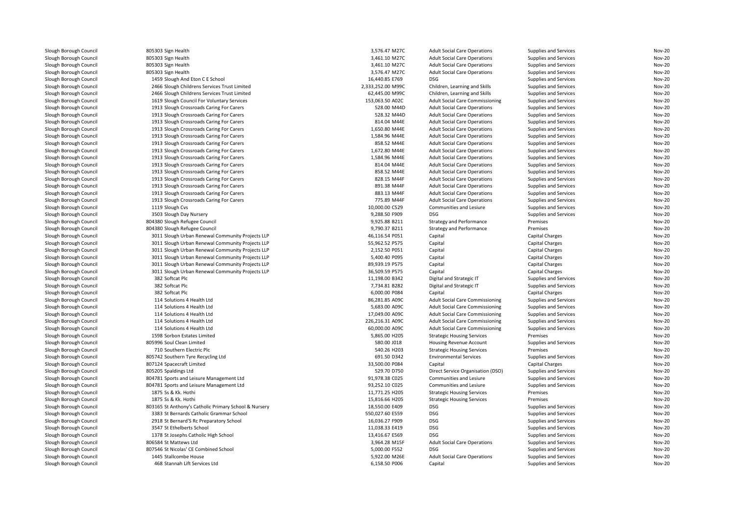| | | | | | | |
|---|---|---|---|---|---|---|
| Slough Borough Council | 805303 Sign Health | 3,576.47 | M27C | Adult Social Care Operations | Supplies and Services | Nov-20 |
| Slough Borough Council | 805303 Sign Health | 3,461.10 | M27C | Adult Social Care Operations | Supplies and Services | Nov-20 |
| Slough Borough Council | 805303 Sign Health | 3,461.10 | M27C | Adult Social Care Operations | Supplies and Services | Nov-20 |
| Slough Borough Council | 805303 Sign Health | 3,576.47 | M27C | Adult Social Care Operations | Supplies and Services | Nov-20 |
| Slough Borough Council | 1459 Slough And Eton C E School | 16,440.85 | E769 | DSG | Supplies and Services | Nov-20 |
| Slough Borough Council | 2466 Slough Childrens Services Trust Limited | 2,333,252.00 | M99C | Children, Learning and Skills | Supplies and Services | Nov-20 |
| Slough Borough Council | 2466 Slough Childrens Services Trust Limited | 62,445.00 | M99C | Children, Learning and Skills | Supplies and Services | Nov-20 |
| Slough Borough Council | 1619 Slough Council For Voluntary Services | 153,063.50 | A02C | Adult Social Care Commissioning | Supplies and Services | Nov-20 |
| Slough Borough Council | 1913 Slough Crossroads Caring For Carers | 528.00 | M44D | Adult Social Care Operations | Supplies and Services | Nov-20 |
| Slough Borough Council | 1913 Slough Crossroads Caring For Carers | 528.32 | M44D | Adult Social Care Operations | Supplies and Services | Nov-20 |
| Slough Borough Council | 1913 Slough Crossroads Caring For Carers | 814.04 | M44E | Adult Social Care Operations | Supplies and Services | Nov-20 |
| Slough Borough Council | 1913 Slough Crossroads Caring For Carers | 1,650.80 | M44E | Adult Social Care Operations | Supplies and Services | Nov-20 |
| Slough Borough Council | 1913 Slough Crossroads Caring For Carers | 1,584.96 | M44E | Adult Social Care Operations | Supplies and Services | Nov-20 |
| Slough Borough Council | 1913 Slough Crossroads Caring For Carers | 858.52 | M44E | Adult Social Care Operations | Supplies and Services | Nov-20 |
| Slough Borough Council | 1913 Slough Crossroads Caring For Carers | 1,672.80 | M44E | Adult Social Care Operations | Supplies and Services | Nov-20 |
| Slough Borough Council | 1913 Slough Crossroads Caring For Carers | 1,584.96 | M44E | Adult Social Care Operations | Supplies and Services | Nov-20 |
| Slough Borough Council | 1913 Slough Crossroads Caring For Carers | 814.04 | M44E | Adult Social Care Operations | Supplies and Services | Nov-20 |
| Slough Borough Council | 1913 Slough Crossroads Caring For Carers | 858.52 | M44E | Adult Social Care Operations | Supplies and Services | Nov-20 |
| Slough Borough Council | 1913 Slough Crossroads Caring For Carers | 828.15 | M44F | Adult Social Care Operations | Supplies and Services | Nov-20 |
| Slough Borough Council | 1913 Slough Crossroads Caring For Carers | 891.38 | M44F | Adult Social Care Operations | Supplies and Services | Nov-20 |
| Slough Borough Council | 1913 Slough Crossroads Caring For Carers | 883.13 | M44F | Adult Social Care Operations | Supplies and Services | Nov-20 |
| Slough Borough Council | 1913 Slough Crossroads Caring For Carers | 775.89 | M44F | Adult Social Care Operations | Supplies and Services | Nov-20 |
| Slough Borough Council | 1119 Slough Cvs | 10,000.00 | C529 | Communities and Lesiure | Supplies and Services | Nov-20 |
| Slough Borough Council | 3503 Slough Day Nursery | 9,288.50 | F909 | DSG | Supplies and Services | Nov-20 |
| Slough Borough Council | 804380 Slough Refugee Council | 9,925.88 | B211 | Strategy and Performance | Premises | Nov-20 |
| Slough Borough Council | 804380 Slough Refugee Council | 9,790.37 | B211 | Strategy and Performance | Premises | Nov-20 |
| Slough Borough Council | 3011 Slough Urban Renewal Community Projects LLP | 46,116.54 | P051 | Capital | Capital Charges | Nov-20 |
| Slough Borough Council | 3011 Slough Urban Renewal Community Projects LLP | 55,962.52 | P575 | Capital | Capital Charges | Nov-20 |
| Slough Borough Council | 3011 Slough Urban Renewal Community Projects LLP | 2,152.50 | P051 | Capital | Capital Charges | Nov-20 |
| Slough Borough Council | 3011 Slough Urban Renewal Community Projects LLP | 5,400.40 | P095 | Capital | Capital Charges | Nov-20 |
| Slough Borough Council | 3011 Slough Urban Renewal Community Projects LLP | 89,939.19 | P575 | Capital | Capital Charges | Nov-20 |
| Slough Borough Council | 3011 Slough Urban Renewal Community Projects LLP | 36,509.59 | P575 | Capital | Capital Charges | Nov-20 |
| Slough Borough Council | 382 Softcat Plc | 11,198.00 | B342 | Digital and Strategic IT | Supplies and Services | Nov-20 |
| Slough Borough Council | 382 Softcat Plc | 7,734.81 | B282 | Digital and Strategic IT | Supplies and Services | Nov-20 |
| Slough Borough Council | 382 Softcat Plc | 6,000.00 | P084 | Capital | Capital Charges | Nov-20 |
| Slough Borough Council | 114 Solutions 4 Health Ltd | 86,281.85 | A09C | Adult Social Care Commissioning | Supplies and Services | Nov-20 |
| Slough Borough Council | 114 Solutions 4 Health Ltd | 5,683.00 | A09C | Adult Social Care Commissioning | Supplies and Services | Nov-20 |
| Slough Borough Council | 114 Solutions 4 Health Ltd | 17,049.00 | A09C | Adult Social Care Commissioning | Supplies and Services | Nov-20 |
| Slough Borough Council | 114 Solutions 4 Health Ltd | 226,216.31 | A09C | Adult Social Care Commissioning | Supplies and Services | Nov-20 |
| Slough Borough Council | 114 Solutions 4 Health Ltd | 60,000.00 | A09C | Adult Social Care Commissioning | Supplies and Services | Nov-20 |
| Slough Borough Council | 1598 Sorbon Estates Limited | 5,865.00 | H205 | Strategic Housing Services | Premises | Nov-20 |
| Slough Borough Council | 805996 Soul Clean Limited | 580.00 | J018 | Housing Revenue Account | Supplies and Services | Nov-20 |
| Slough Borough Council | 710 Southern Electric Plc | 540.26 | H203 | Strategic Housing Services | Premises | Nov-20 |
| Slough Borough Council | 805742 Southern Tyre Recycling Ltd | 691.50 | D342 | Environmental Services | Supplies and Services | Nov-20 |
| Slough Borough Council | 807124 Spacecraft Limited | 33,500.00 | P084 | Capital | Capital Charges | Nov-20 |
| Slough Borough Council | 805205 Spaldings Ltd | 529.70 | D750 | Direct Service Organisation (DSO) | Supplies and Services | Nov-20 |
| Slough Borough Council | 804781 Sports and Leisure Management Ltd | 91,978.38 | C025 | Communities and Lesiure | Supplies and Services | Nov-20 |
| Slough Borough Council | 804781 Sports and Leisure Management Ltd | 93,252.10 | C025 | Communities and Lesiure | Supplies and Services | Nov-20 |
| Slough Borough Council | 1875 Ss & Kk. Hothi | 11,771.25 | H205 | Strategic Housing Services | Premises | Nov-20 |
| Slough Borough Council | 1875 Ss & Kk. Hothi | 15,816.66 | H205 | Strategic Housing Services | Premises | Nov-20 |
| Slough Borough Council | 803165 St Anthony's Catholic Primary School & Nursery | 18,550.00 | E409 | DSG | Supplies and Services | Nov-20 |
| Slough Borough Council | 3383 St Bernards Catholic Grammar School | 550,027.60 | E559 | DSG | Supplies and Services | Nov-20 |
| Slough Borough Council | 2918 St Bernard'S Rc Preparatory School | 16,036.27 | F909 | DSG | Supplies and Services | Nov-20 |
| Slough Borough Council | 3547 St Ethelberts School | 11,038.33 | E419 | DSG | Supplies and Services | Nov-20 |
| Slough Borough Council | 1378 St Josephs Catholic High School | 13,416.67 | E569 | DSG | Supplies and Services | Nov-20 |
| Slough Borough Council | 806584 St Mattews Ltd | 3,964.28 | M15F | Adult Social Care Operations | Supplies and Services | Nov-20 |
| Slough Borough Council | 807546 St Nicolas' CE Combined School | 5,000.00 | F552 | DSG | Supplies and Services | Nov-20 |
| Slough Borough Council | 1445 Stallcombe House | 5,922.00 | M26E | Adult Social Care Operations | Supplies and Services | Nov-20 |
| Slough Borough Council | 468 Stannah Lift Services Ltd | 6,158.50 | P006 | Capital | Supplies and Services | Nov-20 |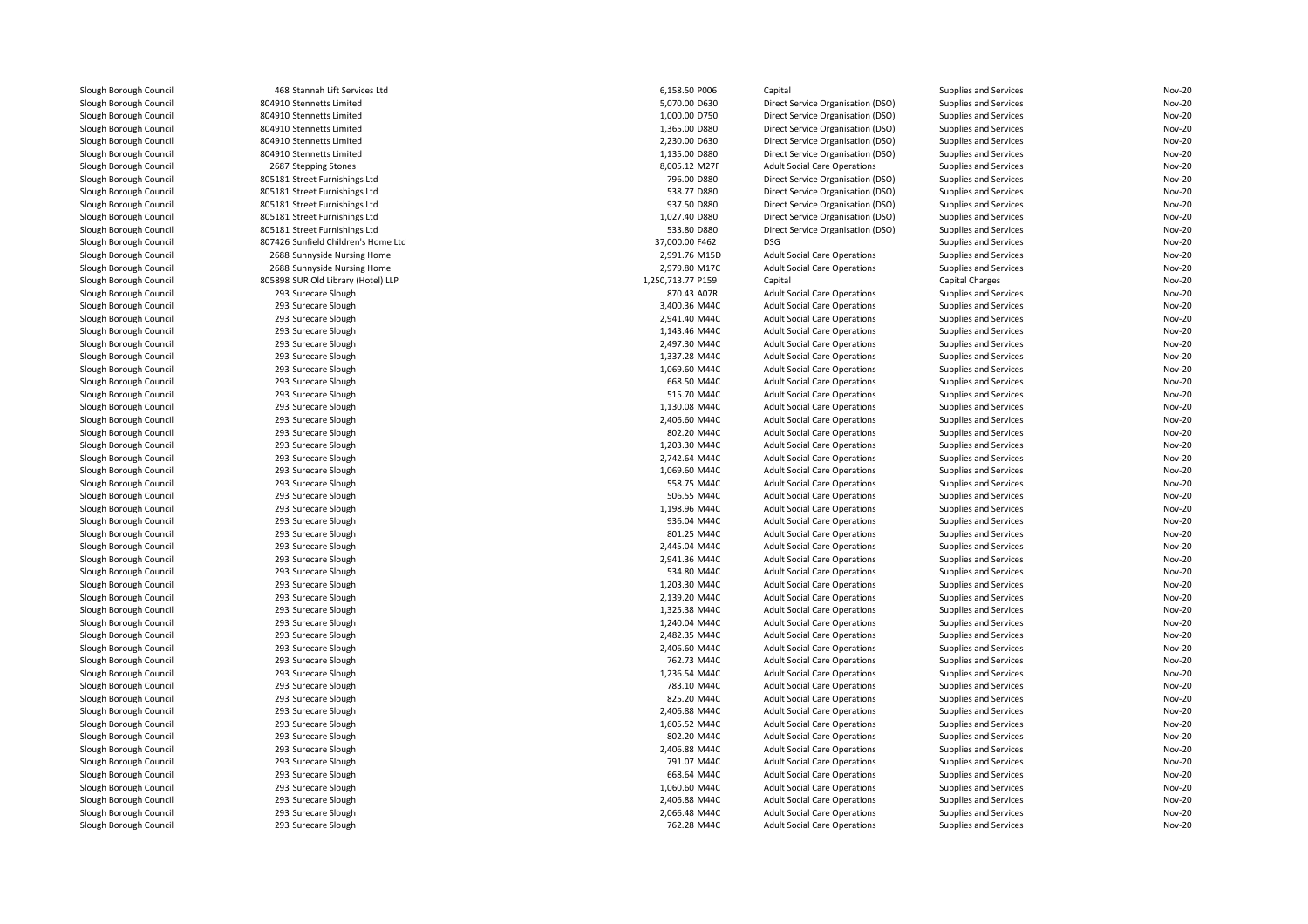| | | | | | | |
|---|---|---|---|---|---|---|
| Slough Borough Council | 468 Stannah Lift Services Ltd | 6,158.50 P006 | Capital | Supplies and Services | Nov-20 |
| Slough Borough Council | 804910 Stennetts Limited | 5,070.00 D630 | Direct Service Organisation (DSO) | Supplies and Services | Nov-20 |
| Slough Borough Council | 804910 Stennetts Limited | 1,000.00 D750 | Direct Service Organisation (DSO) | Supplies and Services | Nov-20 |
| Slough Borough Council | 804910 Stennetts Limited | 1,365.00 D880 | Direct Service Organisation (DSO) | Supplies and Services | Nov-20 |
| Slough Borough Council | 804910 Stennetts Limited | 2,230.00 D630 | Direct Service Organisation (DSO) | Supplies and Services | Nov-20 |
| Slough Borough Council | 804910 Stennetts Limited | 1,135.00 D880 | Direct Service Organisation (DSO) | Supplies and Services | Nov-20 |
| Slough Borough Council | 2687 Stepping Stones | 8,005.12 M27F | Adult Social Care Operations | Supplies and Services | Nov-20 |
| Slough Borough Council | 805181 Street Furnishings Ltd | 796.00 D880 | Direct Service Organisation (DSO) | Supplies and Services | Nov-20 |
| Slough Borough Council | 805181 Street Furnishings Ltd | 538.77 D880 | Direct Service Organisation (DSO) | Supplies and Services | Nov-20 |
| Slough Borough Council | 805181 Street Furnishings Ltd | 937.50 D880 | Direct Service Organisation (DSO) | Supplies and Services | Nov-20 |
| Slough Borough Council | 805181 Street Furnishings Ltd | 1,027.40 D880 | Direct Service Organisation (DSO) | Supplies and Services | Nov-20 |
| Slough Borough Council | 805181 Street Furnishings Ltd | 533.80 D880 | Direct Service Organisation (DSO) | Supplies and Services | Nov-20 |
| Slough Borough Council | 807426 Sunfield Children's Home Ltd | 37,000.00 F462 | DSG | Supplies and Services | Nov-20 |
| Slough Borough Council | 2688 Sunnyside Nursing Home | 2,991.76 M15D | Adult Social Care Operations | Supplies and Services | Nov-20 |
| Slough Borough Council | 2688 Sunnyside Nursing Home | 2,979.80 M17C | Adult Social Care Operations | Supplies and Services | Nov-20 |
| Slough Borough Council | 805898 SUR Old Library (Hotel) LLP | 1,250,713.77 P159 | Capital | Capital Charges | Nov-20 |
| Slough Borough Council | 293 Surecare Slough | 870.43 A07R | Adult Social Care Operations | Supplies and Services | Nov-20 |
| Slough Borough Council | 293 Surecare Slough | 3,400.36 M44C | Adult Social Care Operations | Supplies and Services | Nov-20 |
| Slough Borough Council | 293 Surecare Slough | 2,941.40 M44C | Adult Social Care Operations | Supplies and Services | Nov-20 |
| Slough Borough Council | 293 Surecare Slough | 1,143.46 M44C | Adult Social Care Operations | Supplies and Services | Nov-20 |
| Slough Borough Council | 293 Surecare Slough | 2,497.30 M44C | Adult Social Care Operations | Supplies and Services | Nov-20 |
| Slough Borough Council | 293 Surecare Slough | 1,337.28 M44C | Adult Social Care Operations | Supplies and Services | Nov-20 |
| Slough Borough Council | 293 Surecare Slough | 1,069.60 M44C | Adult Social Care Operations | Supplies and Services | Nov-20 |
| Slough Borough Council | 293 Surecare Slough | 668.50 M44C | Adult Social Care Operations | Supplies and Services | Nov-20 |
| Slough Borough Council | 293 Surecare Slough | 515.70 M44C | Adult Social Care Operations | Supplies and Services | Nov-20 |
| Slough Borough Council | 293 Surecare Slough | 1,130.08 M44C | Adult Social Care Operations | Supplies and Services | Nov-20 |
| Slough Borough Council | 293 Surecare Slough | 2,406.60 M44C | Adult Social Care Operations | Supplies and Services | Nov-20 |
| Slough Borough Council | 293 Surecare Slough | 802.20 M44C | Adult Social Care Operations | Supplies and Services | Nov-20 |
| Slough Borough Council | 293 Surecare Slough | 1,203.30 M44C | Adult Social Care Operations | Supplies and Services | Nov-20 |
| Slough Borough Council | 293 Surecare Slough | 2,742.64 M44C | Adult Social Care Operations | Supplies and Services | Nov-20 |
| Slough Borough Council | 293 Surecare Slough | 1,069.60 M44C | Adult Social Care Operations | Supplies and Services | Nov-20 |
| Slough Borough Council | 293 Surecare Slough | 558.75 M44C | Adult Social Care Operations | Supplies and Services | Nov-20 |
| Slough Borough Council | 293 Surecare Slough | 506.55 M44C | Adult Social Care Operations | Supplies and Services | Nov-20 |
| Slough Borough Council | 293 Surecare Slough | 1,198.96 M44C | Adult Social Care Operations | Supplies and Services | Nov-20 |
| Slough Borough Council | 293 Surecare Slough | 936.04 M44C | Adult Social Care Operations | Supplies and Services | Nov-20 |
| Slough Borough Council | 293 Surecare Slough | 801.25 M44C | Adult Social Care Operations | Supplies and Services | Nov-20 |
| Slough Borough Council | 293 Surecare Slough | 2,445.04 M44C | Adult Social Care Operations | Supplies and Services | Nov-20 |
| Slough Borough Council | 293 Surecare Slough | 2,941.36 M44C | Adult Social Care Operations | Supplies and Services | Nov-20 |
| Slough Borough Council | 293 Surecare Slough | 534.80 M44C | Adult Social Care Operations | Supplies and Services | Nov-20 |
| Slough Borough Council | 293 Surecare Slough | 1,203.30 M44C | Adult Social Care Operations | Supplies and Services | Nov-20 |
| Slough Borough Council | 293 Surecare Slough | 2,139.20 M44C | Adult Social Care Operations | Supplies and Services | Nov-20 |
| Slough Borough Council | 293 Surecare Slough | 1,325.38 M44C | Adult Social Care Operations | Supplies and Services | Nov-20 |
| Slough Borough Council | 293 Surecare Slough | 1,240.04 M44C | Adult Social Care Operations | Supplies and Services | Nov-20 |
| Slough Borough Council | 293 Surecare Slough | 2,482.35 M44C | Adult Social Care Operations | Supplies and Services | Nov-20 |
| Slough Borough Council | 293 Surecare Slough | 2,406.60 M44C | Adult Social Care Operations | Supplies and Services | Nov-20 |
| Slough Borough Council | 293 Surecare Slough | 762.73 M44C | Adult Social Care Operations | Supplies and Services | Nov-20 |
| Slough Borough Council | 293 Surecare Slough | 1,236.54 M44C | Adult Social Care Operations | Supplies and Services | Nov-20 |
| Slough Borough Council | 293 Surecare Slough | 783.10 M44C | Adult Social Care Operations | Supplies and Services | Nov-20 |
| Slough Borough Council | 293 Surecare Slough | 825.20 M44C | Adult Social Care Operations | Supplies and Services | Nov-20 |
| Slough Borough Council | 293 Surecare Slough | 2,406.88 M44C | Adult Social Care Operations | Supplies and Services | Nov-20 |
| Slough Borough Council | 293 Surecare Slough | 1,605.52 M44C | Adult Social Care Operations | Supplies and Services | Nov-20 |
| Slough Borough Council | 293 Surecare Slough | 802.20 M44C | Adult Social Care Operations | Supplies and Services | Nov-20 |
| Slough Borough Council | 293 Surecare Slough | 2,406.88 M44C | Adult Social Care Operations | Supplies and Services | Nov-20 |
| Slough Borough Council | 293 Surecare Slough | 791.07 M44C | Adult Social Care Operations | Supplies and Services | Nov-20 |
| Slough Borough Council | 293 Surecare Slough | 668.64 M44C | Adult Social Care Operations | Supplies and Services | Nov-20 |
| Slough Borough Council | 293 Surecare Slough | 1,060.60 M44C | Adult Social Care Operations | Supplies and Services | Nov-20 |
| Slough Borough Council | 293 Surecare Slough | 2,406.88 M44C | Adult Social Care Operations | Supplies and Services | Nov-20 |
| Slough Borough Council | 293 Surecare Slough | 2,066.48 M44C | Adult Social Care Operations | Supplies and Services | Nov-20 |
| Slough Borough Council | 293 Surecare Slough | 762.28 M44C | Adult Social Care Operations | Supplies and Services | Nov-20 |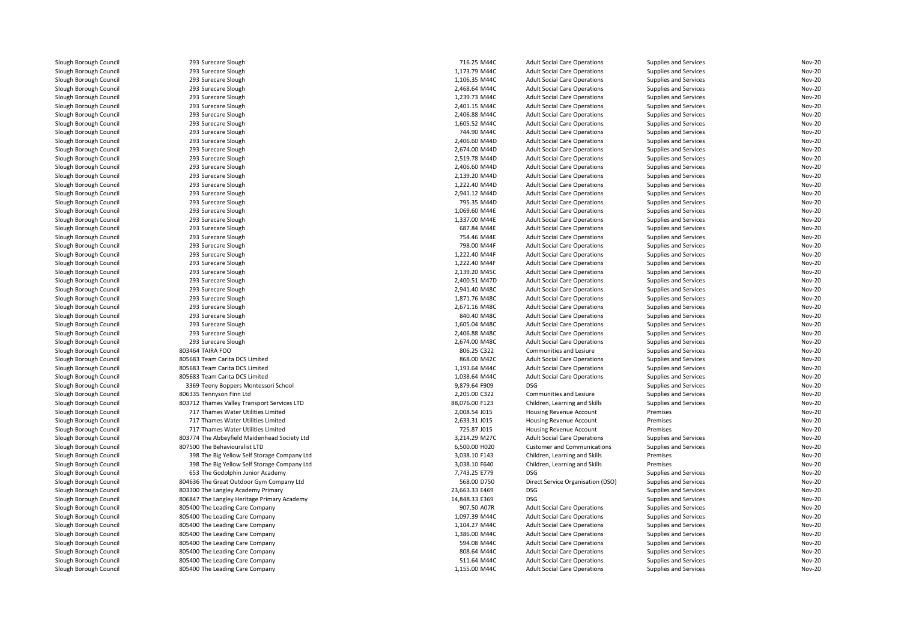| | | | | | | |
|---|---|---|---|---|---|---|
| Slough Borough Council | 293 Surecare Slough | 716.25 M44C | Adult Social Care Operations | Supplies and Services | Nov-20 |
| Slough Borough Council | 293 Surecare Slough | 1,173.79 M44C | Adult Social Care Operations | Supplies and Services | Nov-20 |
| Slough Borough Council | 293 Surecare Slough | 1,106.35 M44C | Adult Social Care Operations | Supplies and Services | Nov-20 |
| Slough Borough Council | 293 Surecare Slough | 2,468.64 M44C | Adult Social Care Operations | Supplies and Services | Nov-20 |
| Slough Borough Council | 293 Surecare Slough | 1,239.73 M44C | Adult Social Care Operations | Supplies and Services | Nov-20 |
| Slough Borough Council | 293 Surecare Slough | 2,401.15 M44C | Adult Social Care Operations | Supplies and Services | Nov-20 |
| Slough Borough Council | 293 Surecare Slough | 2,406.88 M44C | Adult Social Care Operations | Supplies and Services | Nov-20 |
| Slough Borough Council | 293 Surecare Slough | 1,605.52 M44C | Adult Social Care Operations | Supplies and Services | Nov-20 |
| Slough Borough Council | 293 Surecare Slough | 744.90 M44C | Adult Social Care Operations | Supplies and Services | Nov-20 |
| Slough Borough Council | 293 Surecare Slough | 2,406.60 M44D | Adult Social Care Operations | Supplies and Services | Nov-20 |
| Slough Borough Council | 293 Surecare Slough | 2,674.00 M44D | Adult Social Care Operations | Supplies and Services | Nov-20 |
| Slough Borough Council | 293 Surecare Slough | 2,519.78 M44D | Adult Social Care Operations | Supplies and Services | Nov-20 |
| Slough Borough Council | 293 Surecare Slough | 2,406.60 M44D | Adult Social Care Operations | Supplies and Services | Nov-20 |
| Slough Borough Council | 293 Surecare Slough | 2,139.20 M44D | Adult Social Care Operations | Supplies and Services | Nov-20 |
| Slough Borough Council | 293 Surecare Slough | 1,222.40 M44D | Adult Social Care Operations | Supplies and Services | Nov-20 |
| Slough Borough Council | 293 Surecare Slough | 2,941.12 M44D | Adult Social Care Operations | Supplies and Services | Nov-20 |
| Slough Borough Council | 293 Surecare Slough | 795.35 M44D | Adult Social Care Operations | Supplies and Services | Nov-20 |
| Slough Borough Council | 293 Surecare Slough | 1,069.60 M44E | Adult Social Care Operations | Supplies and Services | Nov-20 |
| Slough Borough Council | 293 Surecare Slough | 1,337.00 M44E | Adult Social Care Operations | Supplies and Services | Nov-20 |
| Slough Borough Council | 293 Surecare Slough | 687.84 M44E | Adult Social Care Operations | Supplies and Services | Nov-20 |
| Slough Borough Council | 293 Surecare Slough | 754.46 M44E | Adult Social Care Operations | Supplies and Services | Nov-20 |
| Slough Borough Council | 293 Surecare Slough | 798.00 M44F | Adult Social Care Operations | Supplies and Services | Nov-20 |
| Slough Borough Council | 293 Surecare Slough | 1,222.40 M44F | Adult Social Care Operations | Supplies and Services | Nov-20 |
| Slough Borough Council | 293 Surecare Slough | 1,222.40 M44F | Adult Social Care Operations | Supplies and Services | Nov-20 |
| Slough Borough Council | 293 Surecare Slough | 2,139.20 M45C | Adult Social Care Operations | Supplies and Services | Nov-20 |
| Slough Borough Council | 293 Surecare Slough | 2,400.51 M47D | Adult Social Care Operations | Supplies and Services | Nov-20 |
| Slough Borough Council | 293 Surecare Slough | 2,941.40 M48C | Adult Social Care Operations | Supplies and Services | Nov-20 |
| Slough Borough Council | 293 Surecare Slough | 1,871.76 M48C | Adult Social Care Operations | Supplies and Services | Nov-20 |
| Slough Borough Council | 293 Surecare Slough | 2,671.16 M48C | Adult Social Care Operations | Supplies and Services | Nov-20 |
| Slough Borough Council | 293 Surecare Slough | 840.40 M48C | Adult Social Care Operations | Supplies and Services | Nov-20 |
| Slough Borough Council | 293 Surecare Slough | 1,605.04 M48C | Adult Social Care Operations | Supplies and Services | Nov-20 |
| Slough Borough Council | 293 Surecare Slough | 2,406.88 M48C | Adult Social Care Operations | Supplies and Services | Nov-20 |
| Slough Borough Council | 293 Surecare Slough | 2,674.00 M48C | Adult Social Care Operations | Supplies and Services | Nov-20 |
| Slough Borough Council | 803464 TAIRA FOO | 806.25 C322 | Communities and Lesiure | Supplies and Services | Nov-20 |
| Slough Borough Council | 805683 Team Carita DCS Limited | 868.00 M42C | Adult Social Care Operations | Supplies and Services | Nov-20 |
| Slough Borough Council | 805683 Team Carita DCS Limited | 1,193.64 M44C | Adult Social Care Operations | Supplies and Services | Nov-20 |
| Slough Borough Council | 805683 Team Carita DCS Limited | 1,038.64 M44C | Adult Social Care Operations | Supplies and Services | Nov-20 |
| Slough Borough Council | 3369 Teeny Boppers Montessori School | 9,879.64 F909 | DSG | Supplies and Services | Nov-20 |
| Slough Borough Council | 806335 Tennyson Finn Ltd | 2,205.00 C322 | Communities and Lesiure | Supplies and Services | Nov-20 |
| Slough Borough Council | 803712 Thames Valley Transport Services LTD | 88,076.00 F123 | Children, Learning and Skills | Supplies and Services | Nov-20 |
| Slough Borough Council | 717 Thames Water Utilities Limited | 2,008.54 J015 | Housing Revenue Account | Premises | Nov-20 |
| Slough Borough Council | 717 Thames Water Utilities Limited | 2,633.31 J015 | Housing Revenue Account | Premises | Nov-20 |
| Slough Borough Council | 717 Thames Water Utilities Limited | 725.87 J015 | Housing Revenue Account | Premises | Nov-20 |
| Slough Borough Council | 803774 The Abbeyfield Maidenhead Society Ltd | 3,214.29 M27C | Adult Social Care Operations | Supplies and Services | Nov-20 |
| Slough Borough Council | 807500 The Behaviouralist LTD | 6,500.00 H020 | Customer and Communications | Supplies and Services | Nov-20 |
| Slough Borough Council | 398 The Big Yellow Self Storage Company Ltd | 3,038.10 F143 | Children, Learning and Skills | Premises | Nov-20 |
| Slough Borough Council | 398 The Big Yellow Self Storage Company Ltd | 3,038.10 F640 | Children, Learning and Skills | Premises | Nov-20 |
| Slough Borough Council | 653 The Godolphin Junior Academy | 7,743.25 E779 | DSG | Supplies and Services | Nov-20 |
| Slough Borough Council | 804636 The Great Outdoor Gym Company Ltd | 568.00 D750 | Direct Service Organisation (DSO) | Supplies and Services | Nov-20 |
| Slough Borough Council | 803300 The Langley Academy Primary | 23,663.33 E469 | DSG | Supplies and Services | Nov-20 |
| Slough Borough Council | 806847 The Langley Heritage Primary Academy | 14,848.33 E369 | DSG | Supplies and Services | Nov-20 |
| Slough Borough Council | 805400 The Leading Care Company | 907.50 A07R | Adult Social Care Operations | Supplies and Services | Nov-20 |
| Slough Borough Council | 805400 The Leading Care Company | 1,097.39 M44C | Adult Social Care Operations | Supplies and Services | Nov-20 |
| Slough Borough Council | 805400 The Leading Care Company | 1,104.27 M44C | Adult Social Care Operations | Supplies and Services | Nov-20 |
| Slough Borough Council | 805400 The Leading Care Company | 1,386.00 M44C | Adult Social Care Operations | Supplies and Services | Nov-20 |
| Slough Borough Council | 805400 The Leading Care Company | 594.08 M44C | Adult Social Care Operations | Supplies and Services | Nov-20 |
| Slough Borough Council | 805400 The Leading Care Company | 808.64 M44C | Adult Social Care Operations | Supplies and Services | Nov-20 |
| Slough Borough Council | 805400 The Leading Care Company | 511.64 M44C | Adult Social Care Operations | Supplies and Services | Nov-20 |
| Slough Borough Council | 805400 The Leading Care Company | 1,155.00 M44C | Adult Social Care Operations | Supplies and Services | Nov-20 |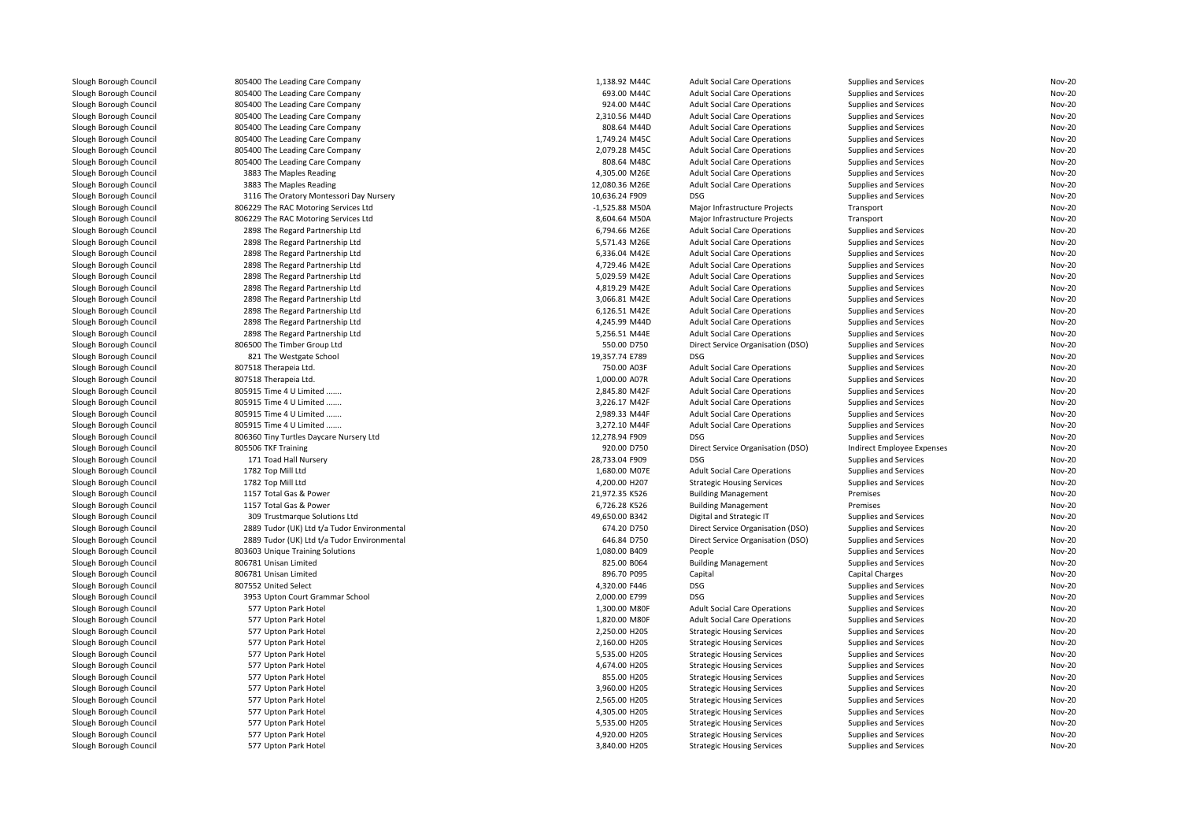| | | | | | | |
|---|---|---|---|---|---|---|
| Slough Borough Council | 805400 The Leading Care Company | 1,138.92 M44C | Adult Social Care Operations | Supplies and Services | Nov-20 |
| Slough Borough Council | 805400 The Leading Care Company | 693.00 M44C | Adult Social Care Operations | Supplies and Services | Nov-20 |
| Slough Borough Council | 805400 The Leading Care Company | 924.00 M44C | Adult Social Care Operations | Supplies and Services | Nov-20 |
| Slough Borough Council | 805400 The Leading Care Company | 2,310.56 M44D | Adult Social Care Operations | Supplies and Services | Nov-20 |
| Slough Borough Council | 805400 The Leading Care Company | 808.64 M44D | Adult Social Care Operations | Supplies and Services | Nov-20 |
| Slough Borough Council | 805400 The Leading Care Company | 1,749.24 M45C | Adult Social Care Operations | Supplies and Services | Nov-20 |
| Slough Borough Council | 805400 The Leading Care Company | 2,079.28 M45C | Adult Social Care Operations | Supplies and Services | Nov-20 |
| Slough Borough Council | 805400 The Leading Care Company | 808.64 M48C | Adult Social Care Operations | Supplies and Services | Nov-20 |
| Slough Borough Council | 3883 The Maples Reading | 4,305.00 M26E | Adult Social Care Operations | Supplies and Services | Nov-20 |
| Slough Borough Council | 3883 The Maples Reading | 12,080.36 M26E | Adult Social Care Operations | Supplies and Services | Nov-20 |
| Slough Borough Council | 3116 The Oratory Montessori Day Nursery | 10,636.24 F909 | DSG | Supplies and Services | Nov-20 |
| Slough Borough Council | 806229 The RAC Motoring Services Ltd | -1,525.88 M50A | Major Infrastructure Projects | Transport | Nov-20 |
| Slough Borough Council | 806229 The RAC Motoring Services Ltd | 8,604.64 M50A | Major Infrastructure Projects | Transport | Nov-20 |
| Slough Borough Council | 2898 The Regard Partnership Ltd | 6,794.66 M26E | Adult Social Care Operations | Supplies and Services | Nov-20 |
| Slough Borough Council | 2898 The Regard Partnership Ltd | 5,571.43 M26E | Adult Social Care Operations | Supplies and Services | Nov-20 |
| Slough Borough Council | 2898 The Regard Partnership Ltd | 6,336.04 M42E | Adult Social Care Operations | Supplies and Services | Nov-20 |
| Slough Borough Council | 2898 The Regard Partnership Ltd | 4,729.46 M42E | Adult Social Care Operations | Supplies and Services | Nov-20 |
| Slough Borough Council | 2898 The Regard Partnership Ltd | 5,029.59 M42E | Adult Social Care Operations | Supplies and Services | Nov-20 |
| Slough Borough Council | 2898 The Regard Partnership Ltd | 4,819.29 M42E | Adult Social Care Operations | Supplies and Services | Nov-20 |
| Slough Borough Council | 2898 The Regard Partnership Ltd | 3,066.81 M42E | Adult Social Care Operations | Supplies and Services | Nov-20 |
| Slough Borough Council | 2898 The Regard Partnership Ltd | 6,126.51 M42E | Adult Social Care Operations | Supplies and Services | Nov-20 |
| Slough Borough Council | 2898 The Regard Partnership Ltd | 4,245.99 M44D | Adult Social Care Operations | Supplies and Services | Nov-20 |
| Slough Borough Council | 2898 The Regard Partnership Ltd | 5,256.51 M44E | Adult Social Care Operations | Supplies and Services | Nov-20 |
| Slough Borough Council | 806500 The Timber Group Ltd | 550.00 D750 | Direct Service Organisation (DSO) | Supplies and Services | Nov-20 |
| Slough Borough Council | 821 The Westgate School | 19,357.74 E789 | DSG | Supplies and Services | Nov-20 |
| Slough Borough Council | 807518 Therapeia Ltd. | 750.00 A03F | Adult Social Care Operations | Supplies and Services | Nov-20 |
| Slough Borough Council | 807518 Therapeia Ltd. | 1,000.00 A07R | Adult Social Care Operations | Supplies and Services | Nov-20 |
| Slough Borough Council | 805915 Time 4 U Limited ....... | 2,845.80 M42F | Adult Social Care Operations | Supplies and Services | Nov-20 |
| Slough Borough Council | 805915 Time 4 U Limited ....... | 3,226.17 M42F | Adult Social Care Operations | Supplies and Services | Nov-20 |
| Slough Borough Council | 805915 Time 4 U Limited ....... | 2,989.33 M44F | Adult Social Care Operations | Supplies and Services | Nov-20 |
| Slough Borough Council | 805915 Time 4 U Limited ....... | 3,272.10 M44F | Adult Social Care Operations | Supplies and Services | Nov-20 |
| Slough Borough Council | 806360 Tiny Turtles Daycare Nursery Ltd | 12,278.94 F909 | DSG | Supplies and Services | Nov-20 |
| Slough Borough Council | 805506 TKF Training | 920.00 D750 | Direct Service Organisation (DSO) | Indirect Employee Expenses | Nov-20 |
| Slough Borough Council | 171 Toad Hall Nursery | 28,733.04 F909 | DSG | Supplies and Services | Nov-20 |
| Slough Borough Council | 1782 Top Mill Ltd | 1,680.00 M07E | Adult Social Care Operations | Supplies and Services | Nov-20 |
| Slough Borough Council | 1782 Top Mill Ltd | 4,200.00 H207 | Strategic Housing Services | Supplies and Services | Nov-20 |
| Slough Borough Council | 1157 Total Gas & Power | 21,972.35 K526 | Building Management | Premises | Nov-20 |
| Slough Borough Council | 1157 Total Gas & Power | 6,726.28 K526 | Building Management | Premises | Nov-20 |
| Slough Borough Council | 309 Trustmarque Solutions Ltd | 49,650.00 B342 | Digital and Strategic IT | Supplies and Services | Nov-20 |
| Slough Borough Council | 2889 Tudor (UK) Ltd t/a Tudor Environmental | 674.20 D750 | Direct Service Organisation (DSO) | Supplies and Services | Nov-20 |
| Slough Borough Council | 2889 Tudor (UK) Ltd t/a Tudor Environmental | 646.84 D750 | Direct Service Organisation (DSO) | Supplies and Services | Nov-20 |
| Slough Borough Council | 803603 Unique Training Solutions | 1,080.00 B409 | People | Supplies and Services | Nov-20 |
| Slough Borough Council | 806781 Unisan Limited | 825.00 B064 | Building Management | Supplies and Services | Nov-20 |
| Slough Borough Council | 806781 Unisan Limited | 896.70 P095 | Capital | Capital Charges | Nov-20 |
| Slough Borough Council | 807552 United Select | 4,320.00 F446 | DSG | Supplies and Services | Nov-20 |
| Slough Borough Council | 3953 Upton Court Grammar School | 2,000.00 E799 | DSG | Supplies and Services | Nov-20 |
| Slough Borough Council | 577 Upton Park Hotel | 1,300.00 M80F | Adult Social Care Operations | Supplies and Services | Nov-20 |
| Slough Borough Council | 577 Upton Park Hotel | 1,820.00 M80F | Adult Social Care Operations | Supplies and Services | Nov-20 |
| Slough Borough Council | 577 Upton Park Hotel | 2,250.00 H205 | Strategic Housing Services | Supplies and Services | Nov-20 |
| Slough Borough Council | 577 Upton Park Hotel | 2,160.00 H205 | Strategic Housing Services | Supplies and Services | Nov-20 |
| Slough Borough Council | 577 Upton Park Hotel | 5,535.00 H205 | Strategic Housing Services | Supplies and Services | Nov-20 |
| Slough Borough Council | 577 Upton Park Hotel | 4,674.00 H205 | Strategic Housing Services | Supplies and Services | Nov-20 |
| Slough Borough Council | 577 Upton Park Hotel | 855.00 H205 | Strategic Housing Services | Supplies and Services | Nov-20 |
| Slough Borough Council | 577 Upton Park Hotel | 3,960.00 H205 | Strategic Housing Services | Supplies and Services | Nov-20 |
| Slough Borough Council | 577 Upton Park Hotel | 2,565.00 H205 | Strategic Housing Services | Supplies and Services | Nov-20 |
| Slough Borough Council | 577 Upton Park Hotel | 4,305.00 H205 | Strategic Housing Services | Supplies and Services | Nov-20 |
| Slough Borough Council | 577 Upton Park Hotel | 5,535.00 H205 | Strategic Housing Services | Supplies and Services | Nov-20 |
| Slough Borough Council | 577 Upton Park Hotel | 4,920.00 H205 | Strategic Housing Services | Supplies and Services | Nov-20 |
| Slough Borough Council | 577 Upton Park Hotel | 3,840.00 H205 | Strategic Housing Services | Supplies and Services | Nov-20 |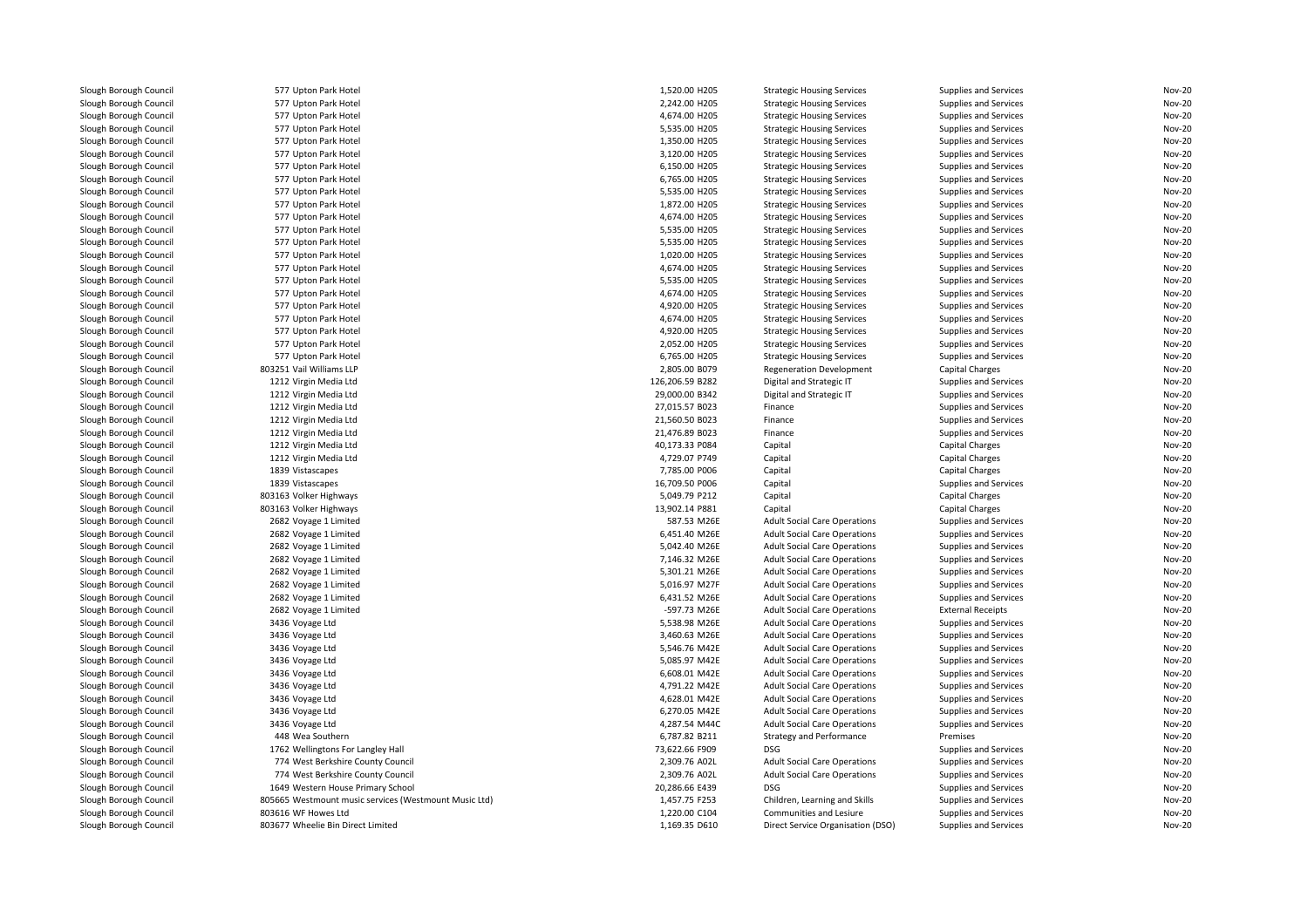| | | | | | | |
|---|---|---|---|---|---|---|
| Slough Borough Council | 577 Upton Park Hotel | 1,520.00 H205 | Strategic Housing Services | Supplies and Services | Nov-20 |
| Slough Borough Council | 577 Upton Park Hotel | 2,242.00 H205 | Strategic Housing Services | Supplies and Services | Nov-20 |
| Slough Borough Council | 577 Upton Park Hotel | 4,674.00 H205 | Strategic Housing Services | Supplies and Services | Nov-20 |
| Slough Borough Council | 577 Upton Park Hotel | 5,535.00 H205 | Strategic Housing Services | Supplies and Services | Nov-20 |
| Slough Borough Council | 577 Upton Park Hotel | 1,350.00 H205 | Strategic Housing Services | Supplies and Services | Nov-20 |
| Slough Borough Council | 577 Upton Park Hotel | 3,120.00 H205 | Strategic Housing Services | Supplies and Services | Nov-20 |
| Slough Borough Council | 577 Upton Park Hotel | 6,150.00 H205 | Strategic Housing Services | Supplies and Services | Nov-20 |
| Slough Borough Council | 577 Upton Park Hotel | 6,765.00 H205 | Strategic Housing Services | Supplies and Services | Nov-20 |
| Slough Borough Council | 577 Upton Park Hotel | 5,535.00 H205 | Strategic Housing Services | Supplies and Services | Nov-20 |
| Slough Borough Council | 577 Upton Park Hotel | 1,872.00 H205 | Strategic Housing Services | Supplies and Services | Nov-20 |
| Slough Borough Council | 577 Upton Park Hotel | 4,674.00 H205 | Strategic Housing Services | Supplies and Services | Nov-20 |
| Slough Borough Council | 577 Upton Park Hotel | 5,535.00 H205 | Strategic Housing Services | Supplies and Services | Nov-20 |
| Slough Borough Council | 577 Upton Park Hotel | 5,535.00 H205 | Strategic Housing Services | Supplies and Services | Nov-20 |
| Slough Borough Council | 577 Upton Park Hotel | 1,020.00 H205 | Strategic Housing Services | Supplies and Services | Nov-20 |
| Slough Borough Council | 577 Upton Park Hotel | 4,674.00 H205 | Strategic Housing Services | Supplies and Services | Nov-20 |
| Slough Borough Council | 577 Upton Park Hotel | 5,535.00 H205 | Strategic Housing Services | Supplies and Services | Nov-20 |
| Slough Borough Council | 577 Upton Park Hotel | 4,674.00 H205 | Strategic Housing Services | Supplies and Services | Nov-20 |
| Slough Borough Council | 577 Upton Park Hotel | 4,920.00 H205 | Strategic Housing Services | Supplies and Services | Nov-20 |
| Slough Borough Council | 577 Upton Park Hotel | 4,674.00 H205 | Strategic Housing Services | Supplies and Services | Nov-20 |
| Slough Borough Council | 577 Upton Park Hotel | 4,920.00 H205 | Strategic Housing Services | Supplies and Services | Nov-20 |
| Slough Borough Council | 577 Upton Park Hotel | 2,052.00 H205 | Strategic Housing Services | Supplies and Services | Nov-20 |
| Slough Borough Council | 577 Upton Park Hotel | 6,765.00 H205 | Strategic Housing Services | Supplies and Services | Nov-20 |
| Slough Borough Council | 803251 Vail Williams LLP | 2,805.00 B079 | Regeneration Development | Capital Charges | Nov-20 |
| Slough Borough Council | 1212 Virgin Media Ltd | 126,206.59 B282 | Digital and Strategic IT | Supplies and Services | Nov-20 |
| Slough Borough Council | 1212 Virgin Media Ltd | 29,000.00 B342 | Digital and Strategic IT | Supplies and Services | Nov-20 |
| Slough Borough Council | 1212 Virgin Media Ltd | 27,015.57 B023 | Finance | Supplies and Services | Nov-20 |
| Slough Borough Council | 1212 Virgin Media Ltd | 21,560.50 B023 | Finance | Supplies and Services | Nov-20 |
| Slough Borough Council | 1212 Virgin Media Ltd | 21,476.89 B023 | Finance | Supplies and Services | Nov-20 |
| Slough Borough Council | 1212 Virgin Media Ltd | 40,173.33 P084 | Capital | Capital Charges | Nov-20 |
| Slough Borough Council | 1212 Virgin Media Ltd | 4,729.07 P749 | Capital | Capital Charges | Nov-20 |
| Slough Borough Council | 1839 Vistascapes | 7,785.00 P006 | Capital | Capital Charges | Nov-20 |
| Slough Borough Council | 1839 Vistascapes | 16,709.50 P006 | Capital | Supplies and Services | Nov-20 |
| Slough Borough Council | 803163 Volker Highways | 5,049.79 P212 | Capital | Capital Charges | Nov-20 |
| Slough Borough Council | 803163 Volker Highways | 13,902.14 P881 | Capital | Capital Charges | Nov-20 |
| Slough Borough Council | 2682 Voyage 1 Limited | 587.53 M26E | Adult Social Care Operations | Supplies and Services | Nov-20 |
| Slough Borough Council | 2682 Voyage 1 Limited | 6,451.40 M26E | Adult Social Care Operations | Supplies and Services | Nov-20 |
| Slough Borough Council | 2682 Voyage 1 Limited | 5,042.40 M26E | Adult Social Care Operations | Supplies and Services | Nov-20 |
| Slough Borough Council | 2682 Voyage 1 Limited | 7,146.32 M26E | Adult Social Care Operations | Supplies and Services | Nov-20 |
| Slough Borough Council | 2682 Voyage 1 Limited | 5,301.21 M26E | Adult Social Care Operations | Supplies and Services | Nov-20 |
| Slough Borough Council | 2682 Voyage 1 Limited | 5,016.97 M27F | Adult Social Care Operations | Supplies and Services | Nov-20 |
| Slough Borough Council | 2682 Voyage 1 Limited | 6,431.52 M26E | Adult Social Care Operations | Supplies and Services | Nov-20 |
| Slough Borough Council | 2682 Voyage 1 Limited | -597.73 M26E | Adult Social Care Operations | External Receipts | Nov-20 |
| Slough Borough Council | 3436 Voyage Ltd | 5,538.98 M26E | Adult Social Care Operations | Supplies and Services | Nov-20 |
| Slough Borough Council | 3436 Voyage Ltd | 3,460.63 M26E | Adult Social Care Operations | Supplies and Services | Nov-20 |
| Slough Borough Council | 3436 Voyage Ltd | 5,546.76 M42E | Adult Social Care Operations | Supplies and Services | Nov-20 |
| Slough Borough Council | 3436 Voyage Ltd | 5,085.97 M42E | Adult Social Care Operations | Supplies and Services | Nov-20 |
| Slough Borough Council | 3436 Voyage Ltd | 6,608.01 M42E | Adult Social Care Operations | Supplies and Services | Nov-20 |
| Slough Borough Council | 3436 Voyage Ltd | 4,791.22 M42E | Adult Social Care Operations | Supplies and Services | Nov-20 |
| Slough Borough Council | 3436 Voyage Ltd | 4,628.01 M42E | Adult Social Care Operations | Supplies and Services | Nov-20 |
| Slough Borough Council | 3436 Voyage Ltd | 6,270.05 M42E | Adult Social Care Operations | Supplies and Services | Nov-20 |
| Slough Borough Council | 3436 Voyage Ltd | 4,287.54 M44C | Adult Social Care Operations | Supplies and Services | Nov-20 |
| Slough Borough Council | 448 Wea Southern | 6,787.82 B211 | Strategy and Performance | Premises | Nov-20 |
| Slough Borough Council | 1762 Wellingtons For Langley Hall | 73,622.66 F909 | DSG | Supplies and Services | Nov-20 |
| Slough Borough Council | 774 West Berkshire County Council | 2,309.76 A02L | Adult Social Care Operations | Supplies and Services | Nov-20 |
| Slough Borough Council | 774 West Berkshire County Council | 2,309.76 A02L | Adult Social Care Operations | Supplies and Services | Nov-20 |
| Slough Borough Council | 1649 Western House Primary School | 20,286.66 E439 | DSG | Supplies and Services | Nov-20 |
| Slough Borough Council | 805665 Westmount music services (Westmount Music Ltd) | 1,457.75 F253 | Children, Learning and Skills | Supplies and Services | Nov-20 |
| Slough Borough Council | 803616 WF Howes Ltd | 1,220.00 C104 | Communities and Lesiure | Supplies and Services | Nov-20 |
| Slough Borough Council | 803677 Wheelie Bin Direct Limited | 1,169.35 D610 | Direct Service Organisation (DSO) | Supplies and Services | Nov-20 |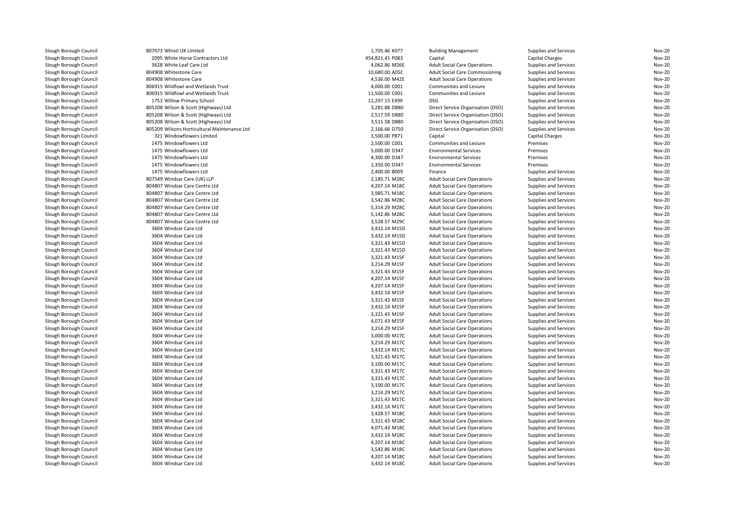| | | | | | | |
|---|---|---|---|---|---|---|
| Slough Borough Council | 807073 Whistl UK Limited | 1,705.46 | K077 | Building Management | Supplies and Services | Nov-20 |
| Slough Borough Council | 2095 White Horse Contractors Ltd | 454,821.41 | P083 | Capital | Capital Charges | Nov-20 |
| Slough Borough Council | 3628 White Leaf Care Ltd | 4,062.86 | M26E | Adult Social Care Operations | Supplies and Services | Nov-20 |
| Slough Borough Council | 804908 Whitestone Care | 10,680.00 | A05C | Adult Social Care Commissioning | Supplies and Services | Nov-20 |
| Slough Borough Council | 804908 Whitestone Care | 4,536.00 | M42E | Adult Social Care Operations | Supplies and Services | Nov-20 |
| Slough Borough Council | 806915 Wildfowl and Wetlands Trust | 4,000.00 | C001 | Communities and Lesiure | Supplies and Services | Nov-20 |
| Slough Borough Council | 806915 Wildfowl and Wetlands Trust | 11,500.00 | C001 | Communities and Lesiure | Supplies and Services | Nov-20 |
| Slough Borough Council | 1753 Willow Primary School | 11,297.15 | E499 | DSG | Supplies and Services | Nov-20 |
| Slough Borough Council | 805208 Wilson & Scott (Highways) Ltd | 3,281.88 | D880 | Direct Service Organisation (DSO) | Supplies and Services | Nov-20 |
| Slough Borough Council | 805208 Wilson & Scott (Highways) Ltd | 2,517.59 | D880 | Direct Service Organisation (DSO) | Supplies and Services | Nov-20 |
| Slough Borough Council | 805208 Wilson & Scott (Highways) Ltd | 3,511.58 | D880 | Direct Service Organisation (DSO) | Supplies and Services | Nov-20 |
| Slough Borough Council | 805209 Wilsons Horticultural Maintenance Ltd | 2,166.66 | D750 | Direct Service Organisation (DSO) | Supplies and Services | Nov-20 |
| Slough Borough Council | 321 Windowflowers Limited | 3,500.00 | P871 | Capital | Capital Charges | Nov-20 |
| Slough Borough Council | 1475 Windowflowers Ltd | 2,500.00 | C001 | Communities and Lesiure | Premises | Nov-20 |
| Slough Borough Council | 1475 Windowflowers Ltd | 5,000.00 | D347 | Environmental Services | Premises | Nov-20 |
| Slough Borough Council | 1475 Windowflowers Ltd | 4,300.00 | D347 | Environmental Services | Premises | Nov-20 |
| Slough Borough Council | 1475 Windowflowers Ltd | 1,350.00 | D347 | Environmental Services | Premises | Nov-20 |
| Slough Borough Council | 1475 Windowflowers Ltd | 2,400.00 | B009 | Finance | Supplies and Services | Nov-20 |
| Slough Borough Council | 807549 Windsar Care (UK) LLP | 2,185.71 | M28C | Adult Social Care Operations | Supplies and Services | Nov-20 |
| Slough Borough Council | 804807 Windsar Care Centre Ltd | 4,207.14 | M18C | Adult Social Care Operations | Supplies and Services | Nov-20 |
| Slough Borough Council | 804807 Windsar Care Centre Ltd | 3,985.71 | M18C | Adult Social Care Operations | Supplies and Services | Nov-20 |
| Slough Borough Council | 804807 Windsar Care Centre Ltd | 3,542.86 | M28C | Adult Social Care Operations | Supplies and Services | Nov-20 |
| Slough Borough Council | 804807 Windsar Care Centre Ltd | 5,314.29 | M28C | Adult Social Care Operations | Supplies and Services | Nov-20 |
| Slough Borough Council | 804807 Windsar Care Centre Ltd | 5,142.86 | M28C | Adult Social Care Operations | Supplies and Services | Nov-20 |
| Slough Borough Council | 804807 Windsar Care Centre Ltd | 3,528.57 | M29C | Adult Social Care Operations | Supplies and Services | Nov-20 |
| Slough Borough Council | 3604 Windsar Care Ltd | 3,432.14 | M15D | Adult Social Care Operations | Supplies and Services | Nov-20 |
| Slough Borough Council | 3604 Windsar Care Ltd | 3,432.14 | M15D | Adult Social Care Operations | Supplies and Services | Nov-20 |
| Slough Borough Council | 3604 Windsar Care Ltd | 3,321.43 | M15D | Adult Social Care Operations | Supplies and Services | Nov-20 |
| Slough Borough Council | 3604 Windsar Care Ltd | 3,321.43 | M15D | Adult Social Care Operations | Supplies and Services | Nov-20 |
| Slough Borough Council | 3604 Windsar Care Ltd | 3,321.43 | M15F | Adult Social Care Operations | Supplies and Services | Nov-20 |
| Slough Borough Council | 3604 Windsar Care Ltd | 3,214.29 | M15F | Adult Social Care Operations | Supplies and Services | Nov-20 |
| Slough Borough Council | 3604 Windsar Care Ltd | 3,321.43 | M15F | Adult Social Care Operations | Supplies and Services | Nov-20 |
| Slough Borough Council | 3604 Windsar Care Ltd | 4,207.14 | M15F | Adult Social Care Operations | Supplies and Services | Nov-20 |
| Slough Borough Council | 3604 Windsar Care Ltd | 4,207.14 | M15F | Adult Social Care Operations | Supplies and Services | Nov-20 |
| Slough Borough Council | 3604 Windsar Care Ltd | 3,432.14 | M15F | Adult Social Care Operations | Supplies and Services | Nov-20 |
| Slough Borough Council | 3604 Windsar Care Ltd | 3,321.43 | M15F | Adult Social Care Operations | Supplies and Services | Nov-20 |
| Slough Borough Council | 3604 Windsar Care Ltd | 3,432.14 | M15F | Adult Social Care Operations | Supplies and Services | Nov-20 |
| Slough Borough Council | 3604 Windsar Care Ltd | 3,321.43 | M15F | Adult Social Care Operations | Supplies and Services | Nov-20 |
| Slough Borough Council | 3604 Windsar Care Ltd | 4,071.43 | M15F | Adult Social Care Operations | Supplies and Services | Nov-20 |
| Slough Borough Council | 3604 Windsar Care Ltd | 3,214.29 | M15F | Adult Social Care Operations | Supplies and Services | Nov-20 |
| Slough Borough Council | 3604 Windsar Care Ltd | 3,000.00 | M17C | Adult Social Care Operations | Supplies and Services | Nov-20 |
| Slough Borough Council | 3604 Windsar Care Ltd | 3,214.29 | M17C | Adult Social Care Operations | Supplies and Services | Nov-20 |
| Slough Borough Council | 3604 Windsar Care Ltd | 3,432.14 | M17C | Adult Social Care Operations | Supplies and Services | Nov-20 |
| Slough Borough Council | 3604 Windsar Care Ltd | 3,321.43 | M17C | Adult Social Care Operations | Supplies and Services | Nov-20 |
| Slough Borough Council | 3604 Windsar Care Ltd | 3,100.00 | M17C | Adult Social Care Operations | Supplies and Services | Nov-20 |
| Slough Borough Council | 3604 Windsar Care Ltd | 3,321.43 | M17C | Adult Social Care Operations | Supplies and Services | Nov-20 |
| Slough Borough Council | 3604 Windsar Care Ltd | 3,321.43 | M17C | Adult Social Care Operations | Supplies and Services | Nov-20 |
| Slough Borough Council | 3604 Windsar Care Ltd | 3,100.00 | M17C | Adult Social Care Operations | Supplies and Services | Nov-20 |
| Slough Borough Council | 3604 Windsar Care Ltd | 3,214.29 | M17C | Adult Social Care Operations | Supplies and Services | Nov-20 |
| Slough Borough Council | 3604 Windsar Care Ltd | 3,321.43 | M17C | Adult Social Care Operations | Supplies and Services | Nov-20 |
| Slough Borough Council | 3604 Windsar Care Ltd | 3,432.14 | M17C | Adult Social Care Operations | Supplies and Services | Nov-20 |
| Slough Borough Council | 3604 Windsar Care Ltd | 3,428.57 | M18C | Adult Social Care Operations | Supplies and Services | Nov-20 |
| Slough Borough Council | 3604 Windsar Care Ltd | 3,321.43 | M18C | Adult Social Care Operations | Supplies and Services | Nov-20 |
| Slough Borough Council | 3604 Windsar Care Ltd | 4,071.43 | M18C | Adult Social Care Operations | Supplies and Services | Nov-20 |
| Slough Borough Council | 3604 Windsar Care Ltd | 3,432.14 | M18C | Adult Social Care Operations | Supplies and Services | Nov-20 |
| Slough Borough Council | 3604 Windsar Care Ltd | 4,207.14 | M18C | Adult Social Care Operations | Supplies and Services | Nov-20 |
| Slough Borough Council | 3604 Windsar Care Ltd | 3,542.86 | M18C | Adult Social Care Operations | Supplies and Services | Nov-20 |
| Slough Borough Council | 3604 Windsar Care Ltd | 4,207.14 | M18C | Adult Social Care Operations | Supplies and Services | Nov-20 |
| Slough Borough Council | 3604 Windsar Care Ltd | 3,432.14 | M18C | Adult Social Care Operations | Supplies and Services | Nov-20 |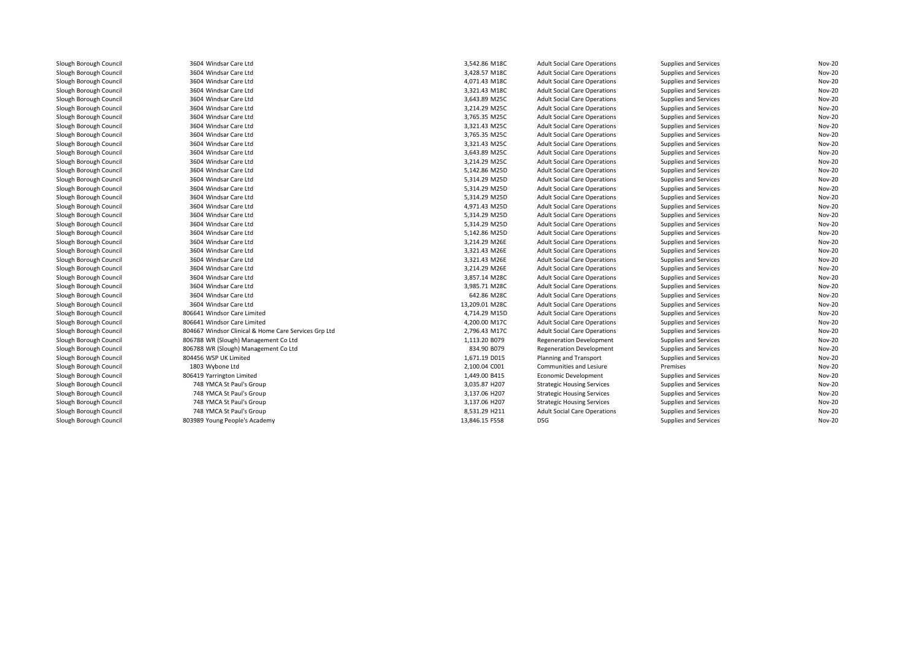| | | | | | | |
|---|---|---|---|---|---|---|
| Slough Borough Council | 3604 Windsar Care Ltd | 3,542.86 M18C | Adult Social Care Operations | Supplies and Services | Nov-20 |
| Slough Borough Council | 3604 Windsar Care Ltd | 3,428.57 M18C | Adult Social Care Operations | Supplies and Services | Nov-20 |
| Slough Borough Council | 3604 Windsar Care Ltd | 4,071.43 M18C | Adult Social Care Operations | Supplies and Services | Nov-20 |
| Slough Borough Council | 3604 Windsar Care Ltd | 3,321.43 M18C | Adult Social Care Operations | Supplies and Services | Nov-20 |
| Slough Borough Council | 3604 Windsar Care Ltd | 3,643.89 M25C | Adult Social Care Operations | Supplies and Services | Nov-20 |
| Slough Borough Council | 3604 Windsar Care Ltd | 3,214.29 M25C | Adult Social Care Operations | Supplies and Services | Nov-20 |
| Slough Borough Council | 3604 Windsar Care Ltd | 3,765.35 M25C | Adult Social Care Operations | Supplies and Services | Nov-20 |
| Slough Borough Council | 3604 Windsar Care Ltd | 3,321.43 M25C | Adult Social Care Operations | Supplies and Services | Nov-20 |
| Slough Borough Council | 3604 Windsar Care Ltd | 3,765.35 M25C | Adult Social Care Operations | Supplies and Services | Nov-20 |
| Slough Borough Council | 3604 Windsar Care Ltd | 3,321.43 M25C | Adult Social Care Operations | Supplies and Services | Nov-20 |
| Slough Borough Council | 3604 Windsar Care Ltd | 3,643.89 M25C | Adult Social Care Operations | Supplies and Services | Nov-20 |
| Slough Borough Council | 3604 Windsar Care Ltd | 3,214.29 M25C | Adult Social Care Operations | Supplies and Services | Nov-20 |
| Slough Borough Council | 3604 Windsar Care Ltd | 5,142.86 M25D | Adult Social Care Operations | Supplies and Services | Nov-20 |
| Slough Borough Council | 3604 Windsar Care Ltd | 5,314.29 M25D | Adult Social Care Operations | Supplies and Services | Nov-20 |
| Slough Borough Council | 3604 Windsar Care Ltd | 5,314.29 M25D | Adult Social Care Operations | Supplies and Services | Nov-20 |
| Slough Borough Council | 3604 Windsar Care Ltd | 5,314.29 M25D | Adult Social Care Operations | Supplies and Services | Nov-20 |
| Slough Borough Council | 3604 Windsar Care Ltd | 4,971.43 M25D | Adult Social Care Operations | Supplies and Services | Nov-20 |
| Slough Borough Council | 3604 Windsar Care Ltd | 5,314.29 M25D | Adult Social Care Operations | Supplies and Services | Nov-20 |
| Slough Borough Council | 3604 Windsar Care Ltd | 5,314.29 M25D | Adult Social Care Operations | Supplies and Services | Nov-20 |
| Slough Borough Council | 3604 Windsar Care Ltd | 5,142.86 M25D | Adult Social Care Operations | Supplies and Services | Nov-20 |
| Slough Borough Council | 3604 Windsar Care Ltd | 3,214.29 M26E | Adult Social Care Operations | Supplies and Services | Nov-20 |
| Slough Borough Council | 3604 Windsar Care Ltd | 3,321.43 M26E | Adult Social Care Operations | Supplies and Services | Nov-20 |
| Slough Borough Council | 3604 Windsar Care Ltd | 3,321.43 M26E | Adult Social Care Operations | Supplies and Services | Nov-20 |
| Slough Borough Council | 3604 Windsar Care Ltd | 3,214.29 M26E | Adult Social Care Operations | Supplies and Services | Nov-20 |
| Slough Borough Council | 3604 Windsar Care Ltd | 3,857.14 M28C | Adult Social Care Operations | Supplies and Services | Nov-20 |
| Slough Borough Council | 3604 Windsar Care Ltd | 3,985.71 M28C | Adult Social Care Operations | Supplies and Services | Nov-20 |
| Slough Borough Council | 3604 Windsar Care Ltd | 642.86 M28C | Adult Social Care Operations | Supplies and Services | Nov-20 |
| Slough Borough Council | 3604 Windsar Care Ltd | 13,209.01 M28C | Adult Social Care Operations | Supplies and Services | Nov-20 |
| Slough Borough Council | 806641 Windsor Care Limited | 4,714.29 M15D | Adult Social Care Operations | Supplies and Services | Nov-20 |
| Slough Borough Council | 806641 Windsor Care Limited | 4,200.00 M17C | Adult Social Care Operations | Supplies and Services | Nov-20 |
| Slough Borough Council | 804667 Windsor Clinical & Home Care Services Grp Ltd | 2,796.43 M17C | Adult Social Care Operations | Supplies and Services | Nov-20 |
| Slough Borough Council | 806788 WR (Slough) Management Co Ltd | 1,113.20 B079 | Regeneration Development | Supplies and Services | Nov-20 |
| Slough Borough Council | 806788 WR (Slough) Management Co Ltd | 834.90 B079 | Regeneration Development | Supplies and Services | Nov-20 |
| Slough Borough Council | 804456 WSP UK Limited | 1,671.19 D015 | Planning and Transport | Supplies and Services | Nov-20 |
| Slough Borough Council | 1803 Wybone Ltd | 2,100.04 C001 | Communities and Lesiure | Premises | Nov-20 |
| Slough Borough Council | 806419 Yarrington Limited | 1,449.00 B415 | Economic Development | Supplies and Services | Nov-20 |
| Slough Borough Council | 748 YMCA St Paul's Group | 3,035.87 H207 | Strategic Housing Services | Supplies and Services | Nov-20 |
| Slough Borough Council | 748 YMCA St Paul's Group | 3,137.06 H207 | Strategic Housing Services | Supplies and Services | Nov-20 |
| Slough Borough Council | 748 YMCA St Paul's Group | 3,137.06 H207 | Strategic Housing Services | Supplies and Services | Nov-20 |
| Slough Borough Council | 748 YMCA St Paul's Group | 8,531.29 H211 | Adult Social Care Operations | Supplies and Services | Nov-20 |
| Slough Borough Council | 803989 Young People's Academy | 13,846.15 F558 | DSG | Supplies and Services | Nov-20 |